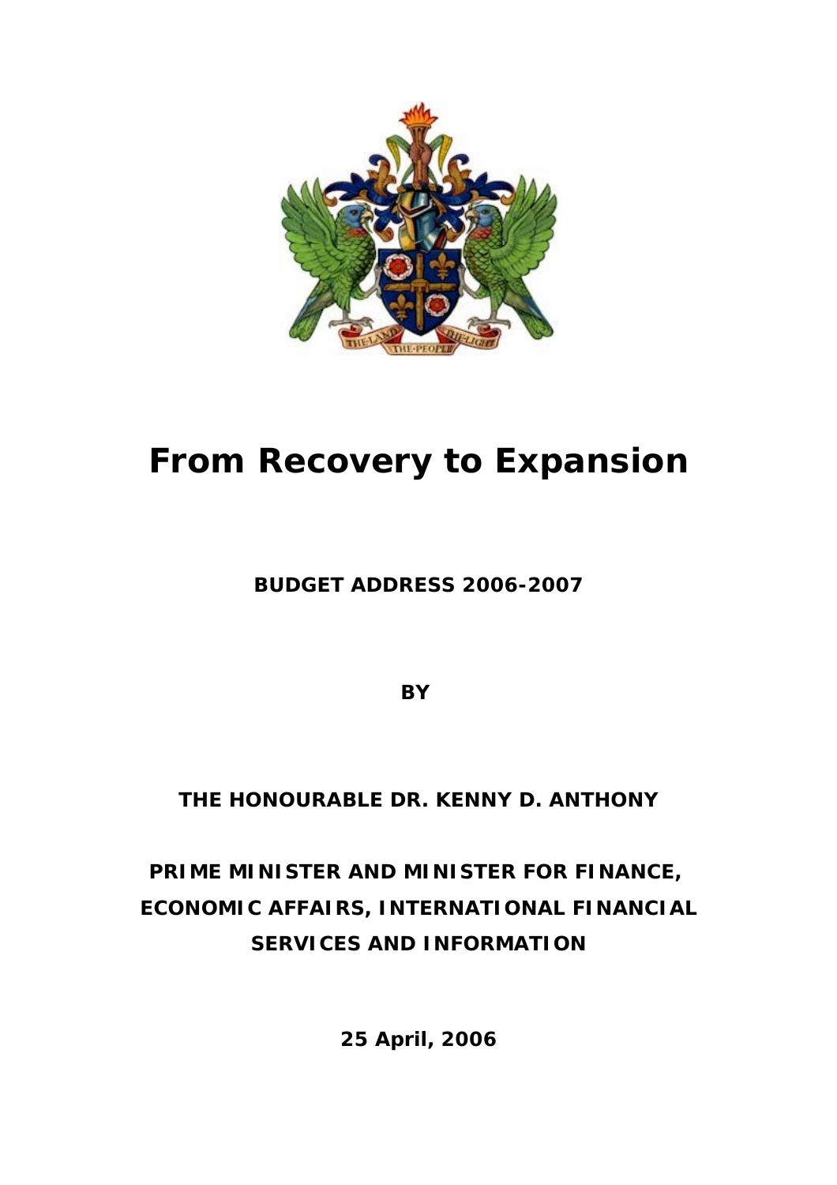# From Recovery to Expansion

**BUDGET ADDRESS 2006-2007**

**BY**

**THE HONOURABLE DR. KENNY D. ANTHONY**

**PRIME MINISTER AND MINISTER FOR FINANCE, ECONOMIC AFFAIRS, INTERNATIONAL FINANCIAL SERVICES AND INFORMATION**

**25 April, 2006**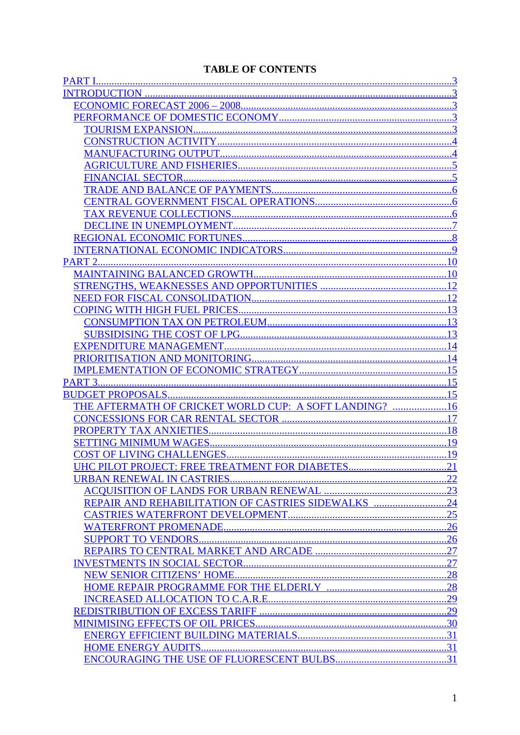**TABLE OF CONTENTS**

- PART I .......... 3
- INTRODUCTION .......... 3
  - ECONOMIC FORECAST 2006 – 2008 .......... 3
  - PERFORMANCE OF DOMESTIC ECONOMY .......... 3
    - TOURISM EXPANSION .......... 3
    - CONSTRUCTION ACTIVITY .......... 4
    - MANUFACTURING OUTPUT .......... 4
    - AGRICULTURE AND FISHERIES .......... 5
    - FINANCIAL SECTOR .......... 5
    - TRADE AND BALANCE OF PAYMENTS .......... 6
    - CENTRAL GOVERNMENT FISCAL OPERATIONS .......... 6
    - TAX REVENUE COLLECTIONS .......... 6
    - DECLINE IN UNEMPLOYMENT .......... 7
  - REGIONAL ECONOMIC FORTUNES .......... 8
  - INTERNATIONAL ECONOMIC INDICATORS .......... 9
- PART 2 .......... 10
  - MAINTAINING BALANCED GROWTH .......... 10
  - STRENGTHS, WEAKNESSES AND OPPORTUNITIES .......... 12
  - NEED FOR FISCAL CONSOLIDATION .......... 12
  - COPING WITH HIGH FUEL PRICES .......... 13
    - CONSUMPTION TAX ON PETROLEUM .......... 13
    - SUBSIDISING THE COST OF LPG .......... 13
  - EXPENDITURE MANAGEMENT .......... 14
  - PRIORITISATION AND MONITORING .......... 14
  - IMPLEMENTATION OF ECONOMIC STRATEGY .......... 15
- PART 3 .......... 15
- BUDGET PROPOSALS .......... 15
  - THE AFTERMATH OF CRICKET WORLD CUP: A SOFT LANDING? .......... 16
  - CONCESSIONS FOR CAR RENTAL SECTOR .......... 17
  - PROPERTY TAX ANXIETIES .......... 18
  - SETTING MINIMUM WAGES .......... 19
  - COST OF LIVING CHALLENGES .......... 19
  - UHC PILOT PROJECT: FREE TREATMENT FOR DIABETES .......... 21
  - URBAN RENEWAL IN CASTRIES .......... 22
    - ACQUISITION OF LANDS FOR URBAN RENEWAL .......... 23
    - REPAIR AND REHABILITATION OF CASTRIES SIDEWALKS .......... 24
    - CASTRIES WATERFRONT DEVELOPMENT .......... 25
    - WATERFRONT PROMENADE .......... 26
    - SUPPORT TO VENDORS .......... 26
    - REPAIRS TO CENTRAL MARKET AND ARCADE .......... 27
  - INVESTMENTS IN SOCIAL SECTOR .......... 27
    - NEW SENIOR CITIZENS' HOME .......... 28
    - HOME REPAIR PROGRAMME FOR THE ELDERLY .......... 28
    - INCREASED ALLOCATION TO C.A.R.E. .......... 29
  - REDISTRIBUTION OF EXCESS TARIFF .......... 29
  - MINIMISING EFFECTS OF OIL PRICES .......... 30
    - ENERGY EFFICIENT BUILDING MATERIALS .......... 31
    - HOME ENERGY AUDITS .......... 31
    - ENCOURAGING THE USE OF FLUORESCENT BULBS .......... 31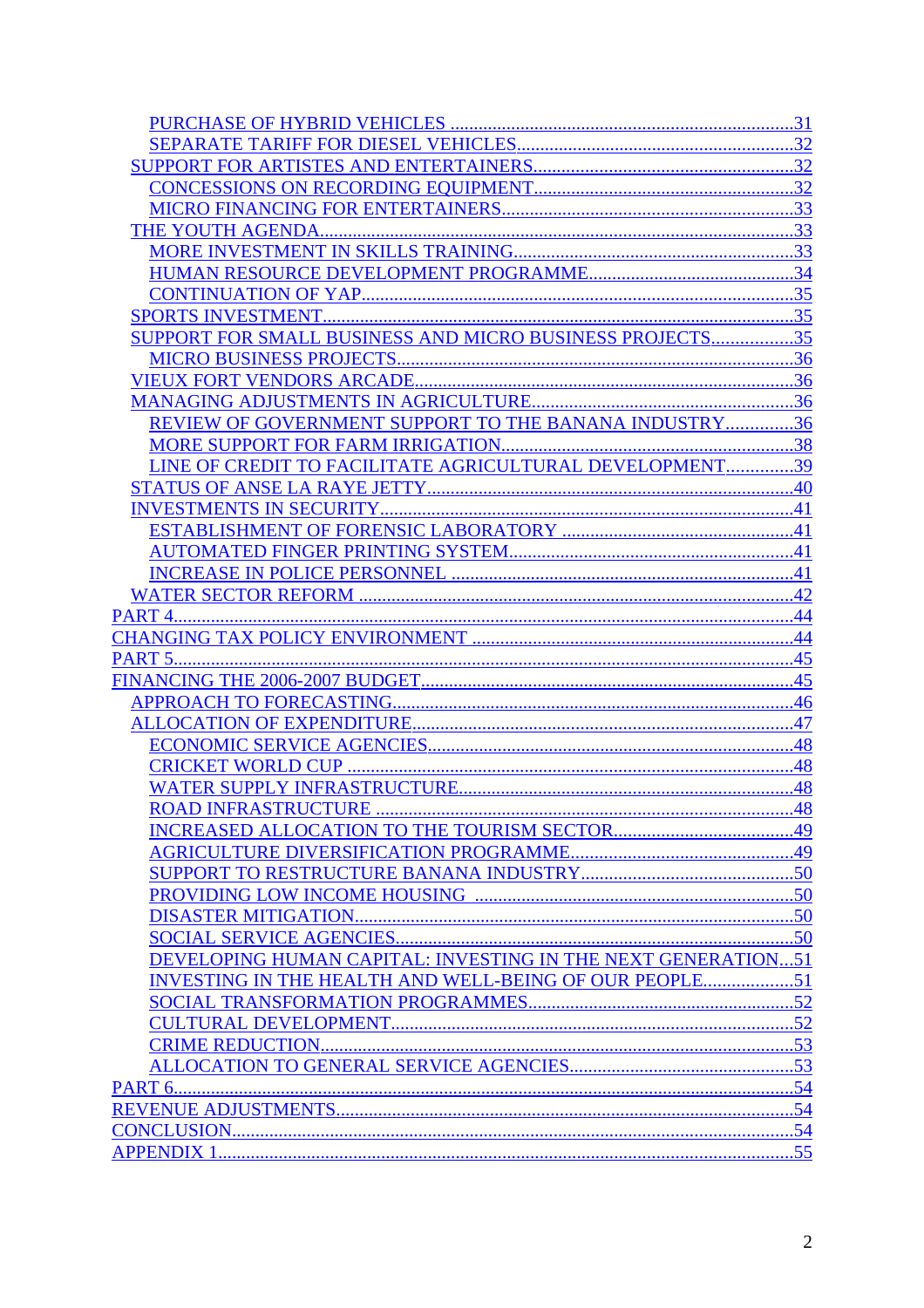- PURCHASE OF HYBRID VEHICLES ........................................................................31
- SEPARATE TARIFF FOR DIESEL VEHICLES..........................................................32
- SUPPORT FOR ARTISTES AND ENTERTAINERS......................................................32
  - CONCESSIONS ON RECORDING EQUIPMENT.......................................................32
  - MICRO FINANCING FOR ENTERTAINERS..............................................................33
- THE YOUTH AGENDA.....................................................................................................33
  - MORE INVESTMENT IN SKILLS TRAINING............................................................33
  - HUMAN RESOURCE DEVELOPMENT PROGRAMME............................................34
  - CONTINUATION OF YAP...........................................................................................35
- SPORTS INVESTMENT....................................................................................................35
- SUPPORT FOR SMALL BUSINESS AND MICRO BUSINESS PROJECTS.................35
  - MICRO BUSINESS PROJECTS....................................................................................36
- VIEUX FORT VENDORS ARCADE................................................................................36
- MANAGING ADJUSTMENTS IN AGRICULTURE........................................................36
  - REVIEW OF GOVERNMENT SUPPORT TO THE BANANA INDUSTRY..............36
  - MORE SUPPORT FOR FARM IRRIGATION..............................................................38
  - LINE OF CREDIT TO FACILITATE AGRICULTURAL DEVELOPMENT..............39
- STATUS OF ANSE LA RAYE JETTY..............................................................................40
- INVESTMENTS IN SECURITY........................................................................................41
  - ESTABLISHMENT OF FORENSIC LABORATORY .................................................41
  - AUTOMATED FINGER PRINTING SYSTEM.............................................................41
  - INCREASE IN POLICE PERSONNEL .........................................................................41
- WATER SECTOR REFORM .............................................................................................42

PART 4....................................................................................................................................44

CHANGING TAX POLICY ENVIRONMENT .....................................................................44

PART 5....................................................................................................................................45

FINANCING THE 2006-2007 BUDGET...............................................................................45

- APPROACH TO FORECASTING.....................................................................................46
- ALLOCATION OF EXPENDITURE.................................................................................47
  - ECONOMIC SERVICE AGENCIES..............................................................................48
  - CRICKET WORLD CUP ...............................................................................................48
  - WATER SUPPLY INFRASTRUCTURE.......................................................................48
  - ROAD INFRASTRUCTURE .........................................................................................48
  - INCREASED ALLOCATION TO THE TOURISM SECTOR......................................49
  - AGRICULTURE DIVERSIFICATION PROGRAMME...............................................49
  - SUPPORT TO RESTRUCTURE BANANA INDUSTRY.............................................50
  - PROVIDING LOW INCOME HOUSING ....................................................................50
  - DISASTER MITIGATION.............................................................................................50
  - SOCIAL SERVICE AGENCIES....................................................................................50
  - DEVELOPING HUMAN CAPITAL: INVESTING IN THE NEXT GENERATION...51
  - INVESTING IN THE HEALTH AND WELL-BEING OF OUR PEOPLE...................51
  - SOCIAL TRANSFORMATION PROGRAMMES.........................................................52
  - CULTURAL DEVELOPMENT......................................................................................52
  - CRIME REDUCTION.....................................................................................................53
  - ALLOCATION TO GENERAL SERVICE AGENCIES................................................53

PART 6....................................................................................................................................54

REVENUE ADJUSTMENTS.................................................................................................54

CONCLUSION........................................................................................................................54

APPENDIX 1...........................................................................................................................55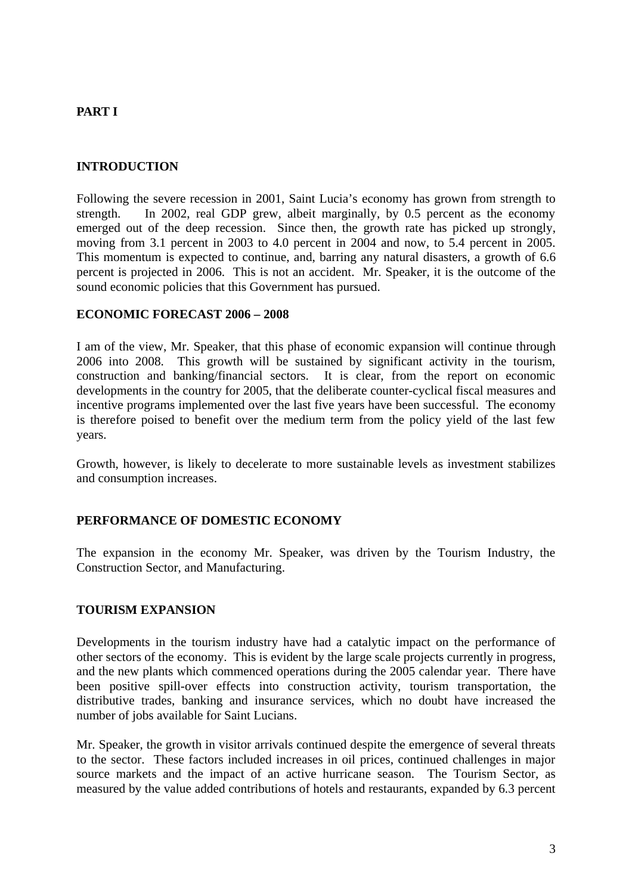## PART I

### INTRODUCTION

Following the severe recession in 2001, Saint Lucia's economy has grown from strength to strength. In 2002, real GDP grew, albeit marginally, by 0.5 percent as the economy emerged out of the deep recession. Since then, the growth rate has picked up strongly, moving from 3.1 percent in 2003 to 4.0 percent in 2004 and now, to 5.4 percent in 2005. This momentum is expected to continue, and, barring any natural disasters, a growth of 6.6 percent is projected in 2006. This is not an accident. Mr. Speaker, it is the outcome of the sound economic policies that this Government has pursued.

### ECONOMIC FORECAST 2006 – 2008

I am of the view, Mr. Speaker, that this phase of economic expansion will continue through 2006 into 2008. This growth will be sustained by significant activity in the tourism, construction and banking/financial sectors. It is clear, from the report on economic developments in the country for 2005, that the deliberate counter-cyclical fiscal measures and incentive programs implemented over the last five years have been successful. The economy is therefore poised to benefit over the medium term from the policy yield of the last few years.

Growth, however, is likely to decelerate to more sustainable levels as investment stabilizes and consumption increases.

### PERFORMANCE OF DOMESTIC ECONOMY

The expansion in the economy Mr. Speaker, was driven by the Tourism Industry, the Construction Sector, and Manufacturing.

### TOURISM EXPANSION

Developments in the tourism industry have had a catalytic impact on the performance of other sectors of the economy. This is evident by the large scale projects currently in progress, and the new plants which commenced operations during the 2005 calendar year. There have been positive spill-over effects into construction activity, tourism transportation, the distributive trades, banking and insurance services, which no doubt have increased the number of jobs available for Saint Lucians.

Mr. Speaker, the growth in visitor arrivals continued despite the emergence of several threats to the sector. These factors included increases in oil prices, continued challenges in major source markets and the impact of an active hurricane season. The Tourism Sector, as measured by the value added contributions of hotels and restaurants, expanded by 6.3 percent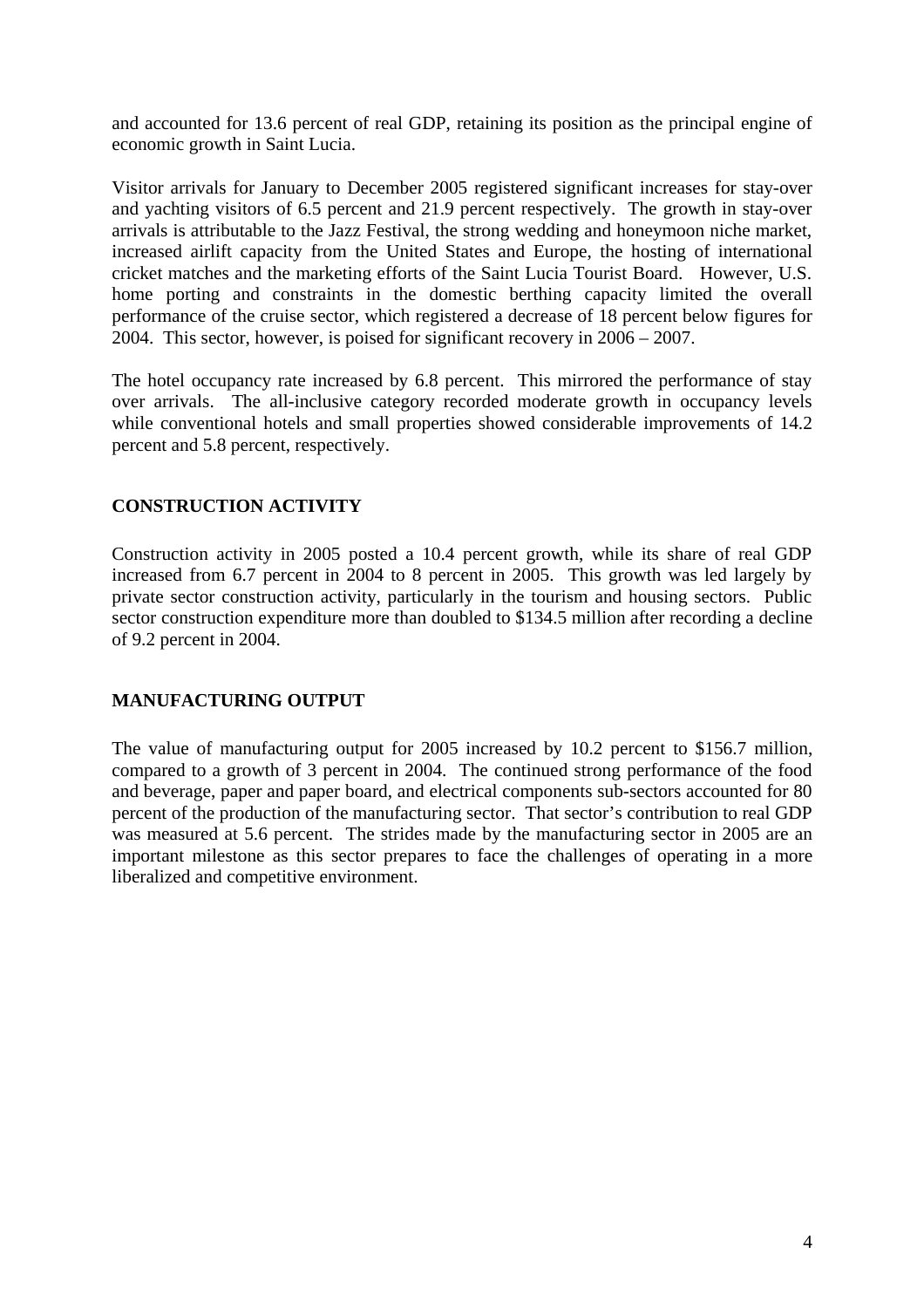and accounted for 13.6 percent of real GDP, retaining its position as the principal engine of economic growth in Saint Lucia.

Visitor arrivals for January to December 2005 registered significant increases for stay-over and yachting visitors of 6.5 percent and 21.9 percent respectively. The growth in stay-over arrivals is attributable to the Jazz Festival, the strong wedding and honeymoon niche market, increased airlift capacity from the United States and Europe, the hosting of international cricket matches and the marketing efforts of the Saint Lucia Tourist Board. However, U.S. home porting and constraints in the domestic berthing capacity limited the overall performance of the cruise sector, which registered a decrease of 18 percent below figures for 2004. This sector, however, is poised for significant recovery in 2006 – 2007.

The hotel occupancy rate increased by 6.8 percent. This mirrored the performance of stay over arrivals. The all-inclusive category recorded moderate growth in occupancy levels while conventional hotels and small properties showed considerable improvements of 14.2 percent and 5.8 percent, respectively.

## CONSTRUCTION ACTIVITY

Construction activity in 2005 posted a 10.4 percent growth, while its share of real GDP increased from 6.7 percent in 2004 to 8 percent in 2005. This growth was led largely by private sector construction activity, particularly in the tourism and housing sectors. Public sector construction expenditure more than doubled to $134.5 million after recording a decline of 9.2 percent in 2004.

## MANUFACTURING OUTPUT

The value of manufacturing output for 2005 increased by 10.2 percent to $156.7 million, compared to a growth of 3 percent in 2004. The continued strong performance of the food and beverage, paper and paper board, and electrical components sub-sectors accounted for 80 percent of the production of the manufacturing sector. That sector's contribution to real GDP was measured at 5.6 percent. The strides made by the manufacturing sector in 2005 are an important milestone as this sector prepares to face the challenges of operating in a more liberalized and competitive environment.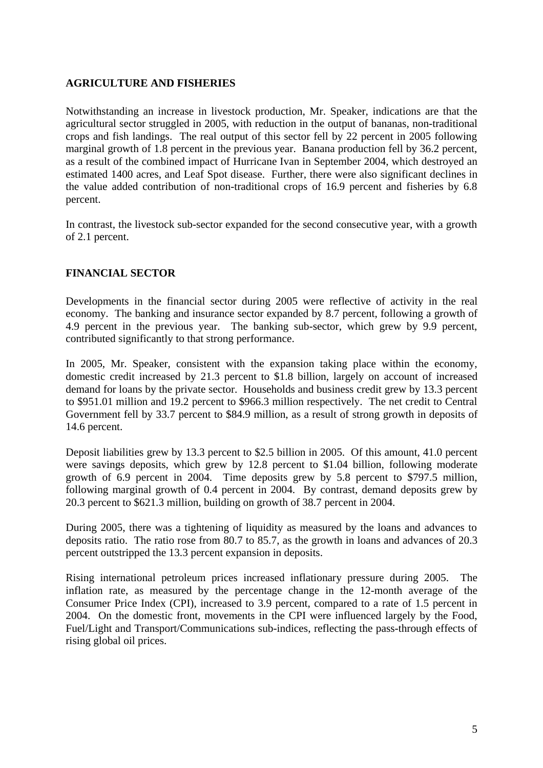## AGRICULTURE AND FISHERIES

Notwithstanding an increase in livestock production, Mr. Speaker, indications are that the agricultural sector struggled in 2005, with reduction in the output of bananas, non-traditional crops and fish landings. The real output of this sector fell by 22 percent in 2005 following marginal growth of 1.8 percent in the previous year. Banana production fell by 36.2 percent, as a result of the combined impact of Hurricane Ivan in September 2004, which destroyed an estimated 1400 acres, and Leaf Spot disease. Further, there were also significant declines in the value added contribution of non-traditional crops of 16.9 percent and fisheries by 6.8 percent.

In contrast, the livestock sub-sector expanded for the second consecutive year, with a growth of 2.1 percent.

## FINANCIAL SECTOR

Developments in the financial sector during 2005 were reflective of activity in the real economy. The banking and insurance sector expanded by 8.7 percent, following a growth of 4.9 percent in the previous year. The banking sub-sector, which grew by 9.9 percent, contributed significantly to that strong performance.

In 2005, Mr. Speaker, consistent with the expansion taking place within the economy, domestic credit increased by 21.3 percent to $1.8 billion, largely on account of increased demand for loans by the private sector. Households and business credit grew by 13.3 percent to $951.01 million and 19.2 percent to $966.3 million respectively. The net credit to Central Government fell by 33.7 percent to $84.9 million, as a result of strong growth in deposits of 14.6 percent.

Deposit liabilities grew by 13.3 percent to $2.5 billion in 2005. Of this amount, 41.0 percent were savings deposits, which grew by 12.8 percent to $1.04 billion, following moderate growth of 6.9 percent in 2004. Time deposits grew by 5.8 percent to $797.5 million, following marginal growth of 0.4 percent in 2004. By contrast, demand deposits grew by 20.3 percent to $621.3 million, building on growth of 38.7 percent in 2004.

During 2005, there was a tightening of liquidity as measured by the loans and advances to deposits ratio. The ratio rose from 80.7 to 85.7, as the growth in loans and advances of 20.3 percent outstripped the 13.3 percent expansion in deposits.

Rising international petroleum prices increased inflationary pressure during 2005. The inflation rate, as measured by the percentage change in the 12-month average of the Consumer Price Index (CPI), increased to 3.9 percent, compared to a rate of 1.5 percent in 2004. On the domestic front, movements in the CPI were influenced largely by the Food, Fuel/Light and Transport/Communications sub-indices, reflecting the pass-through effects of rising global oil prices.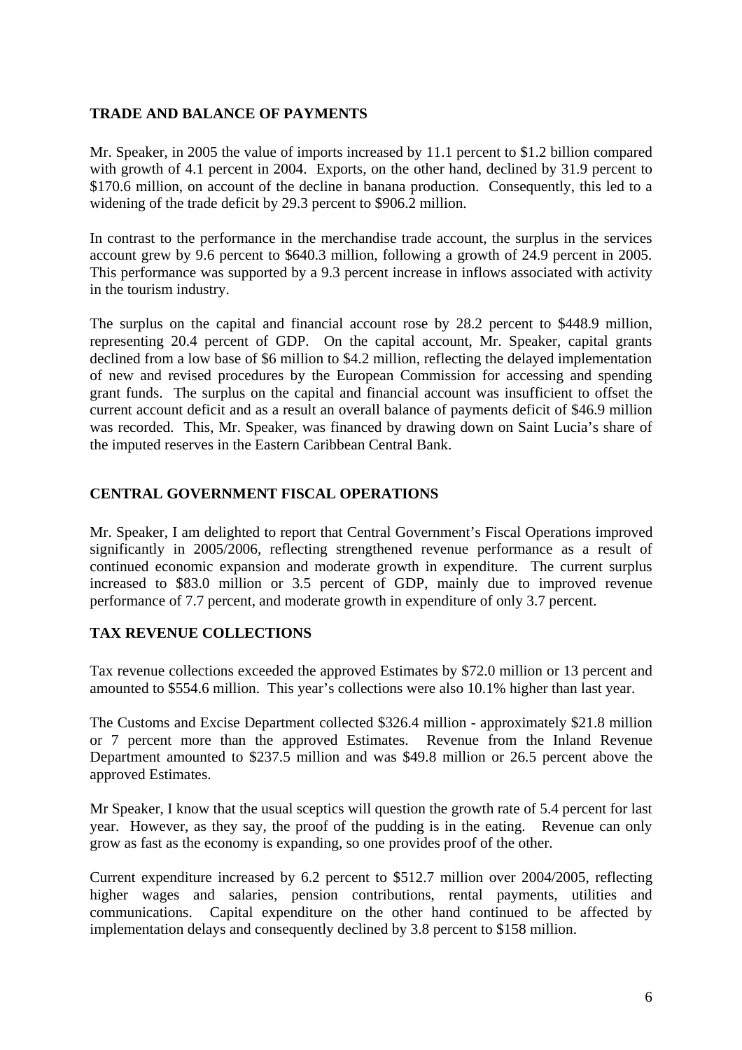## TRADE AND BALANCE OF PAYMENTS

Mr. Speaker, in 2005 the value of imports increased by 11.1 percent to $1.2 billion compared with growth of 4.1 percent in 2004. Exports, on the other hand, declined by 31.9 percent to $170.6 million, on account of the decline in banana production. Consequently, this led to a widening of the trade deficit by 29.3 percent to $906.2 million.

In contrast to the performance in the merchandise trade account, the surplus in the services account grew by 9.6 percent to $640.3 million, following a growth of 24.9 percent in 2005. This performance was supported by a 9.3 percent increase in inflows associated with activity in the tourism industry.

The surplus on the capital and financial account rose by 28.2 percent to $448.9 million, representing 20.4 percent of GDP. On the capital account, Mr. Speaker, capital grants declined from a low base of $6 million to $4.2 million, reflecting the delayed implementation of new and revised procedures by the European Commission for accessing and spending grant funds. The surplus on the capital and financial account was insufficient to offset the current account deficit and as a result an overall balance of payments deficit of $46.9 million was recorded. This, Mr. Speaker, was financed by drawing down on Saint Lucia's share of the imputed reserves in the Eastern Caribbean Central Bank.

## CENTRAL GOVERNMENT FISCAL OPERATIONS

Mr. Speaker, I am delighted to report that Central Government's Fiscal Operations improved significantly in 2005/2006, reflecting strengthened revenue performance as a result of continued economic expansion and moderate growth in expenditure. The current surplus increased to $83.0 million or 3.5 percent of GDP, mainly due to improved revenue performance of 7.7 percent, and moderate growth in expenditure of only 3.7 percent.

## TAX REVENUE COLLECTIONS

Tax revenue collections exceeded the approved Estimates by $72.0 million or 13 percent and amounted to $554.6 million. This year's collections were also 10.1% higher than last year.

The Customs and Excise Department collected $326.4 million - approximately $21.8 million or 7 percent more than the approved Estimates. Revenue from the Inland Revenue Department amounted to $237.5 million and was $49.8 million or 26.5 percent above the approved Estimates.

Mr Speaker, I know that the usual sceptics will question the growth rate of 5.4 percent for last year. However, as they say, the proof of the pudding is in the eating. Revenue can only grow as fast as the economy is expanding, so one provides proof of the other.

Current expenditure increased by 6.2 percent to $512.7 million over 2004/2005, reflecting higher wages and salaries, pension contributions, rental payments, utilities and communications. Capital expenditure on the other hand continued to be affected by implementation delays and consequently declined by 3.8 percent to $158 million.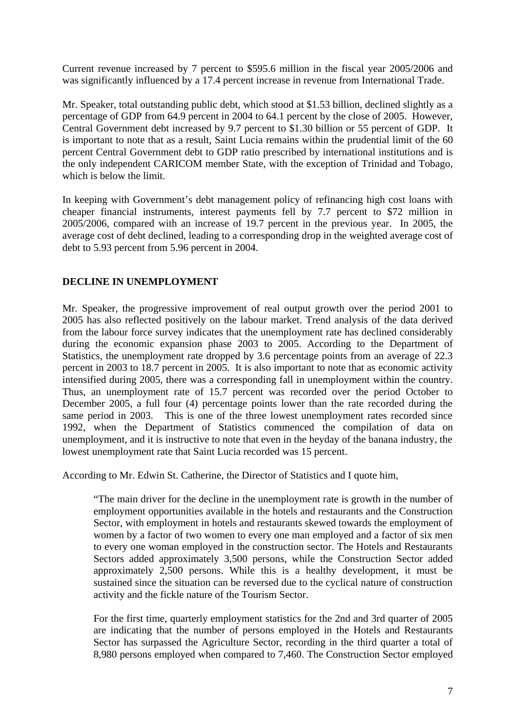Current revenue increased by 7 percent to $595.6 million in the fiscal year 2005/2006 and was significantly influenced by a 17.4 percent increase in revenue from International Trade.

Mr. Speaker, total outstanding public debt, which stood at $1.53 billion, declined slightly as a percentage of GDP from 64.9 percent in 2004 to 64.1 percent by the close of 2005. However, Central Government debt increased by 9.7 percent to $1.30 billion or 55 percent of GDP. It is important to note that as a result, Saint Lucia remains within the prudential limit of the 60 percent Central Government debt to GDP ratio prescribed by international institutions and is the only independent CARICOM member State, with the exception of Trinidad and Tobago, which is below the limit.

In keeping with Government's debt management policy of refinancing high cost loans with cheaper financial instruments, interest payments fell by 7.7 percent to $72 million in 2005/2006, compared with an increase of 19.7 percent in the previous year. In 2005, the average cost of debt declined, leading to a corresponding drop in the weighted average cost of debt to 5.93 percent from 5.96 percent in 2004.

**DECLINE IN UNEMPLOYMENT**

Mr. Speaker, the progressive improvement of real output growth over the period 2001 to 2005 has also reflected positively on the labour market. Trend analysis of the data derived from the labour force survey indicates that the unemployment rate has declined considerably during the economic expansion phase 2003 to 2005. According to the Department of Statistics, the unemployment rate dropped by 3.6 percentage points from an average of 22.3 percent in 2003 to 18.7 percent in 2005. It is also important to note that as economic activity intensified during 2005, there was a corresponding fall in unemployment within the country. Thus, an unemployment rate of 15.7 percent was recorded over the period October to December 2005, a full four (4) percentage points lower than the rate recorded during the same period in 2003. This is one of the three lowest unemployment rates recorded since 1992, when the Department of Statistics commenced the compilation of data on unemployment, and it is instructive to note that even in the heyday of the banana industry, the lowest unemployment rate that Saint Lucia recorded was 15 percent.

According to Mr. Edwin St. Catherine, the Director of Statistics and I quote him,

> "The main driver for the decline in the unemployment rate is growth in the number of employment opportunities available in the hotels and restaurants and the Construction Sector, with employment in hotels and restaurants skewed towards the employment of women by a factor of two women to every one man employed and a factor of six men to every one woman employed in the construction sector. The Hotels and Restaurants Sectors added approximately 3,500 persons, while the Construction Sector added approximately 2,500 persons. While this is a healthy development, it must be sustained since the situation can be reversed due to the cyclical nature of construction activity and the fickle nature of the Tourism Sector.
>
> For the first time, quarterly employment statistics for the 2nd and 3rd quarter of 2005 are indicating that the number of persons employed in the Hotels and Restaurants Sector has surpassed the Agriculture Sector, recording in the third quarter a total of 8,980 persons employed when compared to 7,460. The Construction Sector employed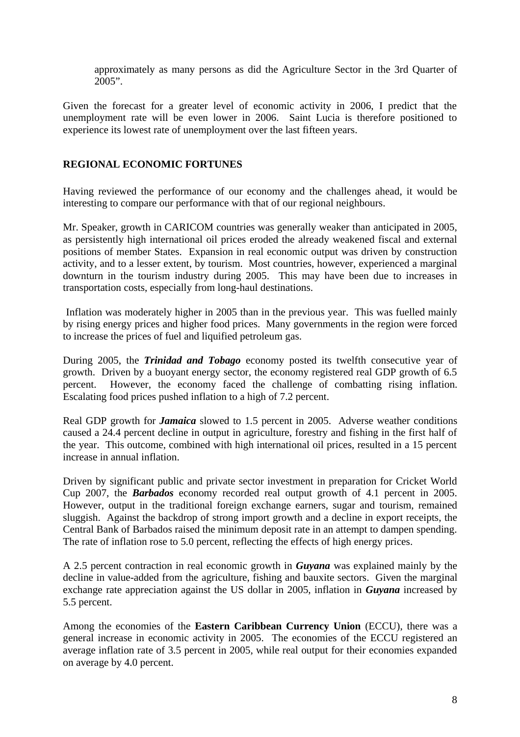approximately as many persons as did the Agriculture Sector in the 3rd Quarter of 2005".

Given the forecast for a greater level of economic activity in 2006, I predict that the unemployment rate will be even lower in 2006. Saint Lucia is therefore positioned to experience its lowest rate of unemployment over the last fifteen years.

## REGIONAL ECONOMIC FORTUNES

Having reviewed the performance of our economy and the challenges ahead, it would be interesting to compare our performance with that of our regional neighbours.

Mr. Speaker, growth in CARICOM countries was generally weaker than anticipated in 2005, as persistently high international oil prices eroded the already weakened fiscal and external positions of member States. Expansion in real economic output was driven by construction activity, and to a lesser extent, by tourism. Most countries, however, experienced a marginal downturn in the tourism industry during 2005. This may have been due to increases in transportation costs, especially from long-haul destinations.

Inflation was moderately higher in 2005 than in the previous year. This was fuelled mainly by rising energy prices and higher food prices. Many governments in the region were forced to increase the prices of fuel and liquified petroleum gas.

During 2005, the ***Trinidad and Tobago*** economy posted its twelfth consecutive year of growth. Driven by a buoyant energy sector, the economy registered real GDP growth of 6.5 percent. However, the economy faced the challenge of combatting rising inflation. Escalating food prices pushed inflation to a high of 7.2 percent.

Real GDP growth for ***Jamaica*** slowed to 1.5 percent in 2005. Adverse weather conditions caused a 24.4 percent decline in output in agriculture, forestry and fishing in the first half of the year. This outcome, combined with high international oil prices, resulted in a 15 percent increase in annual inflation.

Driven by significant public and private sector investment in preparation for Cricket World Cup 2007, the ***Barbados*** economy recorded real output growth of 4.1 percent in 2005. However, output in the traditional foreign exchange earners, sugar and tourism, remained sluggish. Against the backdrop of strong import growth and a decline in export receipts, the Central Bank of Barbados raised the minimum deposit rate in an attempt to dampen spending. The rate of inflation rose to 5.0 percent, reflecting the effects of high energy prices.

A 2.5 percent contraction in real economic growth in ***Guyana*** was explained mainly by the decline in value-added from the agriculture, fishing and bauxite sectors. Given the marginal exchange rate appreciation against the US dollar in 2005, inflation in ***Guyana*** increased by 5.5 percent.

Among the economies of the **Eastern Caribbean Currency Union** (ECCU), there was a general increase in economic activity in 2005. The economies of the ECCU registered an average inflation rate of 3.5 percent in 2005, while real output for their economies expanded on average by 4.0 percent.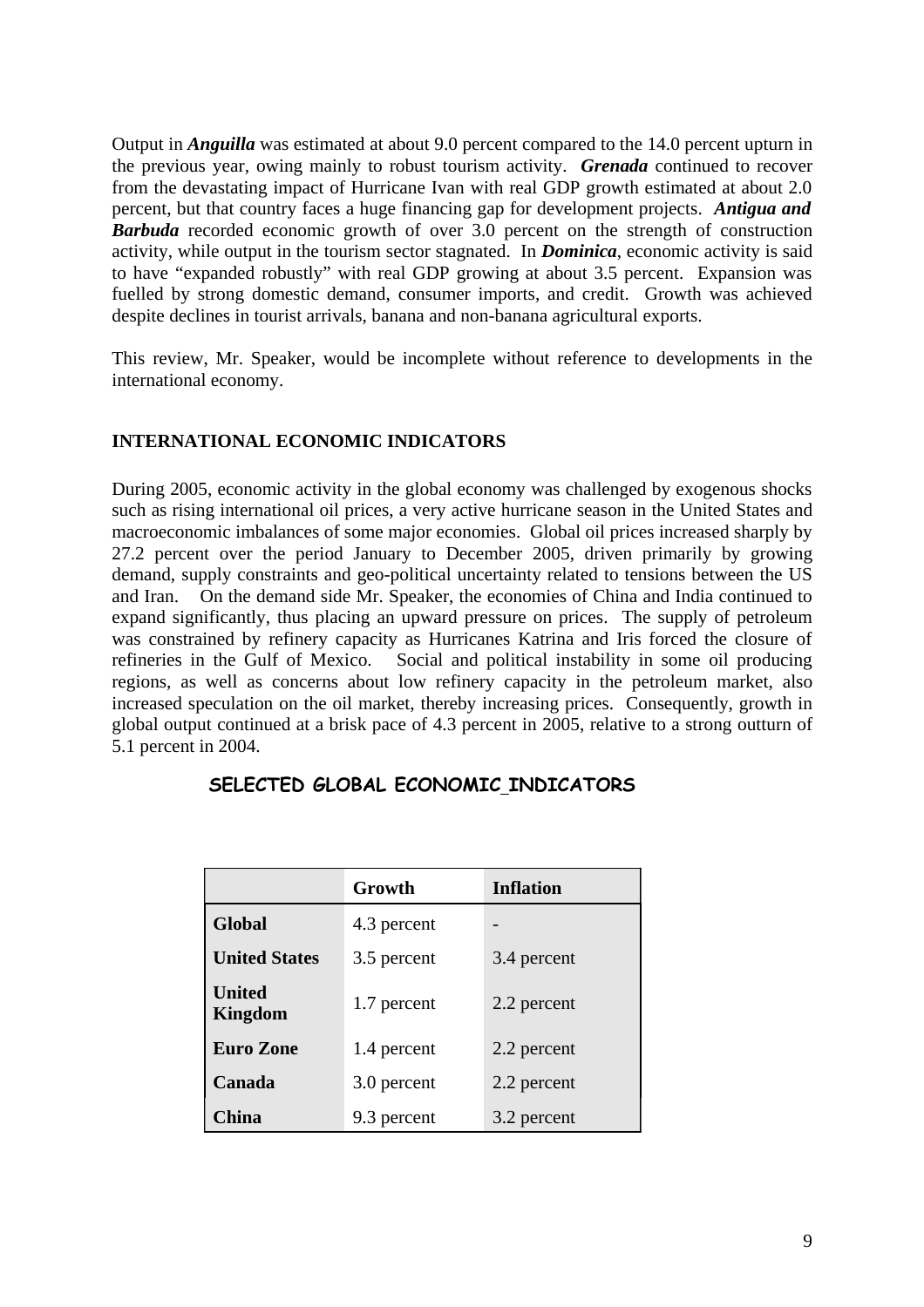Output in ***Anguilla*** was estimated at about 9.0 percent compared to the 14.0 percent upturn in the previous year, owing mainly to robust tourism activity. ***Grenada*** continued to recover from the devastating impact of Hurricane Ivan with real GDP growth estimated at about 2.0 percent, but that country faces a huge financing gap for development projects. ***Antigua and Barbuda*** recorded economic growth of over 3.0 percent on the strength of construction activity, while output in the tourism sector stagnated. In ***Dominica***, economic activity is said to have "expanded robustly" with real GDP growing at about 3.5 percent. Expansion was fuelled by strong domestic demand, consumer imports, and credit. Growth was achieved despite declines in tourist arrivals, banana and non-banana agricultural exports.

This review, Mr. Speaker, would be incomplete without reference to developments in the international economy.

## INTERNATIONAL ECONOMIC INDICATORS

During 2005, economic activity in the global economy was challenged by exogenous shocks such as rising international oil prices, a very active hurricane season in the United States and macroeconomic imbalances of some major economies. Global oil prices increased sharply by 27.2 percent over the period January to December 2005, driven primarily by growing demand, supply constraints and geo-political uncertainty related to tensions between the US and Iran. On the demand side Mr. Speaker, the economies of China and India continued to expand significantly, thus placing an upward pressure on prices. The supply of petroleum was constrained by refinery capacity as Hurricanes Katrina and Iris forced the closure of refineries in the Gulf of Mexico. Social and political instability in some oil producing regions, as well as concerns about low refinery capacity in the petroleum market, also increased speculation on the oil market, thereby increasing prices. Consequently, growth in global output continued at a brisk pace of 4.3 percent in 2005, relative to a strong outturn of 5.1 percent in 2004.

### SELECTED GLOBAL ECONOMIC INDICATORS

| | Growth | Inflation |
|---|---|---|
| **Global** | 4.3 percent | - |
| **United States** | 3.5 percent | 3.4 percent |
| **United Kingdom** | 1.7 percent | 2.2 percent |
| **Euro Zone** | 1.4 percent | 2.2 percent |
| **Canada** | 3.0 percent | 2.2 percent |
| **China** | 9.3 percent | 3.2 percent |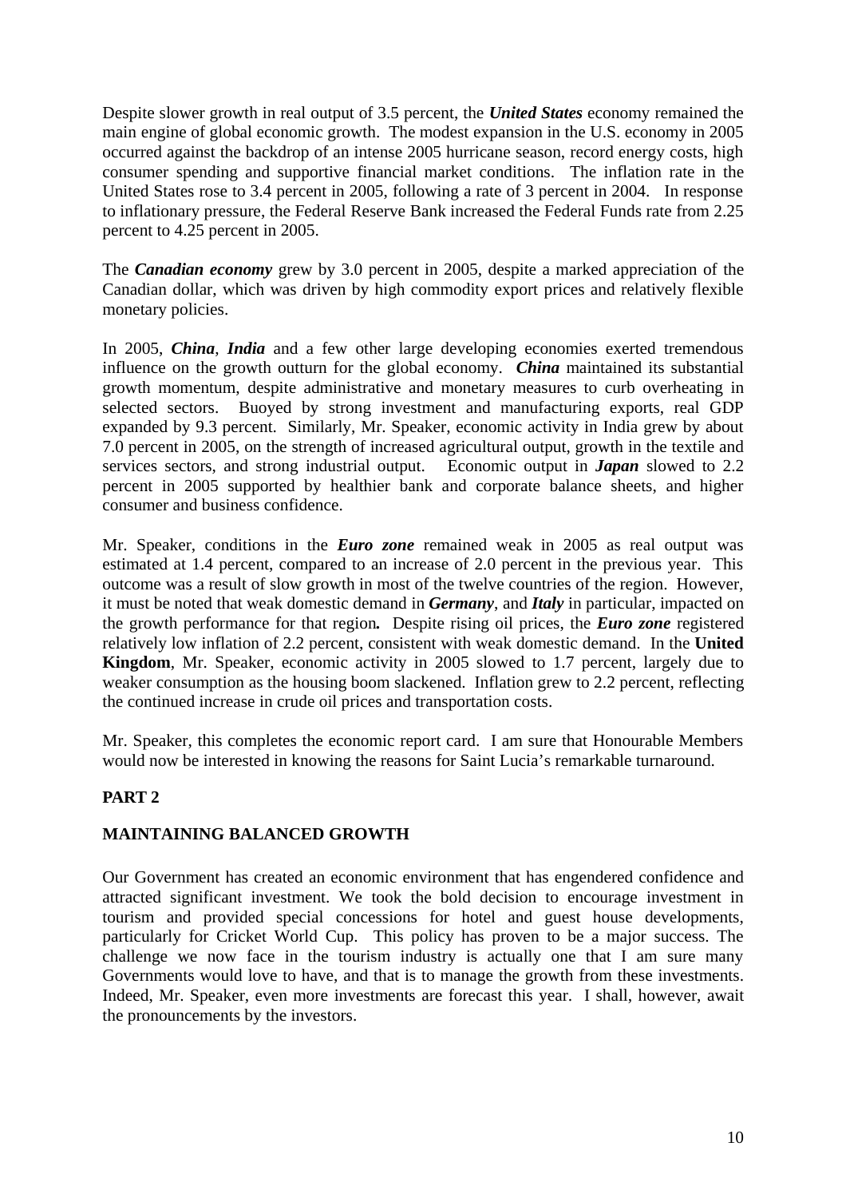Despite slower growth in real output of 3.5 percent, the ***United States*** economy remained the main engine of global economic growth. The modest expansion in the U.S. economy in 2005 occurred against the backdrop of an intense 2005 hurricane season, record energy costs, high consumer spending and supportive financial market conditions. The inflation rate in the United States rose to 3.4 percent in 2005, following a rate of 3 percent in 2004. In response to inflationary pressure, the Federal Reserve Bank increased the Federal Funds rate from 2.25 percent to 4.25 percent in 2005.

The ***Canadian economy*** grew by 3.0 percent in 2005, despite a marked appreciation of the Canadian dollar, which was driven by high commodity export prices and relatively flexible monetary policies.

In 2005, ***China***, ***India*** and a few other large developing economies exerted tremendous influence on the growth outturn for the global economy. ***China*** maintained its substantial growth momentum, despite administrative and monetary measures to curb overheating in selected sectors. Buoyed by strong investment and manufacturing exports, real GDP expanded by 9.3 percent. Similarly, Mr. Speaker, economic activity in India grew by about 7.0 percent in 2005, on the strength of increased agricultural output, growth in the textile and services sectors, and strong industrial output. Economic output in ***Japan*** slowed to 2.2 percent in 2005 supported by healthier bank and corporate balance sheets, and higher consumer and business confidence.

Mr. Speaker, conditions in the ***Euro zone*** remained weak in 2005 as real output was estimated at 1.4 percent, compared to an increase of 2.0 percent in the previous year. This outcome was a result of slow growth in most of the twelve countries of the region. However, it must be noted that weak domestic demand in ***Germany***, and ***Italy*** in particular, impacted on the growth performance for that region***.*** Despite rising oil prices, the ***Euro zone*** registered relatively low inflation of 2.2 percent, consistent with weak domestic demand. In the **United Kingdom**, Mr. Speaker, economic activity in 2005 slowed to 1.7 percent, largely due to weaker consumption as the housing boom slackened. Inflation grew to 2.2 percent, reflecting the continued increase in crude oil prices and transportation costs.

Mr. Speaker, this completes the economic report card. I am sure that Honourable Members would now be interested in knowing the reasons for Saint Lucia's remarkable turnaround.

## PART 2

## MAINTAINING BALANCED GROWTH

Our Government has created an economic environment that has engendered confidence and attracted significant investment. We took the bold decision to encourage investment in tourism and provided special concessions for hotel and guest house developments, particularly for Cricket World Cup. This policy has proven to be a major success. The challenge we now face in the tourism industry is actually one that I am sure many Governments would love to have, and that is to manage the growth from these investments. Indeed, Mr. Speaker, even more investments are forecast this year. I shall, however, await the pronouncements by the investors.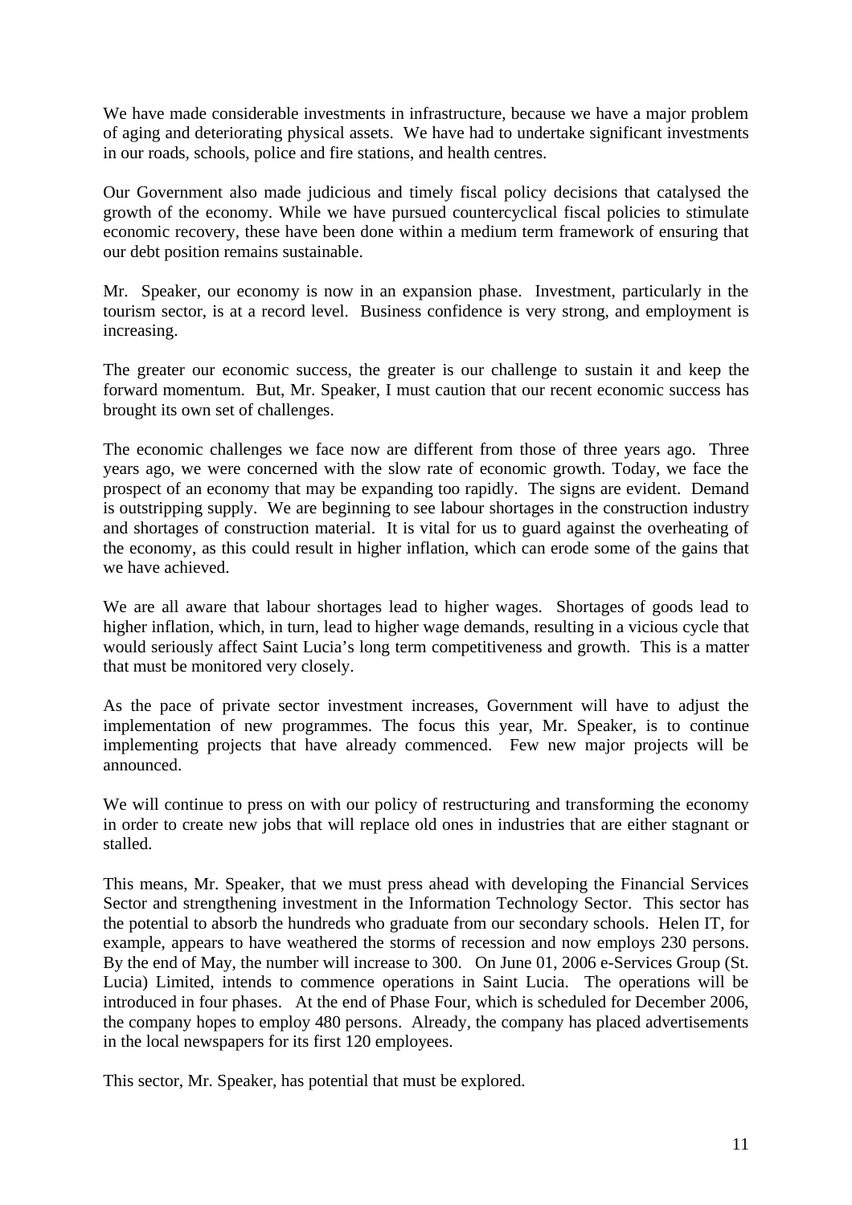We have made considerable investments in infrastructure, because we have a major problem of aging and deteriorating physical assets. We have had to undertake significant investments in our roads, schools, police and fire stations, and health centres.

Our Government also made judicious and timely fiscal policy decisions that catalysed the growth of the economy. While we have pursued countercyclical fiscal policies to stimulate economic recovery, these have been done within a medium term framework of ensuring that our debt position remains sustainable.

Mr. Speaker, our economy is now in an expansion phase. Investment, particularly in the tourism sector, is at a record level. Business confidence is very strong, and employment is increasing.

The greater our economic success, the greater is our challenge to sustain it and keep the forward momentum. But, Mr. Speaker, I must caution that our recent economic success has brought its own set of challenges.

The economic challenges we face now are different from those of three years ago. Three years ago, we were concerned with the slow rate of economic growth. Today, we face the prospect of an economy that may be expanding too rapidly. The signs are evident. Demand is outstripping supply. We are beginning to see labour shortages in the construction industry and shortages of construction material. It is vital for us to guard against the overheating of the economy, as this could result in higher inflation, which can erode some of the gains that we have achieved.

We are all aware that labour shortages lead to higher wages. Shortages of goods lead to higher inflation, which, in turn, lead to higher wage demands, resulting in a vicious cycle that would seriously affect Saint Lucia's long term competitiveness and growth. This is a matter that must be monitored very closely.

As the pace of private sector investment increases, Government will have to adjust the implementation of new programmes. The focus this year, Mr. Speaker, is to continue implementing projects that have already commenced. Few new major projects will be announced.

We will continue to press on with our policy of restructuring and transforming the economy in order to create new jobs that will replace old ones in industries that are either stagnant or stalled.

This means, Mr. Speaker, that we must press ahead with developing the Financial Services Sector and strengthening investment in the Information Technology Sector. This sector has the potential to absorb the hundreds who graduate from our secondary schools. Helen IT, for example, appears to have weathered the storms of recession and now employs 230 persons. By the end of May, the number will increase to 300. On June 01, 2006 e-Services Group (St. Lucia) Limited, intends to commence operations in Saint Lucia. The operations will be introduced in four phases. At the end of Phase Four, which is scheduled for December 2006, the company hopes to employ 480 persons. Already, the company has placed advertisements in the local newspapers for its first 120 employees.

This sector, Mr. Speaker, has potential that must be explored.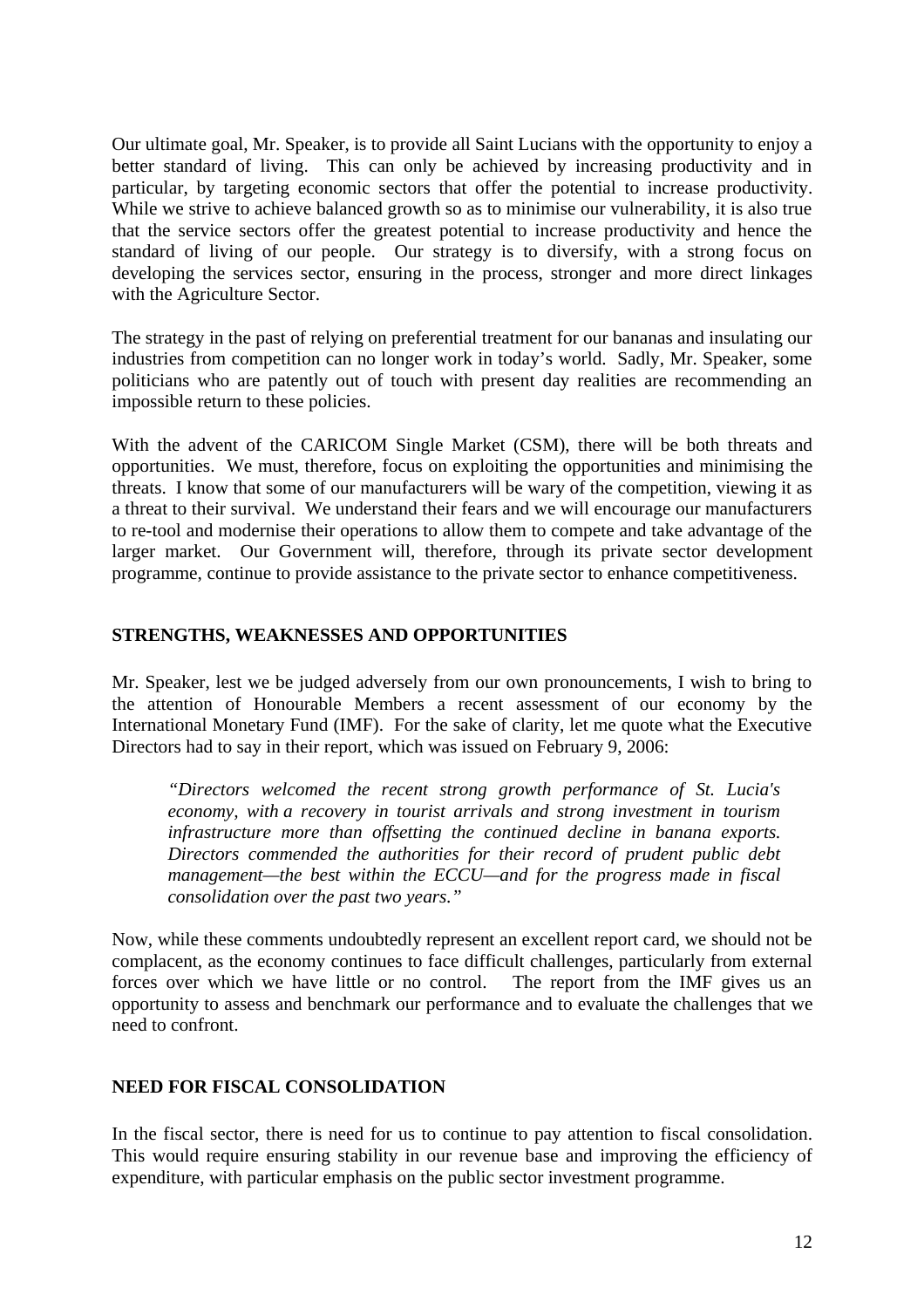Our ultimate goal, Mr. Speaker, is to provide all Saint Lucians with the opportunity to enjoy a better standard of living. This can only be achieved by increasing productivity and in particular, by targeting economic sectors that offer the potential to increase productivity. While we strive to achieve balanced growth so as to minimise our vulnerability, it is also true that the service sectors offer the greatest potential to increase productivity and hence the standard of living of our people. Our strategy is to diversify, with a strong focus on developing the services sector, ensuring in the process, stronger and more direct linkages with the Agriculture Sector.

The strategy in the past of relying on preferential treatment for our bananas and insulating our industries from competition can no longer work in today's world. Sadly, Mr. Speaker, some politicians who are patently out of touch with present day realities are recommending an impossible return to these policies.

With the advent of the CARICOM Single Market (CSM), there will be both threats and opportunities. We must, therefore, focus on exploiting the opportunities and minimising the threats. I know that some of our manufacturers will be wary of the competition, viewing it as a threat to their survival. We understand their fears and we will encourage our manufacturers to re-tool and modernise their operations to allow them to compete and take advantage of the larger market. Our Government will, therefore, through its private sector development programme, continue to provide assistance to the private sector to enhance competitiveness.

## STRENGTHS, WEAKNESSES AND OPPORTUNITIES

Mr. Speaker, lest we be judged adversely from our own pronouncements, I wish to bring to the attention of Honourable Members a recent assessment of our economy by the International Monetary Fund (IMF). For the sake of clarity, let me quote what the Executive Directors had to say in their report, which was issued on February 9, 2006:

> *"Directors welcomed the recent strong growth performance of St. Lucia's economy, with a recovery in tourist arrivals and strong investment in tourism infrastructure more than offsetting the continued decline in banana exports. Directors commended the authorities for their record of prudent public debt management—the best within the ECCU—and for the progress made in fiscal consolidation over the past two years."*

Now, while these comments undoubtedly represent an excellent report card, we should not be complacent, as the economy continues to face difficult challenges, particularly from external forces over which we have little or no control. The report from the IMF gives us an opportunity to assess and benchmark our performance and to evaluate the challenges that we need to confront.

## NEED FOR FISCAL CONSOLIDATION

In the fiscal sector, there is need for us to continue to pay attention to fiscal consolidation. This would require ensuring stability in our revenue base and improving the efficiency of expenditure, with particular emphasis on the public sector investment programme.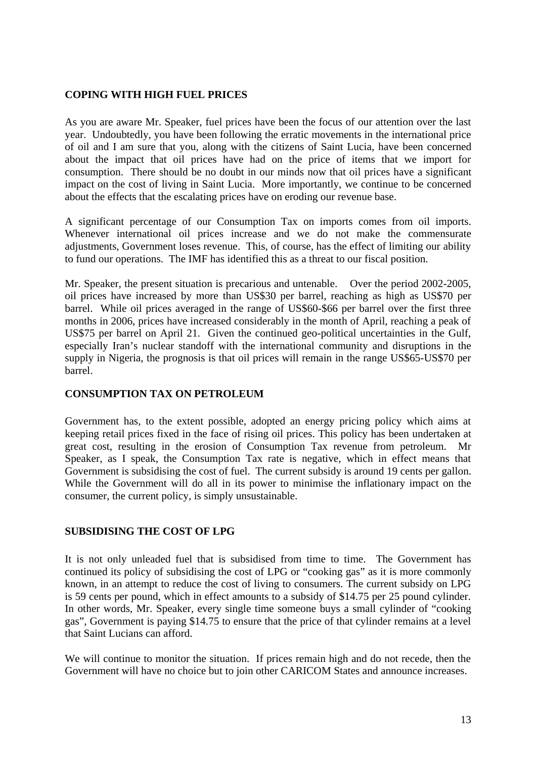**COPING WITH HIGH FUEL PRICES**

As you are aware Mr. Speaker, fuel prices have been the focus of our attention over the last year. Undoubtedly, you have been following the erratic movements in the international price of oil and I am sure that you, along with the citizens of Saint Lucia, have been concerned about the impact that oil prices have had on the price of items that we import for consumption. There should be no doubt in our minds now that oil prices have a significant impact on the cost of living in Saint Lucia. More importantly, we continue to be concerned about the effects that the escalating prices have on eroding our revenue base.

A significant percentage of our Consumption Tax on imports comes from oil imports. Whenever international oil prices increase and we do not make the commensurate adjustments, Government loses revenue. This, of course, has the effect of limiting our ability to fund our operations. The IMF has identified this as a threat to our fiscal position.

Mr. Speaker, the present situation is precarious and untenable. Over the period 2002-2005, oil prices have increased by more than US$30 per barrel, reaching as high as US$70 per barrel. While oil prices averaged in the range of US$60-$66 per barrel over the first three months in 2006, prices have increased considerably in the month of April, reaching a peak of US$75 per barrel on April 21. Given the continued geo-political uncertainties in the Gulf, especially Iran's nuclear standoff with the international community and disruptions in the supply in Nigeria, the prognosis is that oil prices will remain in the range US$65-US$70 per barrel.

**CONSUMPTION TAX ON PETROLEUM**

Government has, to the extent possible, adopted an energy pricing policy which aims at keeping retail prices fixed in the face of rising oil prices. This policy has been undertaken at great cost, resulting in the erosion of Consumption Tax revenue from petroleum. Mr Speaker, as I speak, the Consumption Tax rate is negative, which in effect means that Government is subsidising the cost of fuel. The current subsidy is around 19 cents per gallon. While the Government will do all in its power to minimise the inflationary impact on the consumer, the current policy, is simply unsustainable.

**SUBSIDISING THE COST OF LPG**

It is not only unleaded fuel that is subsidised from time to time. The Government has continued its policy of subsidising the cost of LPG or "cooking gas" as it is more commonly known, in an attempt to reduce the cost of living to consumers. The current subsidy on LPG is 59 cents per pound, which in effect amounts to a subsidy of $14.75 per 25 pound cylinder. In other words, Mr. Speaker, every single time someone buys a small cylinder of "cooking gas", Government is paying $14.75 to ensure that the price of that cylinder remains at a level that Saint Lucians can afford.

We will continue to monitor the situation. If prices remain high and do not recede, then the Government will have no choice but to join other CARICOM States and announce increases.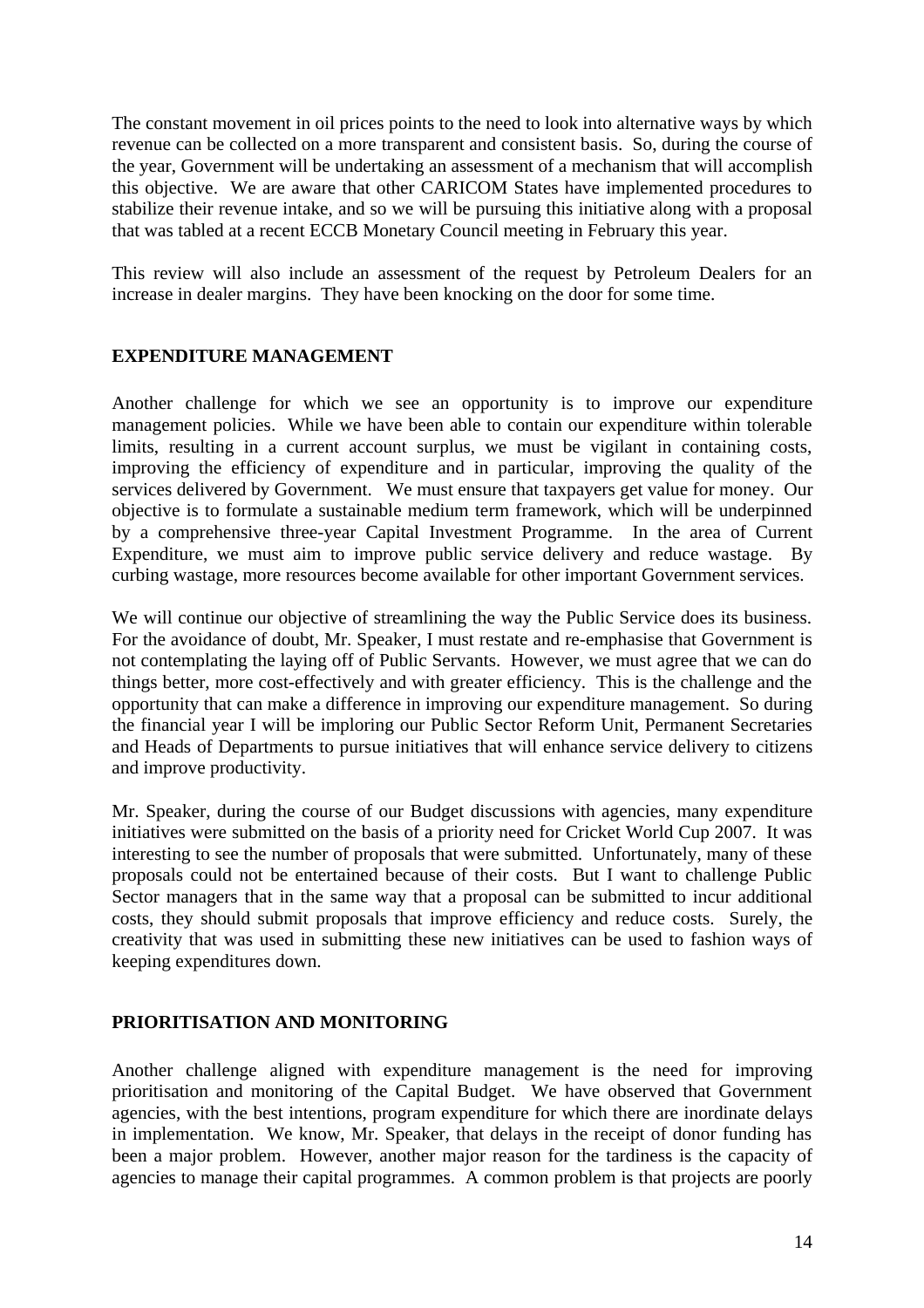The constant movement in oil prices points to the need to look into alternative ways by which revenue can be collected on a more transparent and consistent basis. So, during the course of the year, Government will be undertaking an assessment of a mechanism that will accomplish this objective. We are aware that other CARICOM States have implemented procedures to stabilize their revenue intake, and so we will be pursuing this initiative along with a proposal that was tabled at a recent ECCB Monetary Council meeting in February this year.

This review will also include an assessment of the request by Petroleum Dealers for an increase in dealer margins. They have been knocking on the door for some time.

## EXPENDITURE MANAGEMENT

Another challenge for which we see an opportunity is to improve our expenditure management policies. While we have been able to contain our expenditure within tolerable limits, resulting in a current account surplus, we must be vigilant in containing costs, improving the efficiency of expenditure and in particular, improving the quality of the services delivered by Government. We must ensure that taxpayers get value for money. Our objective is to formulate a sustainable medium term framework, which will be underpinned by a comprehensive three-year Capital Investment Programme. In the area of Current Expenditure, we must aim to improve public service delivery and reduce wastage. By curbing wastage, more resources become available for other important Government services.

We will continue our objective of streamlining the way the Public Service does its business. For the avoidance of doubt, Mr. Speaker, I must restate and re-emphasise that Government is not contemplating the laying off of Public Servants. However, we must agree that we can do things better, more cost-effectively and with greater efficiency. This is the challenge and the opportunity that can make a difference in improving our expenditure management. So during the financial year I will be imploring our Public Sector Reform Unit, Permanent Secretaries and Heads of Departments to pursue initiatives that will enhance service delivery to citizens and improve productivity.

Mr. Speaker, during the course of our Budget discussions with agencies, many expenditure initiatives were submitted on the basis of a priority need for Cricket World Cup 2007. It was interesting to see the number of proposals that were submitted. Unfortunately, many of these proposals could not be entertained because of their costs. But I want to challenge Public Sector managers that in the same way that a proposal can be submitted to incur additional costs, they should submit proposals that improve efficiency and reduce costs. Surely, the creativity that was used in submitting these new initiatives can be used to fashion ways of keeping expenditures down.

## PRIORITISATION AND MONITORING

Another challenge aligned with expenditure management is the need for improving prioritisation and monitoring of the Capital Budget. We have observed that Government agencies, with the best intentions, program expenditure for which there are inordinate delays in implementation. We know, Mr. Speaker, that delays in the receipt of donor funding has been a major problem. However, another major reason for the tardiness is the capacity of agencies to manage their capital programmes. A common problem is that projects are poorly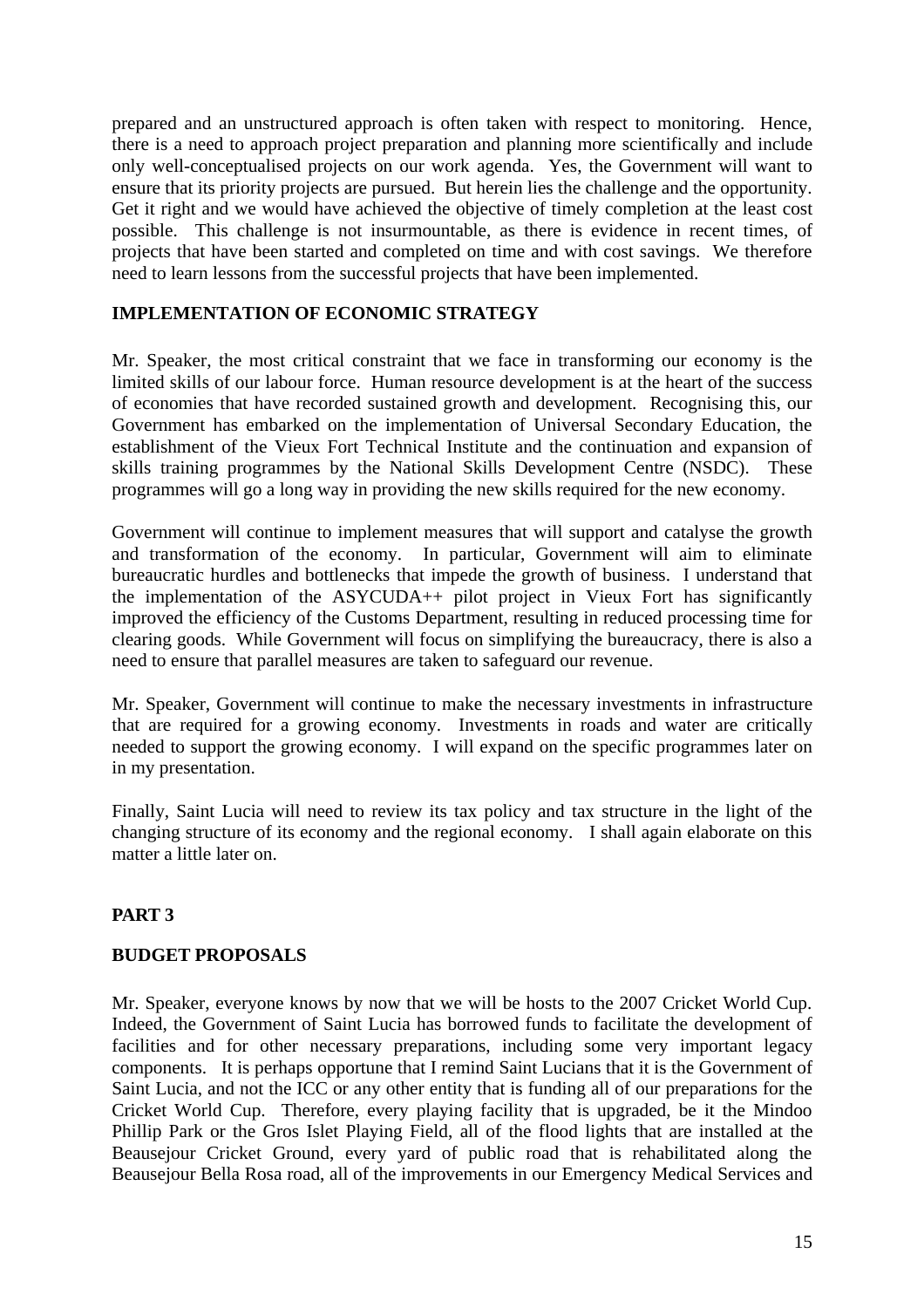prepared and an unstructured approach is often taken with respect to monitoring. Hence, there is a need to approach project preparation and planning more scientifically and include only well-conceptualised projects on our work agenda. Yes, the Government will want to ensure that its priority projects are pursued. But herein lies the challenge and the opportunity. Get it right and we would have achieved the objective of timely completion at the least cost possible. This challenge is not insurmountable, as there is evidence in recent times, of projects that have been started and completed on time and with cost savings. We therefore need to learn lessons from the successful projects that have been implemented.

## IMPLEMENTATION OF ECONOMIC STRATEGY

Mr. Speaker, the most critical constraint that we face in transforming our economy is the limited skills of our labour force. Human resource development is at the heart of the success of economies that have recorded sustained growth and development. Recognising this, our Government has embarked on the implementation of Universal Secondary Education, the establishment of the Vieux Fort Technical Institute and the continuation and expansion of skills training programmes by the National Skills Development Centre (NSDC). These programmes will go a long way in providing the new skills required for the new economy.

Government will continue to implement measures that will support and catalyse the growth and transformation of the economy. In particular, Government will aim to eliminate bureaucratic hurdles and bottlenecks that impede the growth of business. I understand that the implementation of the ASYCUDA++ pilot project in Vieux Fort has significantly improved the efficiency of the Customs Department, resulting in reduced processing time for clearing goods. While Government will focus on simplifying the bureaucracy, there is also a need to ensure that parallel measures are taken to safeguard our revenue.

Mr. Speaker, Government will continue to make the necessary investments in infrastructure that are required for a growing economy. Investments in roads and water are critically needed to support the growing economy. I will expand on the specific programmes later on in my presentation.

Finally, Saint Lucia will need to review its tax policy and tax structure in the light of the changing structure of its economy and the regional economy. I shall again elaborate on this matter a little later on.

# PART 3

## BUDGET PROPOSALS

Mr. Speaker, everyone knows by now that we will be hosts to the 2007 Cricket World Cup. Indeed, the Government of Saint Lucia has borrowed funds to facilitate the development of facilities and for other necessary preparations, including some very important legacy components. It is perhaps opportune that I remind Saint Lucians that it is the Government of Saint Lucia, and not the ICC or any other entity that is funding all of our preparations for the Cricket World Cup. Therefore, every playing facility that is upgraded, be it the Mindoo Phillip Park or the Gros Islet Playing Field, all of the flood lights that are installed at the Beausejour Cricket Ground, every yard of public road that is rehabilitated along the Beausejour Bella Rosa road, all of the improvements in our Emergency Medical Services and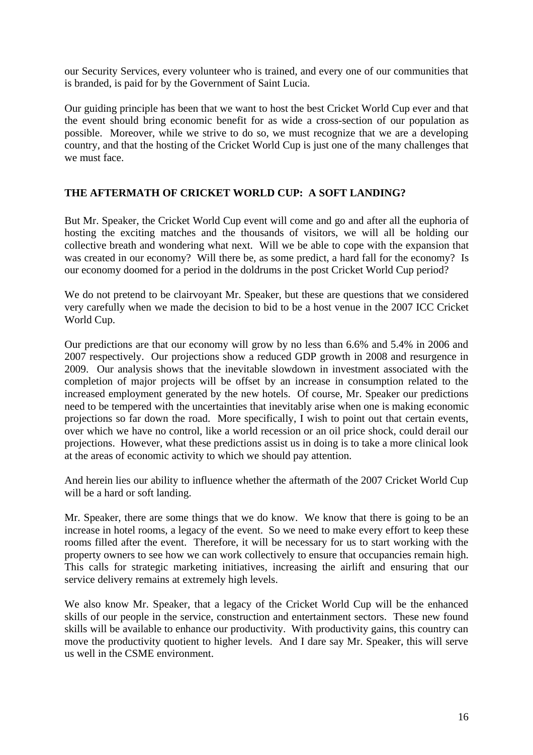our Security Services, every volunteer who is trained, and every one of our communities that is branded, is paid for by the Government of Saint Lucia.

Our guiding principle has been that we want to host the best Cricket World Cup ever and that the event should bring economic benefit for as wide a cross-section of our population as possible. Moreover, while we strive to do so, we must recognize that we are a developing country, and that the hosting of the Cricket World Cup is just one of the many challenges that we must face.

**THE AFTERMATH OF CRICKET WORLD CUP: A SOFT LANDING?**

But Mr. Speaker, the Cricket World Cup event will come and go and after all the euphoria of hosting the exciting matches and the thousands of visitors, we will all be holding our collective breath and wondering what next. Will we be able to cope with the expansion that was created in our economy? Will there be, as some predict, a hard fall for the economy? Is our economy doomed for a period in the doldrums in the post Cricket World Cup period?

We do not pretend to be clairvoyant Mr. Speaker, but these are questions that we considered very carefully when we made the decision to bid to be a host venue in the 2007 ICC Cricket World Cup.

Our predictions are that our economy will grow by no less than 6.6% and 5.4% in 2006 and 2007 respectively. Our projections show a reduced GDP growth in 2008 and resurgence in 2009. Our analysis shows that the inevitable slowdown in investment associated with the completion of major projects will be offset by an increase in consumption related to the increased employment generated by the new hotels. Of course, Mr. Speaker our predictions need to be tempered with the uncertainties that inevitably arise when one is making economic projections so far down the road. More specifically, I wish to point out that certain events, over which we have no control, like a world recession or an oil price shock, could derail our projections. However, what these predictions assist us in doing is to take a more clinical look at the areas of economic activity to which we should pay attention.

And herein lies our ability to influence whether the aftermath of the 2007 Cricket World Cup will be a hard or soft landing.

Mr. Speaker, there are some things that we do know. We know that there is going to be an increase in hotel rooms, a legacy of the event. So we need to make every effort to keep these rooms filled after the event. Therefore, it will be necessary for us to start working with the property owners to see how we can work collectively to ensure that occupancies remain high. This calls for strategic marketing initiatives, increasing the airlift and ensuring that our service delivery remains at extremely high levels.

We also know Mr. Speaker, that a legacy of the Cricket World Cup will be the enhanced skills of our people in the service, construction and entertainment sectors. These new found skills will be available to enhance our productivity. With productivity gains, this country can move the productivity quotient to higher levels. And I dare say Mr. Speaker, this will serve us well in the CSME environment.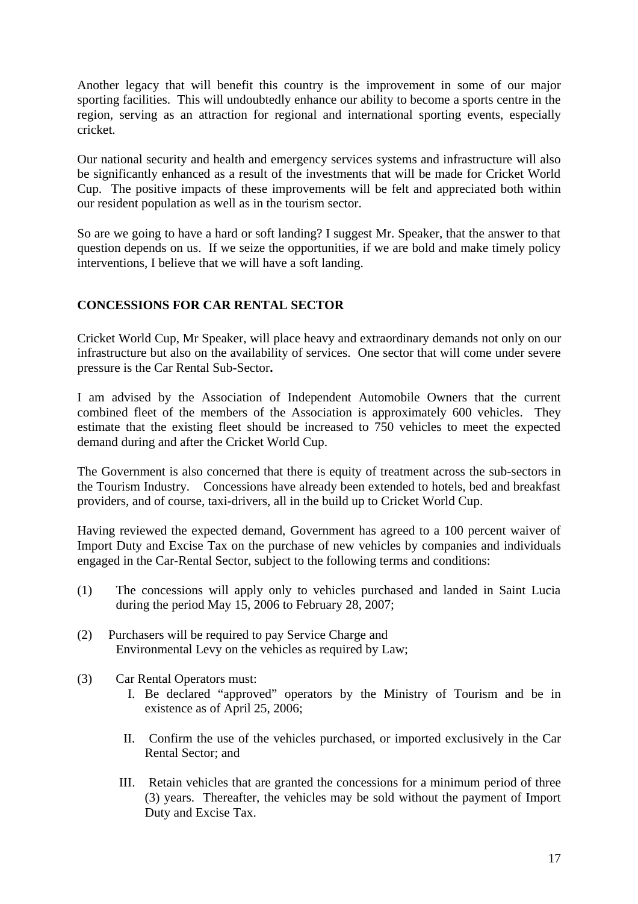Another legacy that will benefit this country is the improvement in some of our major sporting facilities. This will undoubtedly enhance our ability to become a sports centre in the region, serving as an attraction for regional and international sporting events, especially cricket.

Our national security and health and emergency services systems and infrastructure will also be significantly enhanced as a result of the investments that will be made for Cricket World Cup. The positive impacts of these improvements will be felt and appreciated both within our resident population as well as in the tourism sector.

So are we going to have a hard or soft landing? I suggest Mr. Speaker, that the answer to that question depends on us. If we seize the opportunities, if we are bold and make timely policy interventions, I believe that we will have a soft landing.

## CONCESSIONS FOR CAR RENTAL SECTOR

Cricket World Cup, Mr Speaker, will place heavy and extraordinary demands not only on our infrastructure but also on the availability of services. One sector that will come under severe pressure is the Car Rental Sub-Sector**.**

I am advised by the Association of Independent Automobile Owners that the current combined fleet of the members of the Association is approximately 600 vehicles. They estimate that the existing fleet should be increased to 750 vehicles to meet the expected demand during and after the Cricket World Cup.

The Government is also concerned that there is equity of treatment across the sub-sectors in the Tourism Industry. Concessions have already been extended to hotels, bed and breakfast providers, and of course, taxi-drivers, all in the build up to Cricket World Cup.

Having reviewed the expected demand, Government has agreed to a 100 percent waiver of Import Duty and Excise Tax on the purchase of new vehicles by companies and individuals engaged in the Car-Rental Sector, subject to the following terms and conditions:

(1) The concessions will apply only to vehicles purchased and landed in Saint Lucia during the period May 15, 2006 to February 28, 2007;

(2) Purchasers will be required to pay Service Charge and Environmental Levy on the vehicles as required by Law;

(3) Car Rental Operators must:

I. Be declared "approved" operators by the Ministry of Tourism and be in existence as of April 25, 2006;

II. Confirm the use of the vehicles purchased, or imported exclusively in the Car Rental Sector; and

III. Retain vehicles that are granted the concessions for a minimum period of three (3) years. Thereafter, the vehicles may be sold without the payment of Import Duty and Excise Tax.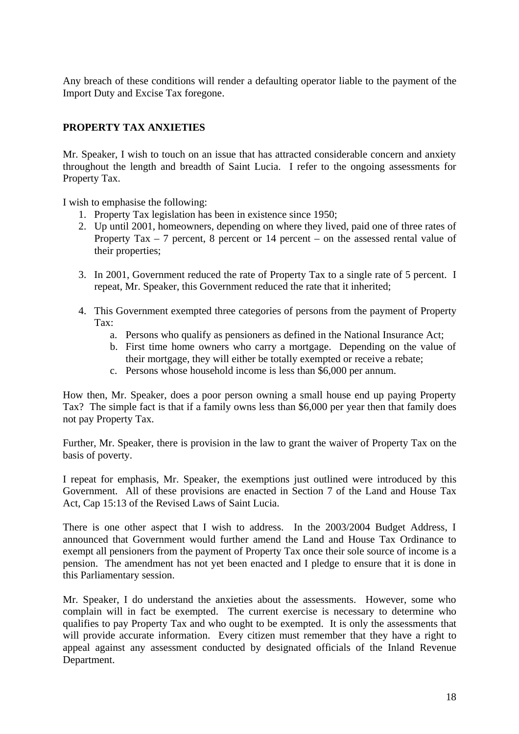Any breach of these conditions will render a defaulting operator liable to the payment of the Import Duty and Excise Tax foregone.

## PROPERTY TAX ANXIETIES

Mr. Speaker, I wish to touch on an issue that has attracted considerable concern and anxiety throughout the length and breadth of Saint Lucia. I refer to the ongoing assessments for Property Tax.

I wish to emphasise the following:

1. Property Tax legislation has been in existence since 1950;
2. Up until 2001, homeowners, depending on where they lived, paid one of three rates of Property Tax – 7 percent, 8 percent or 14 percent – on the assessed rental value of their properties;
3. In 2001, Government reduced the rate of Property Tax to a single rate of 5 percent. I repeat, Mr. Speaker, this Government reduced the rate that it inherited;
4. This Government exempted three categories of persons from the payment of Property Tax:
   a. Persons who qualify as pensioners as defined in the National Insurance Act;
   b. First time home owners who carry a mortgage. Depending on the value of their mortgage, they will either be totally exempted or receive a rebate;
   c. Persons whose household income is less than $6,000 per annum.

How then, Mr. Speaker, does a poor person owning a small house end up paying Property Tax? The simple fact is that if a family owns less than $6,000 per year then that family does not pay Property Tax.

Further, Mr. Speaker, there is provision in the law to grant the waiver of Property Tax on the basis of poverty.

I repeat for emphasis, Mr. Speaker, the exemptions just outlined were introduced by this Government. All of these provisions are enacted in Section 7 of the Land and House Tax Act, Cap 15:13 of the Revised Laws of Saint Lucia.

There is one other aspect that I wish to address. In the 2003/2004 Budget Address, I announced that Government would further amend the Land and House Tax Ordinance to exempt all pensioners from the payment of Property Tax once their sole source of income is a pension. The amendment has not yet been enacted and I pledge to ensure that it is done in this Parliamentary session.

Mr. Speaker, I do understand the anxieties about the assessments. However, some who complain will in fact be exempted. The current exercise is necessary to determine who qualifies to pay Property Tax and who ought to be exempted. It is only the assessments that will provide accurate information. Every citizen must remember that they have a right to appeal against any assessment conducted by designated officials of the Inland Revenue Department.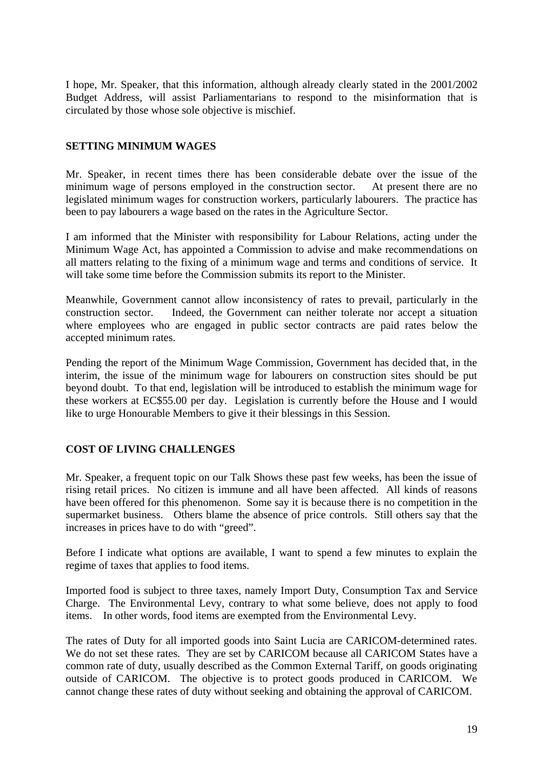I hope, Mr. Speaker, that this information, although already clearly stated in the 2001/2002 Budget Address, will assist Parliamentarians to respond to the misinformation that is circulated by those whose sole objective is mischief.

## SETTING MINIMUM WAGES

Mr. Speaker, in recent times there has been considerable debate over the issue of the minimum wage of persons employed in the construction sector. At present there are no legislated minimum wages for construction workers, particularly labourers. The practice has been to pay labourers a wage based on the rates in the Agriculture Sector.

I am informed that the Minister with responsibility for Labour Relations, acting under the Minimum Wage Act, has appointed a Commission to advise and make recommendations on all matters relating to the fixing of a minimum wage and terms and conditions of service. It will take some time before the Commission submits its report to the Minister.

Meanwhile, Government cannot allow inconsistency of rates to prevail, particularly in the construction sector. Indeed, the Government can neither tolerate nor accept a situation where employees who are engaged in public sector contracts are paid rates below the accepted minimum rates.

Pending the report of the Minimum Wage Commission, Government has decided that, in the interim, the issue of the minimum wage for labourers on construction sites should be put beyond doubt. To that end, legislation will be introduced to establish the minimum wage for these workers at EC$55.00 per day. Legislation is currently before the House and I would like to urge Honourable Members to give it their blessings in this Session.

## COST OF LIVING CHALLENGES

Mr. Speaker, a frequent topic on our Talk Shows these past few weeks, has been the issue of rising retail prices. No citizen is immune and all have been affected. All kinds of reasons have been offered for this phenomenon. Some say it is because there is no competition in the supermarket business. Others blame the absence of price controls. Still others say that the increases in prices have to do with "greed".

Before I indicate what options are available, I want to spend a few minutes to explain the regime of taxes that applies to food items.

Imported food is subject to three taxes, namely Import Duty, Consumption Tax and Service Charge. The Environmental Levy, contrary to what some believe, does not apply to food items. In other words, food items are exempted from the Environmental Levy.

The rates of Duty for all imported goods into Saint Lucia are CARICOM-determined rates. We do not set these rates. They are set by CARICOM because all CARICOM States have a common rate of duty, usually described as the Common External Tariff, on goods originating outside of CARICOM. The objective is to protect goods produced in CARICOM. We cannot change these rates of duty without seeking and obtaining the approval of CARICOM.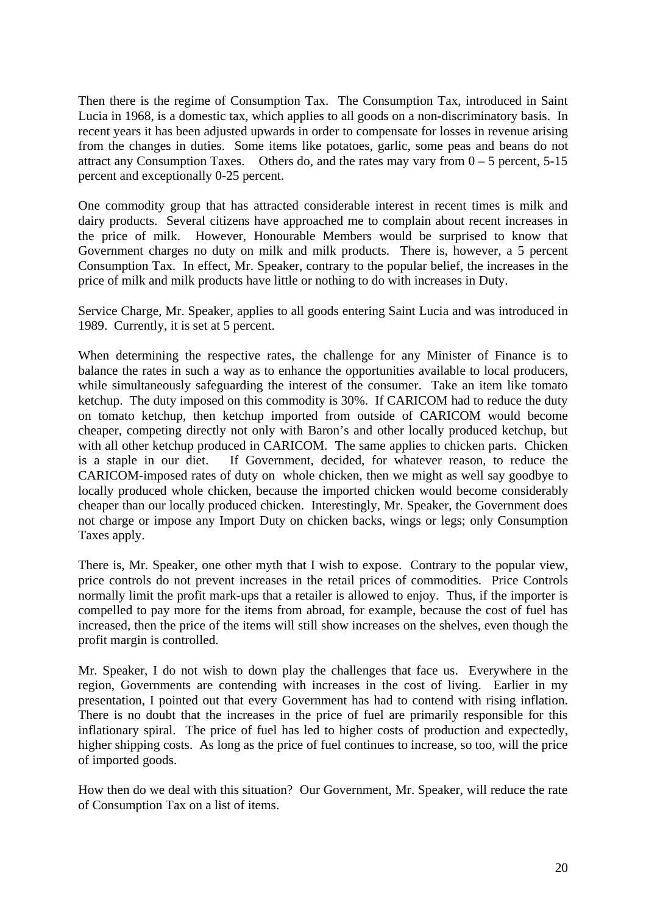Then there is the regime of Consumption Tax. The Consumption Tax, introduced in Saint Lucia in 1968, is a domestic tax, which applies to all goods on a non-discriminatory basis. In recent years it has been adjusted upwards in order to compensate for losses in revenue arising from the changes in duties. Some items like potatoes, garlic, some peas and beans do not attract any Consumption Taxes. Others do, and the rates may vary from 0 – 5 percent, 5-15 percent and exceptionally 0-25 percent.

One commodity group that has attracted considerable interest in recent times is milk and dairy products. Several citizens have approached me to complain about recent increases in the price of milk. However, Honourable Members would be surprised to know that Government charges no duty on milk and milk products. There is, however, a 5 percent Consumption Tax. In effect, Mr. Speaker, contrary to the popular belief, the increases in the price of milk and milk products have little or nothing to do with increases in Duty.

Service Charge, Mr. Speaker, applies to all goods entering Saint Lucia and was introduced in 1989. Currently, it is set at 5 percent.

When determining the respective rates, the challenge for any Minister of Finance is to balance the rates in such a way as to enhance the opportunities available to local producers, while simultaneously safeguarding the interest of the consumer. Take an item like tomato ketchup. The duty imposed on this commodity is 30%. If CARICOM had to reduce the duty on tomato ketchup, then ketchup imported from outside of CARICOM would become cheaper, competing directly not only with Baron's and other locally produced ketchup, but with all other ketchup produced in CARICOM. The same applies to chicken parts. Chicken is a staple in our diet. If Government, decided, for whatever reason, to reduce the CARICOM-imposed rates of duty on whole chicken, then we might as well say goodbye to locally produced whole chicken, because the imported chicken would become considerably cheaper than our locally produced chicken. Interestingly, Mr. Speaker, the Government does not charge or impose any Import Duty on chicken backs, wings or legs; only Consumption Taxes apply.

There is, Mr. Speaker, one other myth that I wish to expose. Contrary to the popular view, price controls do not prevent increases in the retail prices of commodities. Price Controls normally limit the profit mark-ups that a retailer is allowed to enjoy. Thus, if the importer is compelled to pay more for the items from abroad, for example, because the cost of fuel has increased, then the price of the items will still show increases on the shelves, even though the profit margin is controlled.

Mr. Speaker, I do not wish to down play the challenges that face us. Everywhere in the region, Governments are contending with increases in the cost of living. Earlier in my presentation, I pointed out that every Government has had to contend with rising inflation. There is no doubt that the increases in the price of fuel are primarily responsible for this inflationary spiral. The price of fuel has led to higher costs of production and expectedly, higher shipping costs. As long as the price of fuel continues to increase, so too, will the price of imported goods.

How then do we deal with this situation? Our Government, Mr. Speaker, will reduce the rate of Consumption Tax on a list of items.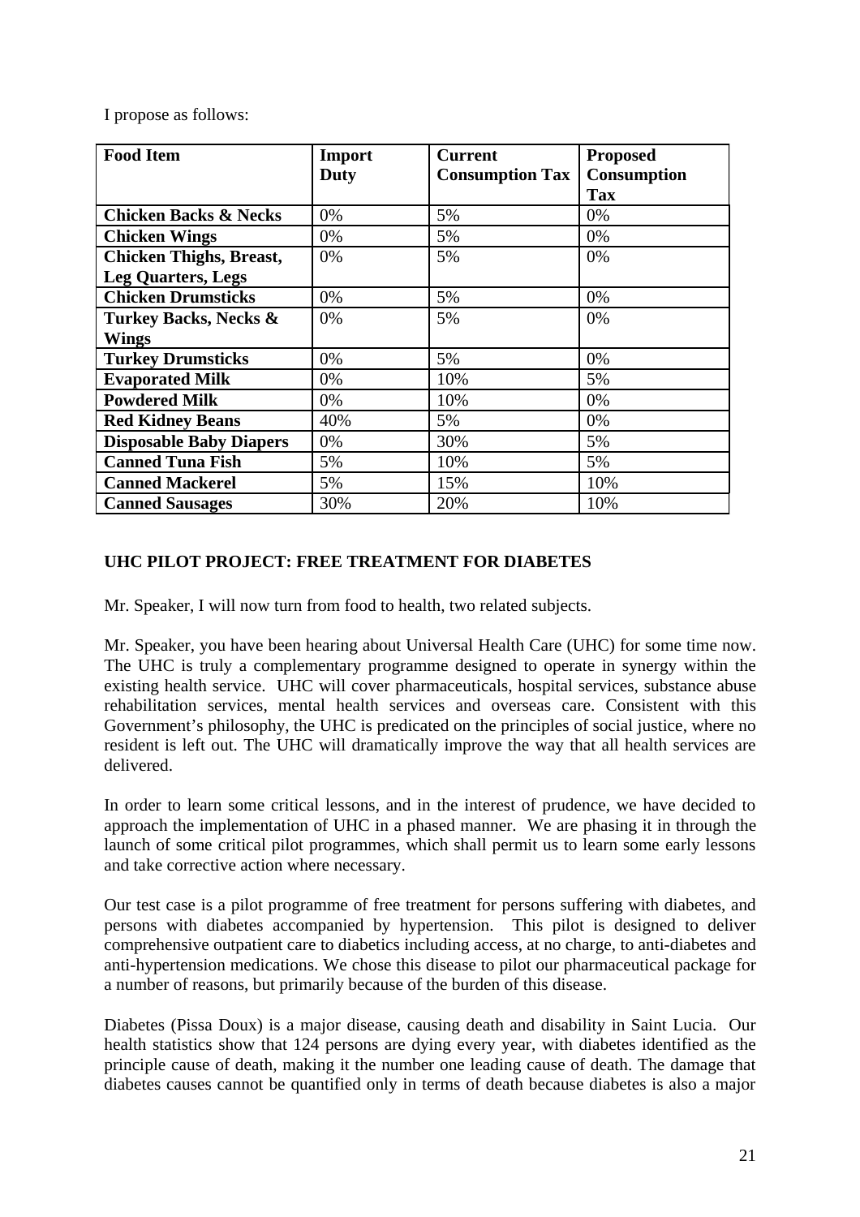I propose as follows:

| Food Item | Import Duty | Current Consumption Tax | Proposed Consumption Tax |
|---|---|---|---|
| **Chicken Backs & Necks** | 0% | 5% | 0% |
| **Chicken Wings** | 0% | 5% | 0% |
| **Chicken Thighs, Breast, Leg Quarters, Legs** | 0% | 5% | 0% |
| **Chicken Drumsticks** | 0% | 5% | 0% |
| **Turkey Backs, Necks & Wings** | 0% | 5% | 0% |
| **Turkey Drumsticks** | 0% | 5% | 0% |
| **Evaporated Milk** | 0% | 10% | 5% |
| **Powdered Milk** | 0% | 10% | 0% |
| **Red Kidney Beans** | 40% | 5% | 0% |
| **Disposable Baby Diapers** | 0% | 30% | 5% |
| **Canned Tuna Fish** | 5% | 10% | 5% |
| **Canned Mackerel** | 5% | 15% | 10% |
| **Canned Sausages** | 30% | 20% | 10% |

**UHC PILOT PROJECT: FREE TREATMENT FOR DIABETES**

Mr. Speaker, I will now turn from food to health, two related subjects.

Mr. Speaker, you have been hearing about Universal Health Care (UHC) for some time now. The UHC is truly a complementary programme designed to operate in synergy within the existing health service. UHC will cover pharmaceuticals, hospital services, substance abuse rehabilitation services, mental health services and overseas care. Consistent with this Government's philosophy, the UHC is predicated on the principles of social justice, where no resident is left out. The UHC will dramatically improve the way that all health services are delivered.

In order to learn some critical lessons, and in the interest of prudence, we have decided to approach the implementation of UHC in a phased manner. We are phasing it in through the launch of some critical pilot programmes, which shall permit us to learn some early lessons and take corrective action where necessary.

Our test case is a pilot programme of free treatment for persons suffering with diabetes, and persons with diabetes accompanied by hypertension. This pilot is designed to deliver comprehensive outpatient care to diabetics including access, at no charge, to anti-diabetes and anti-hypertension medications. We chose this disease to pilot our pharmaceutical package for a number of reasons, but primarily because of the burden of this disease.

Diabetes (Pissa Doux) is a major disease, causing death and disability in Saint Lucia. Our health statistics show that 124 persons are dying every year, with diabetes identified as the principle cause of death, making it the number one leading cause of death. The damage that diabetes causes cannot be quantified only in terms of death because diabetes is also a major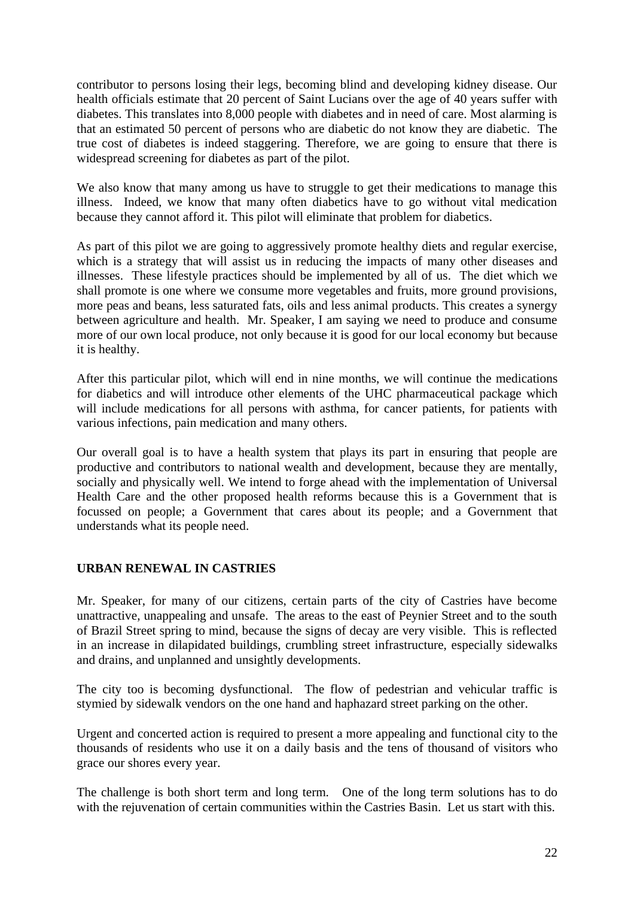contributor to persons losing their legs, becoming blind and developing kidney disease. Our health officials estimate that 20 percent of Saint Lucians over the age of 40 years suffer with diabetes. This translates into 8,000 people with diabetes and in need of care. Most alarming is that an estimated 50 percent of persons who are diabetic do not know they are diabetic. The true cost of diabetes is indeed staggering. Therefore, we are going to ensure that there is widespread screening for diabetes as part of the pilot.

We also know that many among us have to struggle to get their medications to manage this illness. Indeed, we know that many often diabetics have to go without vital medication because they cannot afford it. This pilot will eliminate that problem for diabetics.

As part of this pilot we are going to aggressively promote healthy diets and regular exercise, which is a strategy that will assist us in reducing the impacts of many other diseases and illnesses. These lifestyle practices should be implemented by all of us. The diet which we shall promote is one where we consume more vegetables and fruits, more ground provisions, more peas and beans, less saturated fats, oils and less animal products. This creates a synergy between agriculture and health. Mr. Speaker, I am saying we need to produce and consume more of our own local produce, not only because it is good for our local economy but because it is healthy.

After this particular pilot, which will end in nine months, we will continue the medications for diabetics and will introduce other elements of the UHC pharmaceutical package which will include medications for all persons with asthma, for cancer patients, for patients with various infections, pain medication and many others.

Our overall goal is to have a health system that plays its part in ensuring that people are productive and contributors to national wealth and development, because they are mentally, socially and physically well. We intend to forge ahead with the implementation of Universal Health Care and the other proposed health reforms because this is a Government that is focussed on people; a Government that cares about its people; and a Government that understands what its people need.

## URBAN RENEWAL IN CASTRIES

Mr. Speaker, for many of our citizens, certain parts of the city of Castries have become unattractive, unappealing and unsafe. The areas to the east of Peynier Street and to the south of Brazil Street spring to mind, because the signs of decay are very visible. This is reflected in an increase in dilapidated buildings, crumbling street infrastructure, especially sidewalks and drains, and unplanned and unsightly developments.

The city too is becoming dysfunctional. The flow of pedestrian and vehicular traffic is stymied by sidewalk vendors on the one hand and haphazard street parking on the other.

Urgent and concerted action is required to present a more appealing and functional city to the thousands of residents who use it on a daily basis and the tens of thousand of visitors who grace our shores every year.

The challenge is both short term and long term. One of the long term solutions has to do with the rejuvenation of certain communities within the Castries Basin. Let us start with this.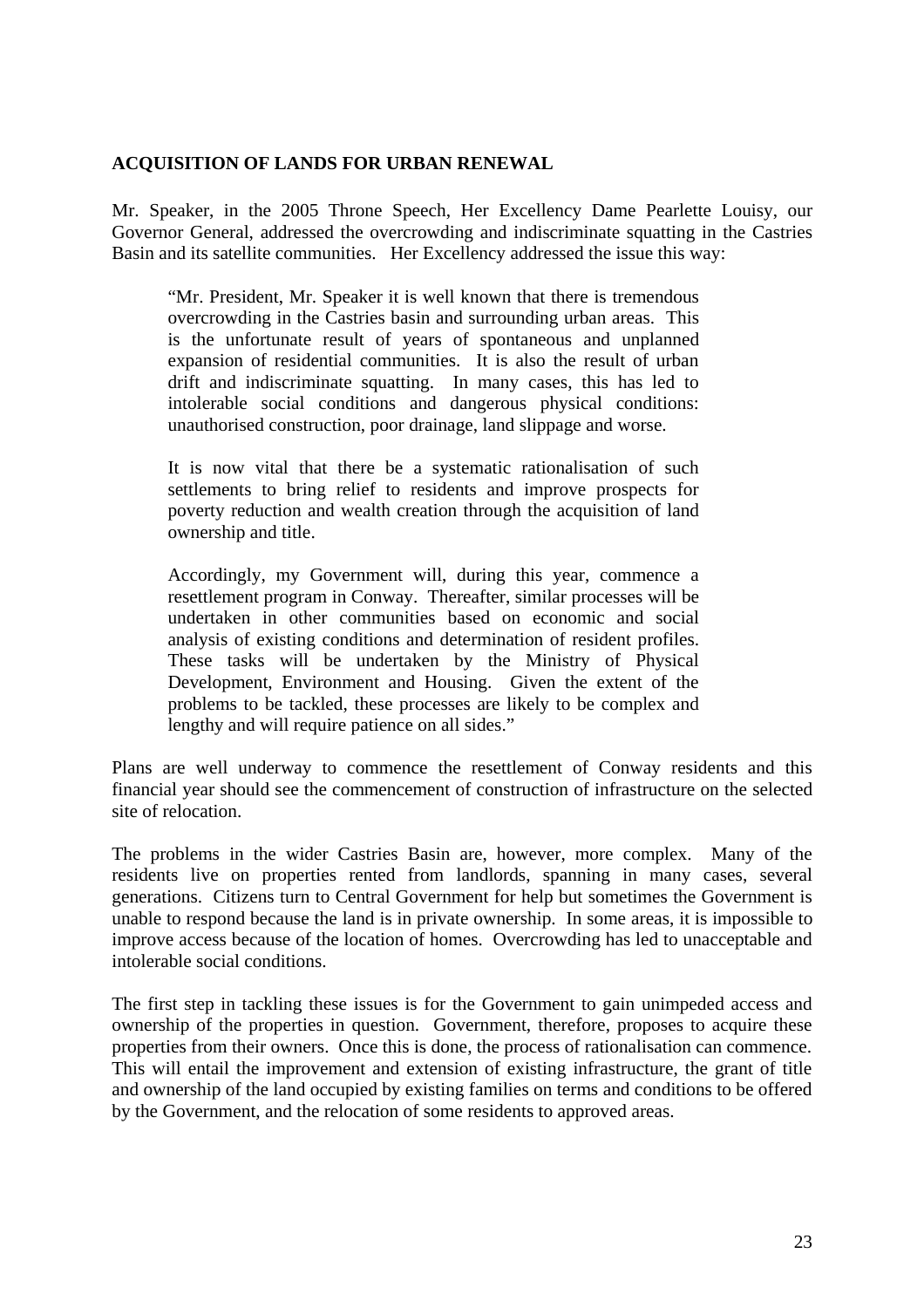**ACQUISITION OF LANDS FOR URBAN RENEWAL**

Mr. Speaker, in the 2005 Throne Speech, Her Excellency Dame Pearlette Louisy, our Governor General, addressed the overcrowding and indiscriminate squatting in the Castries Basin and its satellite communities. Her Excellency addressed the issue this way:

> "Mr. President, Mr. Speaker it is well known that there is tremendous overcrowding in the Castries basin and surrounding urban areas. This is the unfortunate result of years of spontaneous and unplanned expansion of residential communities. It is also the result of urban drift and indiscriminate squatting. In many cases, this has led to intolerable social conditions and dangerous physical conditions: unauthorised construction, poor drainage, land slippage and worse.
>
> It is now vital that there be a systematic rationalisation of such settlements to bring relief to residents and improve prospects for poverty reduction and wealth creation through the acquisition of land ownership and title.
>
> Accordingly, my Government will, during this year, commence a resettlement program in Conway. Thereafter, similar processes will be undertaken in other communities based on economic and social analysis of existing conditions and determination of resident profiles. These tasks will be undertaken by the Ministry of Physical Development, Environment and Housing. Given the extent of the problems to be tackled, these processes are likely to be complex and lengthy and will require patience on all sides."

Plans are well underway to commence the resettlement of Conway residents and this financial year should see the commencement of construction of infrastructure on the selected site of relocation.

The problems in the wider Castries Basin are, however, more complex. Many of the residents live on properties rented from landlords, spanning in many cases, several generations. Citizens turn to Central Government for help but sometimes the Government is unable to respond because the land is in private ownership. In some areas, it is impossible to improve access because of the location of homes. Overcrowding has led to unacceptable and intolerable social conditions.

The first step in tackling these issues is for the Government to gain unimpeded access and ownership of the properties in question. Government, therefore, proposes to acquire these properties from their owners. Once this is done, the process of rationalisation can commence. This will entail the improvement and extension of existing infrastructure, the grant of title and ownership of the land occupied by existing families on terms and conditions to be offered by the Government, and the relocation of some residents to approved areas.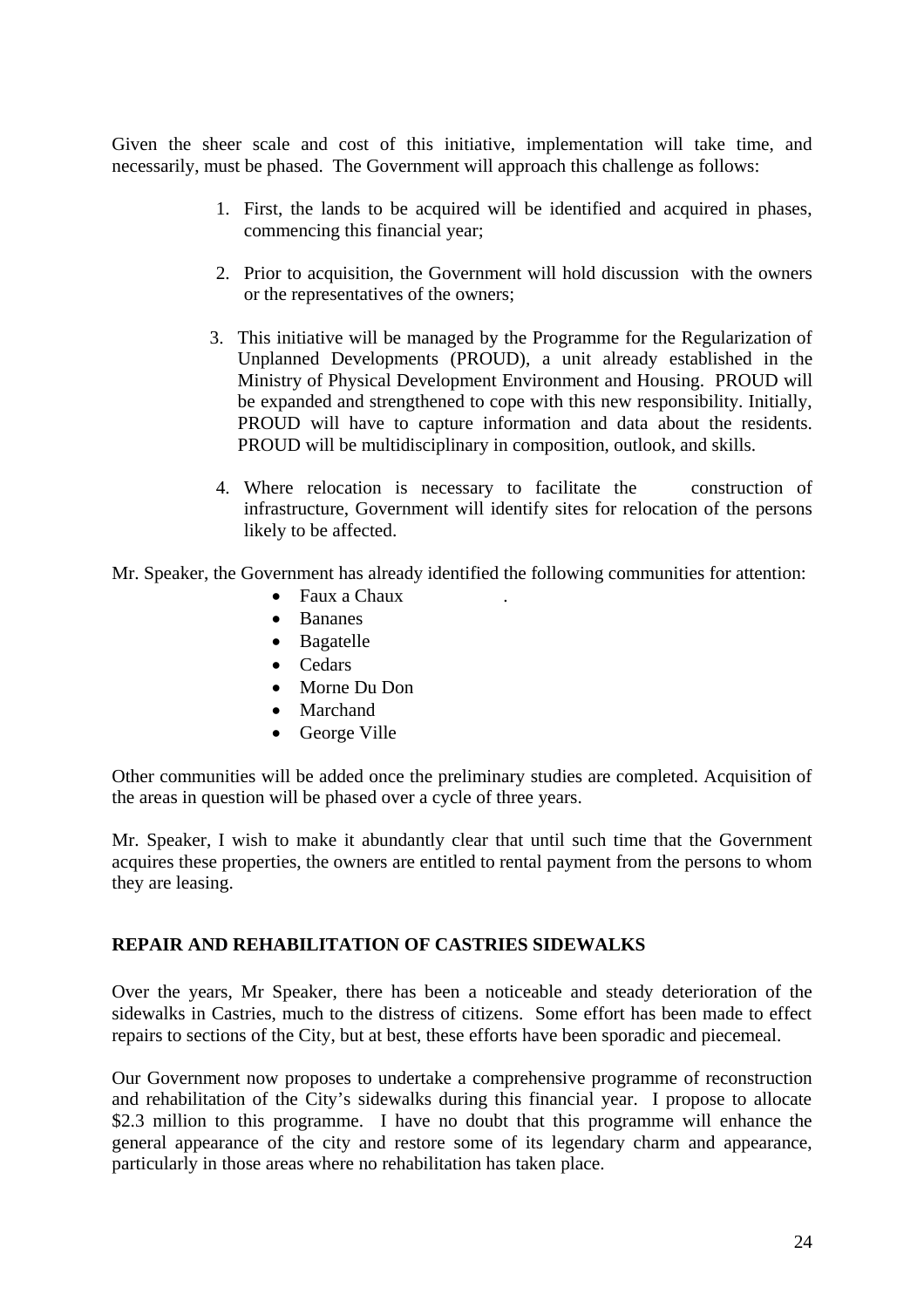Given the sheer scale and cost of this initiative, implementation will take time, and necessarily, must be phased. The Government will approach this challenge as follows:

1. First, the lands to be acquired will be identified and acquired in phases, commencing this financial year;
2. Prior to acquisition, the Government will hold discussion with the owners or the representatives of the owners;
3. This initiative will be managed by the Programme for the Regularization of Unplanned Developments (PROUD), a unit already established in the Ministry of Physical Development Environment and Housing. PROUD will be expanded and strengthened to cope with this new responsibility. Initially, PROUD will have to capture information and data about the residents. PROUD will be multidisciplinary in composition, outlook, and skills.
4. Where relocation is necessary to facilitate the construction of infrastructure, Government will identify sites for relocation of the persons likely to be affected.

Mr. Speaker, the Government has already identified the following communities for attention:

- Faux a Chaux .
- Bananes
- Bagatelle
- Cedars
- Morne Du Don
- Marchand
- George Ville

Other communities will be added once the preliminary studies are completed. Acquisition of the areas in question will be phased over a cycle of three years.

Mr. Speaker, I wish to make it abundantly clear that until such time that the Government acquires these properties, the owners are entitled to rental payment from the persons to whom they are leasing.

## REPAIR AND REHABILITATION OF CASTRIES SIDEWALKS

Over the years, Mr Speaker, there has been a noticeable and steady deterioration of the sidewalks in Castries, much to the distress of citizens. Some effort has been made to effect repairs to sections of the City, but at best, these efforts have been sporadic and piecemeal.

Our Government now proposes to undertake a comprehensive programme of reconstruction and rehabilitation of the City's sidewalks during this financial year. I propose to allocate $2.3 million to this programme. I have no doubt that this programme will enhance the general appearance of the city and restore some of its legendary charm and appearance, particularly in those areas where no rehabilitation has taken place.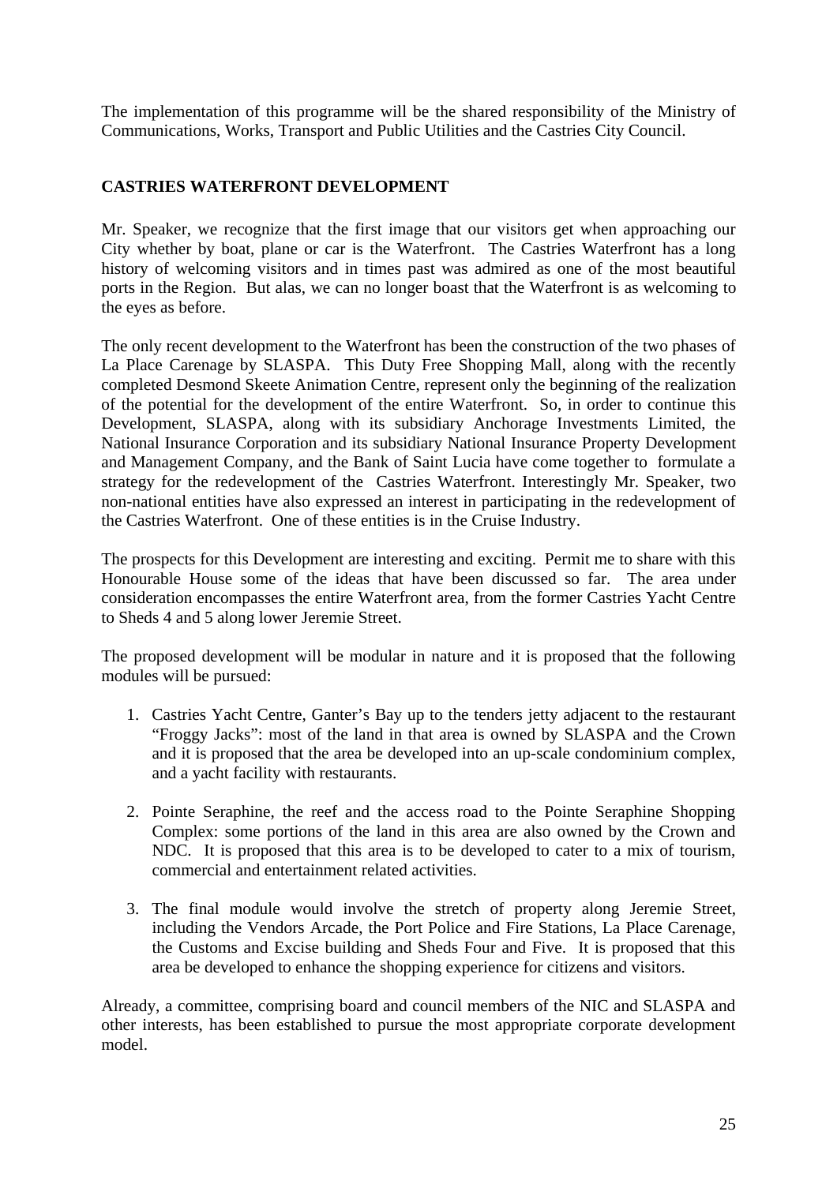The implementation of this programme will be the shared responsibility of the Ministry of Communications, Works, Transport and Public Utilities and the Castries City Council.

## CASTRIES WATERFRONT DEVELOPMENT

Mr. Speaker, we recognize that the first image that our visitors get when approaching our City whether by boat, plane or car is the Waterfront. The Castries Waterfront has a long history of welcoming visitors and in times past was admired as one of the most beautiful ports in the Region. But alas, we can no longer boast that the Waterfront is as welcoming to the eyes as before.

The only recent development to the Waterfront has been the construction of the two phases of La Place Carenage by SLASPA. This Duty Free Shopping Mall, along with the recently completed Desmond Skeete Animation Centre, represent only the beginning of the realization of the potential for the development of the entire Waterfront. So, in order to continue this Development, SLASPA, along with its subsidiary Anchorage Investments Limited, the National Insurance Corporation and its subsidiary National Insurance Property Development and Management Company, and the Bank of Saint Lucia have come together to formulate a strategy for the redevelopment of the Castries Waterfront. Interestingly Mr. Speaker, two non-national entities have also expressed an interest in participating in the redevelopment of the Castries Waterfront. One of these entities is in the Cruise Industry.

The prospects for this Development are interesting and exciting. Permit me to share with this Honourable House some of the ideas that have been discussed so far. The area under consideration encompasses the entire Waterfront area, from the former Castries Yacht Centre to Sheds 4 and 5 along lower Jeremie Street.

The proposed development will be modular in nature and it is proposed that the following modules will be pursued:

1. Castries Yacht Centre, Ganter's Bay up to the tenders jetty adjacent to the restaurant "Froggy Jacks": most of the land in that area is owned by SLASPA and the Crown and it is proposed that the area be developed into an up-scale condominium complex, and a yacht facility with restaurants.

2. Pointe Seraphine, the reef and the access road to the Pointe Seraphine Shopping Complex: some portions of the land in this area are also owned by the Crown and NDC. It is proposed that this area is to be developed to cater to a mix of tourism, commercial and entertainment related activities.

3. The final module would involve the stretch of property along Jeremie Street, including the Vendors Arcade, the Port Police and Fire Stations, La Place Carenage, the Customs and Excise building and Sheds Four and Five. It is proposed that this area be developed to enhance the shopping experience for citizens and visitors.

Already, a committee, comprising board and council members of the NIC and SLASPA and other interests, has been established to pursue the most appropriate corporate development model.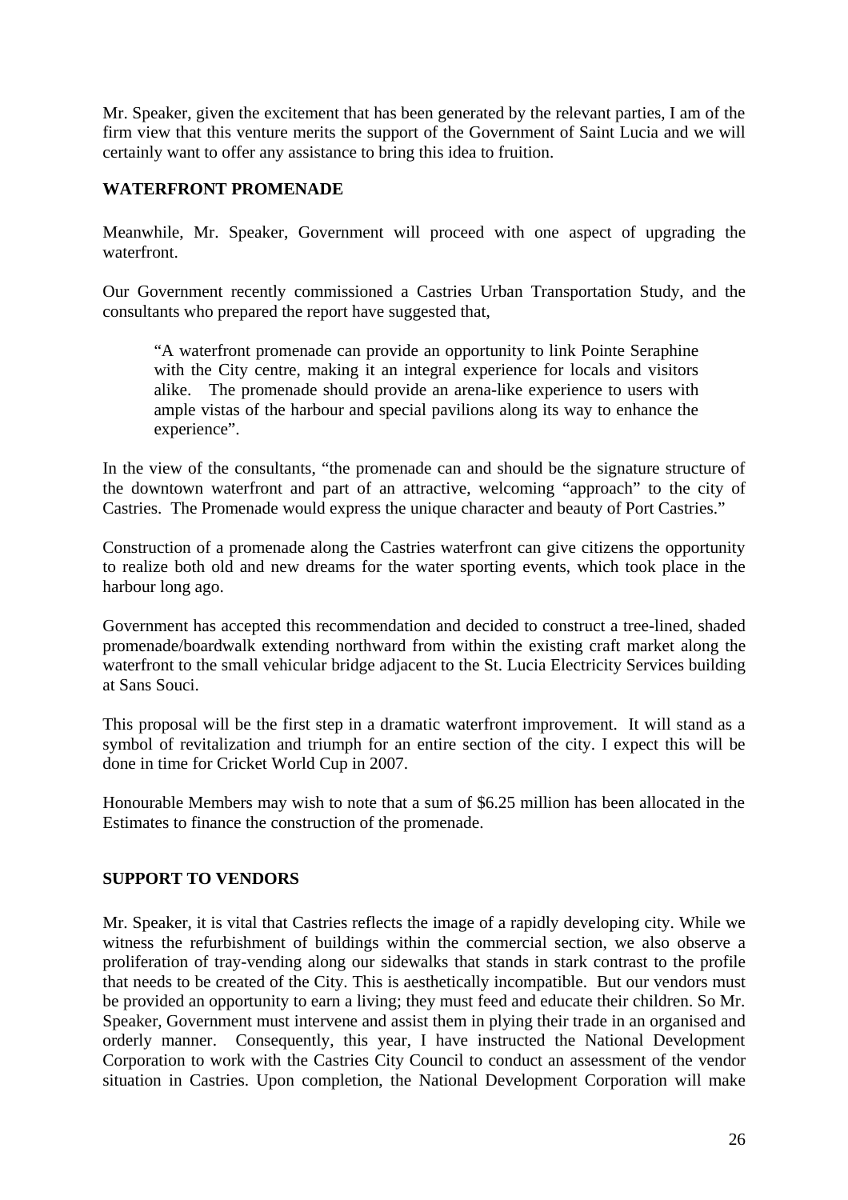Mr. Speaker, given the excitement that has been generated by the relevant parties, I am of the firm view that this venture merits the support of the Government of Saint Lucia and we will certainly want to offer any assistance to bring this idea to fruition.

## WATERFRONT PROMENADE

Meanwhile, Mr. Speaker, Government will proceed with one aspect of upgrading the waterfront.

Our Government recently commissioned a Castries Urban Transportation Study, and the consultants who prepared the report have suggested that,

> "A waterfront promenade can provide an opportunity to link Pointe Seraphine with the City centre, making it an integral experience for locals and visitors alike. The promenade should provide an arena-like experience to users with ample vistas of the harbour and special pavilions along its way to enhance the experience".

In the view of the consultants, "the promenade can and should be the signature structure of the downtown waterfront and part of an attractive, welcoming "approach" to the city of Castries. The Promenade would express the unique character and beauty of Port Castries."

Construction of a promenade along the Castries waterfront can give citizens the opportunity to realize both old and new dreams for the water sporting events, which took place in the harbour long ago.

Government has accepted this recommendation and decided to construct a tree-lined, shaded promenade/boardwalk extending northward from within the existing craft market along the waterfront to the small vehicular bridge adjacent to the St. Lucia Electricity Services building at Sans Souci.

This proposal will be the first step in a dramatic waterfront improvement. It will stand as a symbol of revitalization and triumph for an entire section of the city. I expect this will be done in time for Cricket World Cup in 2007.

Honourable Members may wish to note that a sum of $6.25 million has been allocated in the Estimates to finance the construction of the promenade.

## SUPPORT TO VENDORS

Mr. Speaker, it is vital that Castries reflects the image of a rapidly developing city. While we witness the refurbishment of buildings within the commercial section, we also observe a proliferation of tray-vending along our sidewalks that stands in stark contrast to the profile that needs to be created of the City. This is aesthetically incompatible. But our vendors must be provided an opportunity to earn a living; they must feed and educate their children. So Mr. Speaker, Government must intervene and assist them in plying their trade in an organised and orderly manner. Consequently, this year, I have instructed the National Development Corporation to work with the Castries City Council to conduct an assessment of the vendor situation in Castries. Upon completion, the National Development Corporation will make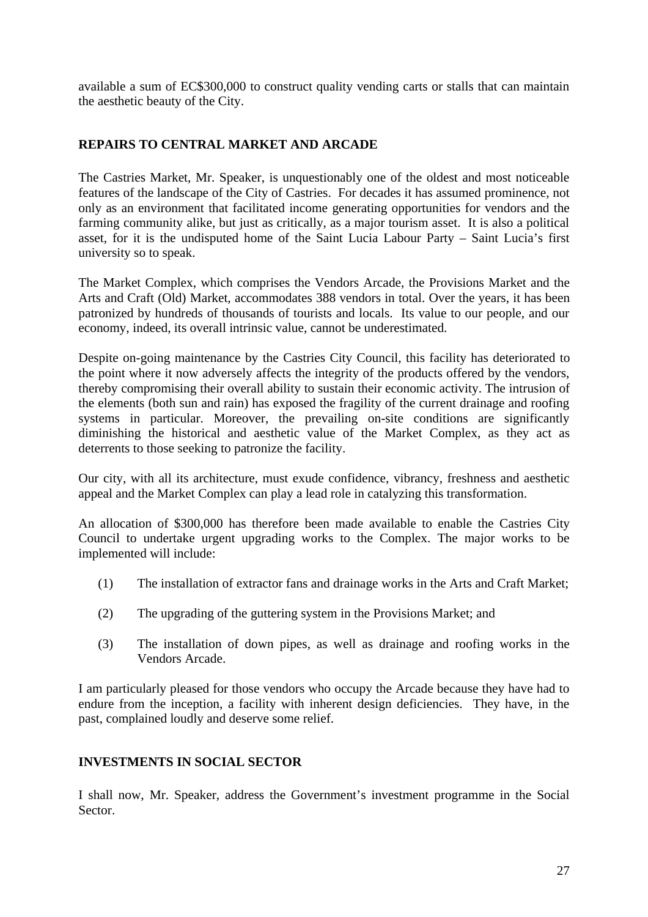available a sum of EC$300,000 to construct quality vending carts or stalls that can maintain the aesthetic beauty of the City.

## REPAIRS TO CENTRAL MARKET AND ARCADE

The Castries Market, Mr. Speaker, is unquestionably one of the oldest and most noticeable features of the landscape of the City of Castries. For decades it has assumed prominence, not only as an environment that facilitated income generating opportunities for vendors and the farming community alike, but just as critically, as a major tourism asset. It is also a political asset, for it is the undisputed home of the Saint Lucia Labour Party – Saint Lucia's first university so to speak.

The Market Complex, which comprises the Vendors Arcade, the Provisions Market and the Arts and Craft (Old) Market, accommodates 388 vendors in total. Over the years, it has been patronized by hundreds of thousands of tourists and locals. Its value to our people, and our economy, indeed, its overall intrinsic value, cannot be underestimated.

Despite on-going maintenance by the Castries City Council, this facility has deteriorated to the point where it now adversely affects the integrity of the products offered by the vendors, thereby compromising their overall ability to sustain their economic activity. The intrusion of the elements (both sun and rain) has exposed the fragility of the current drainage and roofing systems in particular. Moreover, the prevailing on-site conditions are significantly diminishing the historical and aesthetic value of the Market Complex, as they act as deterrents to those seeking to patronize the facility.

Our city, with all its architecture, must exude confidence, vibrancy, freshness and aesthetic appeal and the Market Complex can play a lead role in catalyzing this transformation.

An allocation of $300,000 has therefore been made available to enable the Castries City Council to undertake urgent upgrading works to the Complex. The major works to be implemented will include:

(1) The installation of extractor fans and drainage works in the Arts and Craft Market;

(2) The upgrading of the guttering system in the Provisions Market; and

(3) The installation of down pipes, as well as drainage and roofing works in the Vendors Arcade.

I am particularly pleased for those vendors who occupy the Arcade because they have had to endure from the inception, a facility with inherent design deficiencies. They have, in the past, complained loudly and deserve some relief.

## INVESTMENTS IN SOCIAL SECTOR

I shall now, Mr. Speaker, address the Government's investment programme in the Social Sector.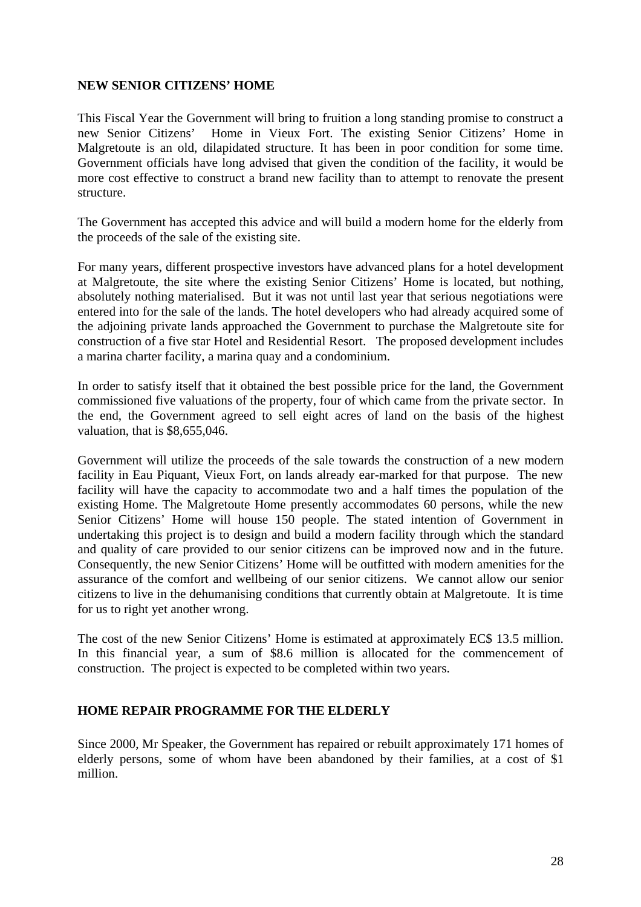## NEW SENIOR CITIZENS' HOME

This Fiscal Year the Government will bring to fruition a long standing promise to construct a new Senior Citizens' Home in Vieux Fort. The existing Senior Citizens' Home in Malgretoute is an old, dilapidated structure. It has been in poor condition for some time. Government officials have long advised that given the condition of the facility, it would be more cost effective to construct a brand new facility than to attempt to renovate the present structure.

The Government has accepted this advice and will build a modern home for the elderly from the proceeds of the sale of the existing site.

For many years, different prospective investors have advanced plans for a hotel development at Malgretoute, the site where the existing Senior Citizens' Home is located, but nothing, absolutely nothing materialised. But it was not until last year that serious negotiations were entered into for the sale of the lands. The hotel developers who had already acquired some of the adjoining private lands approached the Government to purchase the Malgretoute site for construction of a five star Hotel and Residential Resort. The proposed development includes a marina charter facility, a marina quay and a condominium.

In order to satisfy itself that it obtained the best possible price for the land, the Government commissioned five valuations of the property, four of which came from the private sector. In the end, the Government agreed to sell eight acres of land on the basis of the highest valuation, that is $8,655,046.

Government will utilize the proceeds of the sale towards the construction of a new modern facility in Eau Piquant, Vieux Fort, on lands already ear-marked for that purpose. The new facility will have the capacity to accommodate two and a half times the population of the existing Home. The Malgretoute Home presently accommodates 60 persons, while the new Senior Citizens' Home will house 150 people. The stated intention of Government in undertaking this project is to design and build a modern facility through which the standard and quality of care provided to our senior citizens can be improved now and in the future. Consequently, the new Senior Citizens' Home will be outfitted with modern amenities for the assurance of the comfort and wellbeing of our senior citizens. We cannot allow our senior citizens to live in the dehumanising conditions that currently obtain at Malgretoute. It is time for us to right yet another wrong.

The cost of the new Senior Citizens' Home is estimated at approximately EC$ 13.5 million. In this financial year, a sum of $8.6 million is allocated for the commencement of construction. The project is expected to be completed within two years.

## HOME REPAIR PROGRAMME FOR THE ELDERLY

Since 2000, Mr Speaker, the Government has repaired or rebuilt approximately 171 homes of elderly persons, some of whom have been abandoned by their families, at a cost of $1 million.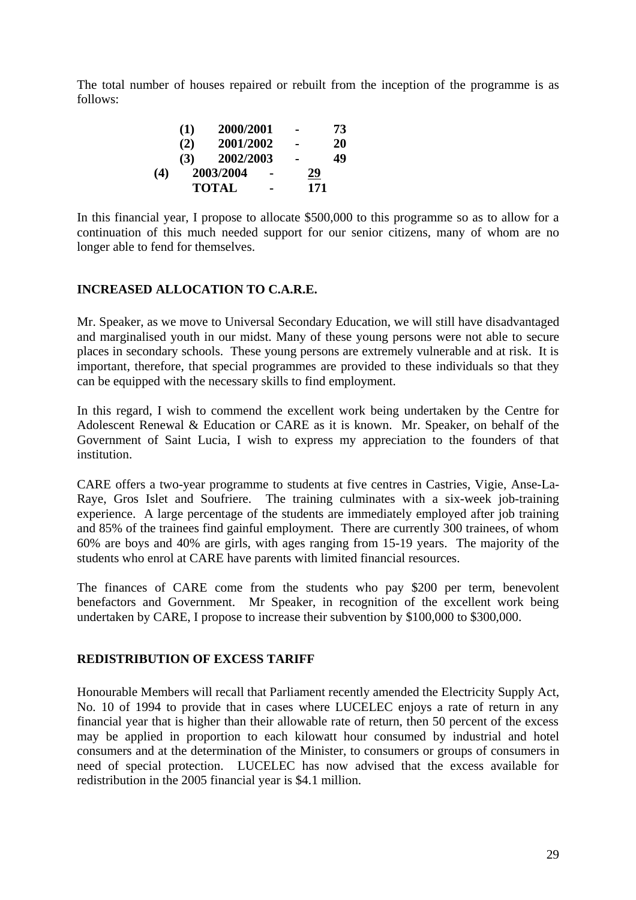The total number of houses repaired or rebuilt from the inception of the programme is as follows:

| | | | |
|---|---|---|---|
| **(1)** | **2000/2001** | **-** | **73** |
| **(2)** | **2001/2002** | **-** | **20** |
| **(3)** | **2002/2003** | **-** | **49** |
| **(4)** | **2003/2004** | **-** | **29** |
| | **TOTAL** | **-** | **171** |

In this financial year, I propose to allocate \$500,000 to this programme so as to allow for a continuation of this much needed support for our senior citizens, many of whom are no longer able to fend for themselves.

## INCREASED ALLOCATION TO C.A.R.E.

Mr. Speaker, as we move to Universal Secondary Education, we will still have disadvantaged and marginalised youth in our midst. Many of these young persons were not able to secure places in secondary schools. These young persons are extremely vulnerable and at risk. It is important, therefore, that special programmes are provided to these individuals so that they can be equipped with the necessary skills to find employment.

In this regard, I wish to commend the excellent work being undertaken by the Centre for Adolescent Renewal & Education or CARE as it is known. Mr. Speaker, on behalf of the Government of Saint Lucia, I wish to express my appreciation to the founders of that institution.

CARE offers a two-year programme to students at five centres in Castries, Vigie, Anse-La-Raye, Gros Islet and Soufriere. The training culminates with a six-week job-training experience. A large percentage of the students are immediately employed after job training and 85% of the trainees find gainful employment. There are currently 300 trainees, of whom 60% are boys and 40% are girls, with ages ranging from 15-19 years. The majority of the students who enrol at CARE have parents with limited financial resources.

The finances of CARE come from the students who pay \$200 per term, benevolent benefactors and Government. Mr Speaker, in recognition of the excellent work being undertaken by CARE, I propose to increase their subvention by \$100,000 to \$300,000.

## REDISTRIBUTION OF EXCESS TARIFF

Honourable Members will recall that Parliament recently amended the Electricity Supply Act, No. 10 of 1994 to provide that in cases where LUCELEC enjoys a rate of return in any financial year that is higher than their allowable rate of return, then 50 percent of the excess may be applied in proportion to each kilowatt hour consumed by industrial and hotel consumers and at the determination of the Minister, to consumers or groups of consumers in need of special protection. LUCELEC has now advised that the excess available for redistribution in the 2005 financial year is \$4.1 million.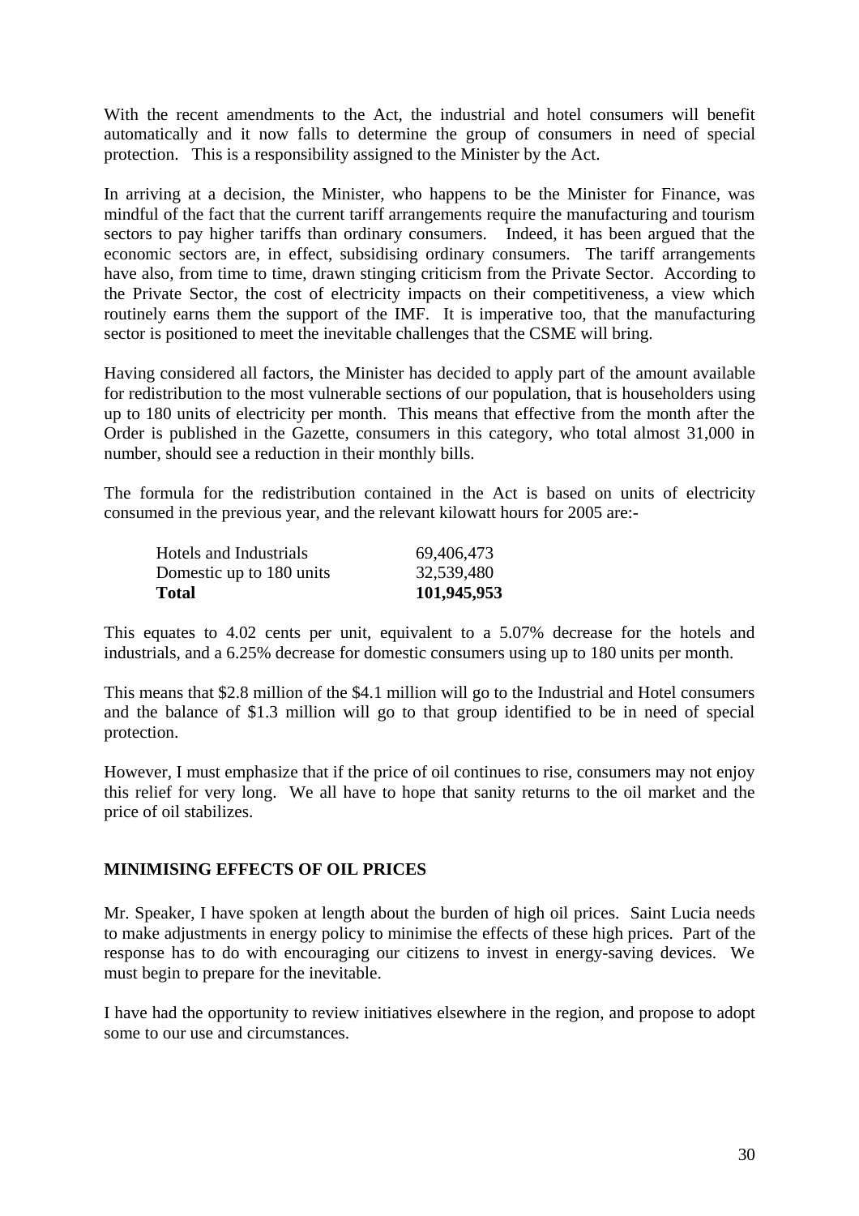With the recent amendments to the Act, the industrial and hotel consumers will benefit automatically and it now falls to determine the group of consumers in need of special protection. This is a responsibility assigned to the Minister by the Act.

In arriving at a decision, the Minister, who happens to be the Minister for Finance, was mindful of the fact that the current tariff arrangements require the manufacturing and tourism sectors to pay higher tariffs than ordinary consumers. Indeed, it has been argued that the economic sectors are, in effect, subsidising ordinary consumers. The tariff arrangements have also, from time to time, drawn stinging criticism from the Private Sector. According to the Private Sector, the cost of electricity impacts on their competitiveness, a view which routinely earns them the support of the IMF. It is imperative too, that the manufacturing sector is positioned to meet the inevitable challenges that the CSME will bring.

Having considered all factors, the Minister has decided to apply part of the amount available for redistribution to the most vulnerable sections of our population, that is householders using up to 180 units of electricity per month. This means that effective from the month after the Order is published in the Gazette, consumers in this category, who total almost 31,000 in number, should see a reduction in their monthly bills.

The formula for the redistribution contained in the Act is based on units of electricity consumed in the previous year, and the relevant kilowatt hours for 2005 are:-

| | |
|---|---|
| Hotels and Industrials | 69,406,473 |
| Domestic up to 180 units | 32,539,480 |
| **Total** | **101,945,953** |

This equates to 4.02 cents per unit, equivalent to a 5.07% decrease for the hotels and industrials, and a 6.25% decrease for domestic consumers using up to 180 units per month.

This means that $2.8 million of the $4.1 million will go to the Industrial and Hotel consumers and the balance of $1.3 million will go to that group identified to be in need of special protection.

However, I must emphasize that if the price of oil continues to rise, consumers may not enjoy this relief for very long. We all have to hope that sanity returns to the oil market and the price of oil stabilizes.

## MINIMISING EFFECTS OF OIL PRICES

Mr. Speaker, I have spoken at length about the burden of high oil prices. Saint Lucia needs to make adjustments in energy policy to minimise the effects of these high prices. Part of the response has to do with encouraging our citizens to invest in energy-saving devices. We must begin to prepare for the inevitable.

I have had the opportunity to review initiatives elsewhere in the region, and propose to adopt some to our use and circumstances.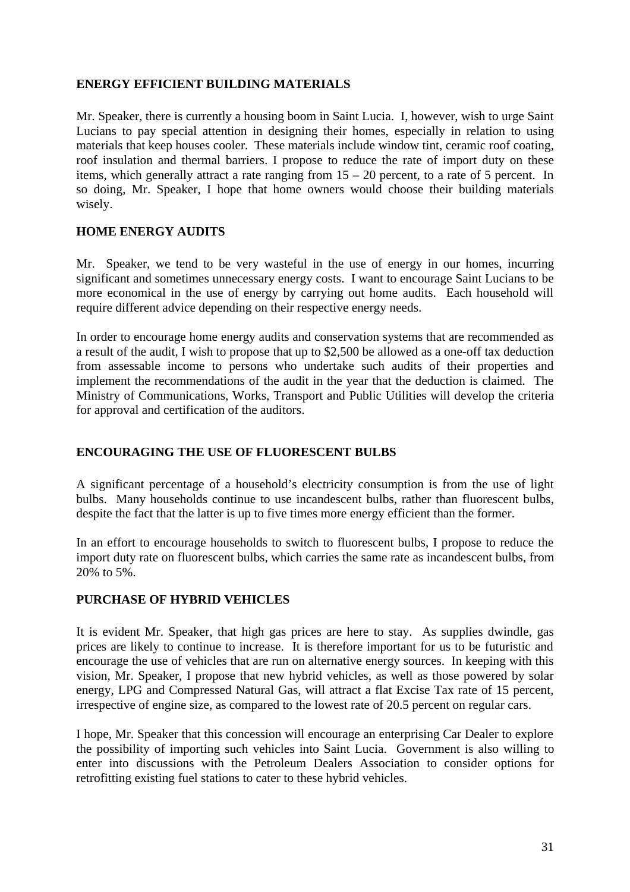## ENERGY EFFICIENT BUILDING MATERIALS

Mr. Speaker, there is currently a housing boom in Saint Lucia. I, however, wish to urge Saint Lucians to pay special attention in designing their homes, especially in relation to using materials that keep houses cooler. These materials include window tint, ceramic roof coating, roof insulation and thermal barriers. I propose to reduce the rate of import duty on these items, which generally attract a rate ranging from 15 – 20 percent, to a rate of 5 percent. In so doing, Mr. Speaker, I hope that home owners would choose their building materials wisely.

## HOME ENERGY AUDITS

Mr. Speaker, we tend to be very wasteful in the use of energy in our homes, incurring significant and sometimes unnecessary energy costs. I want to encourage Saint Lucians to be more economical in the use of energy by carrying out home audits. Each household will require different advice depending on their respective energy needs.

In order to encourage home energy audits and conservation systems that are recommended as a result of the audit, I wish to propose that up to $2,500 be allowed as a one-off tax deduction from assessable income to persons who undertake such audits of their properties and implement the recommendations of the audit in the year that the deduction is claimed. The Ministry of Communications, Works, Transport and Public Utilities will develop the criteria for approval and certification of the auditors.

## ENCOURAGING THE USE OF FLUORESCENT BULBS

A significant percentage of a household's electricity consumption is from the use of light bulbs. Many households continue to use incandescent bulbs, rather than fluorescent bulbs, despite the fact that the latter is up to five times more energy efficient than the former.

In an effort to encourage households to switch to fluorescent bulbs, I propose to reduce the import duty rate on fluorescent bulbs, which carries the same rate as incandescent bulbs, from 20% to 5%.

## PURCHASE OF HYBRID VEHICLES

It is evident Mr. Speaker, that high gas prices are here to stay. As supplies dwindle, gas prices are likely to continue to increase. It is therefore important for us to be futuristic and encourage the use of vehicles that are run on alternative energy sources. In keeping with this vision, Mr. Speaker, I propose that new hybrid vehicles, as well as those powered by solar energy, LPG and Compressed Natural Gas, will attract a flat Excise Tax rate of 15 percent, irrespective of engine size, as compared to the lowest rate of 20.5 percent on regular cars.

I hope, Mr. Speaker that this concession will encourage an enterprising Car Dealer to explore the possibility of importing such vehicles into Saint Lucia. Government is also willing to enter into discussions with the Petroleum Dealers Association to consider options for retrofitting existing fuel stations to cater to these hybrid vehicles.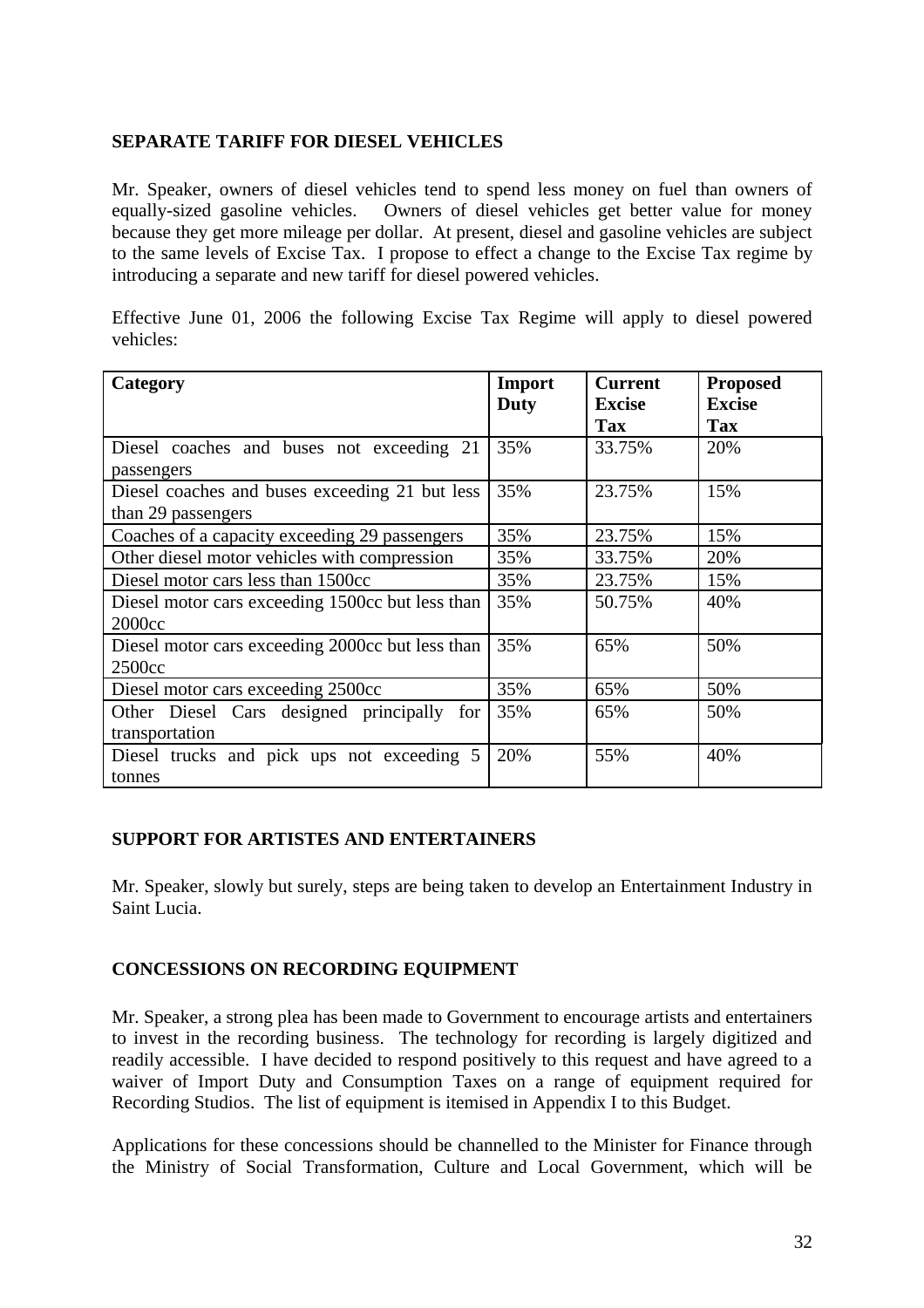**SEPARATE TARIFF FOR DIESEL VEHICLES**

Mr. Speaker, owners of diesel vehicles tend to spend less money on fuel than owners of equally-sized gasoline vehicles. Owners of diesel vehicles get better value for money because they get more mileage per dollar. At present, diesel and gasoline vehicles are subject to the same levels of Excise Tax. I propose to effect a change to the Excise Tax regime by introducing a separate and new tariff for diesel powered vehicles.

Effective June 01, 2006 the following Excise Tax Regime will apply to diesel powered vehicles:

| Category | Import Duty | Current Excise Tax | Proposed Excise Tax |
|---|---|---|---|
| Diesel coaches and buses not exceeding 21 passengers | 35% | 33.75% | 20% |
| Diesel coaches and buses exceeding 21 but less than 29 passengers | 35% | 23.75% | 15% |
| Coaches of a capacity exceeding 29 passengers | 35% | 23.75% | 15% |
| Other diesel motor vehicles with compression | 35% | 33.75% | 20% |
| Diesel motor cars less than 1500cc | 35% | 23.75% | 15% |
| Diesel motor cars exceeding 1500cc but less than 2000cc | 35% | 50.75% | 40% |
| Diesel motor cars exceeding 2000cc but less than 2500cc | 35% | 65% | 50% |
| Diesel motor cars exceeding 2500cc | 35% | 65% | 50% |
| Other Diesel Cars designed principally for transportation | 35% | 65% | 50% |
| Diesel trucks and pick ups not exceeding 5 tonnes | 20% | 55% | 40% |

**SUPPORT FOR ARTISTES AND ENTERTAINERS**

Mr. Speaker, slowly but surely, steps are being taken to develop an Entertainment Industry in Saint Lucia.

**CONCESSIONS ON RECORDING EQUIPMENT**

Mr. Speaker, a strong plea has been made to Government to encourage artists and entertainers to invest in the recording business. The technology for recording is largely digitized and readily accessible. I have decided to respond positively to this request and have agreed to a waiver of Import Duty and Consumption Taxes on a range of equipment required for Recording Studios. The list of equipment is itemised in Appendix I to this Budget.

Applications for these concessions should be channelled to the Minister for Finance through the Ministry of Social Transformation, Culture and Local Government, which will be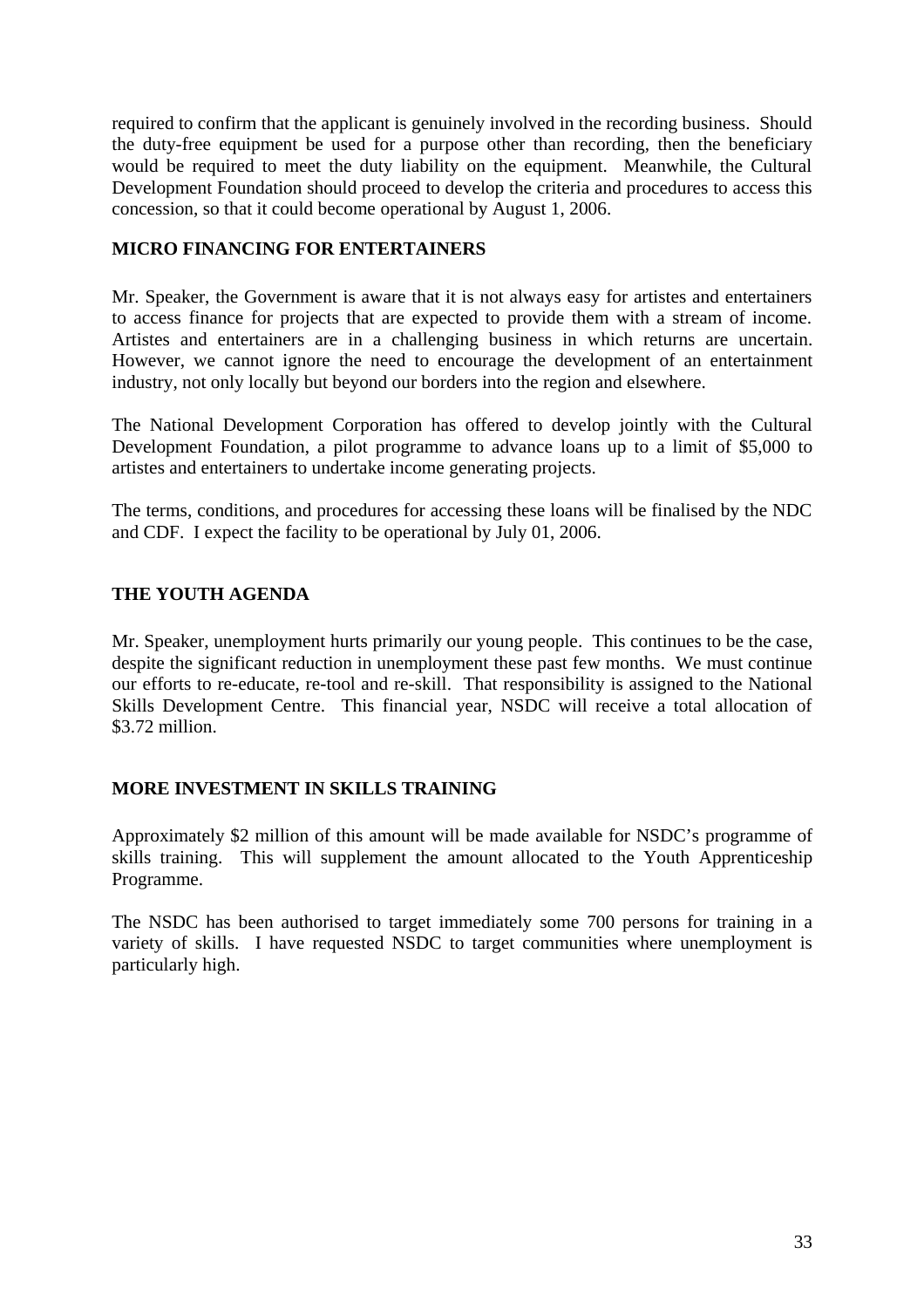required to confirm that the applicant is genuinely involved in the recording business. Should the duty-free equipment be used for a purpose other than recording, then the beneficiary would be required to meet the duty liability on the equipment. Meanwhile, the Cultural Development Foundation should proceed to develop the criteria and procedures to access this concession, so that it could become operational by August 1, 2006.

## MICRO FINANCING FOR ENTERTAINERS

Mr. Speaker, the Government is aware that it is not always easy for artistes and entertainers to access finance for projects that are expected to provide them with a stream of income. Artistes and entertainers are in a challenging business in which returns are uncertain. However, we cannot ignore the need to encourage the development of an entertainment industry, not only locally but beyond our borders into the region and elsewhere.

The National Development Corporation has offered to develop jointly with the Cultural Development Foundation, a pilot programme to advance loans up to a limit of $5,000 to artistes and entertainers to undertake income generating projects.

The terms, conditions, and procedures for accessing these loans will be finalised by the NDC and CDF. I expect the facility to be operational by July 01, 2006.

## THE YOUTH AGENDA

Mr. Speaker, unemployment hurts primarily our young people. This continues to be the case, despite the significant reduction in unemployment these past few months. We must continue our efforts to re-educate, re-tool and re-skill. That responsibility is assigned to the National Skills Development Centre. This financial year, NSDC will receive a total allocation of $3.72 million.

## MORE INVESTMENT IN SKILLS TRAINING

Approximately $2 million of this amount will be made available for NSDC's programme of skills training. This will supplement the amount allocated to the Youth Apprenticeship Programme.

The NSDC has been authorised to target immediately some 700 persons for training in a variety of skills. I have requested NSDC to target communities where unemployment is particularly high.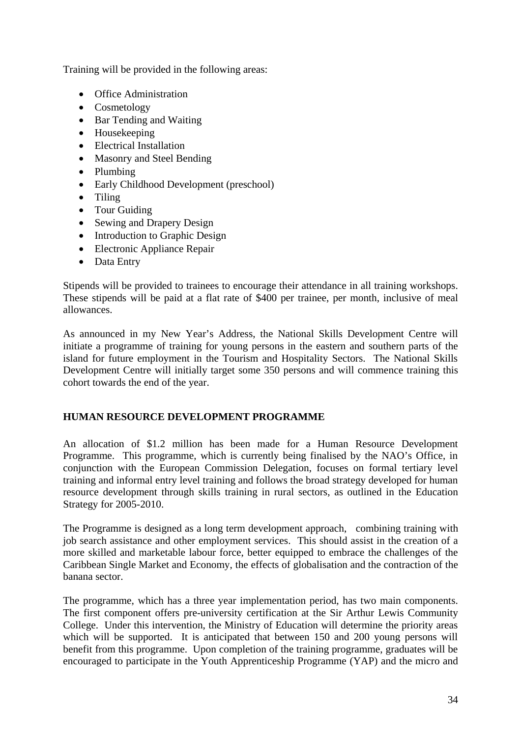Training will be provided in the following areas:

- Office Administration
- Cosmetology
- Bar Tending and Waiting
- Housekeeping
- Electrical Installation
- Masonry and Steel Bending
- Plumbing
- Early Childhood Development (preschool)
- Tiling
- Tour Guiding
- Sewing and Drapery Design
- Introduction to Graphic Design
- Electronic Appliance Repair
- Data Entry

Stipends will be provided to trainees to encourage their attendance in all training workshops. These stipends will be paid at a flat rate of $400 per trainee, per month, inclusive of meal allowances.

As announced in my New Year's Address, the National Skills Development Centre will initiate a programme of training for young persons in the eastern and southern parts of the island for future employment in the Tourism and Hospitality Sectors. The National Skills Development Centre will initially target some 350 persons and will commence training this cohort towards the end of the year.

## HUMAN RESOURCE DEVELOPMENT PROGRAMME

An allocation of $1.2 million has been made for a Human Resource Development Programme. This programme, which is currently being finalised by the NAO's Office, in conjunction with the European Commission Delegation, focuses on formal tertiary level training and informal entry level training and follows the broad strategy developed for human resource development through skills training in rural sectors, as outlined in the Education Strategy for 2005-2010.

The Programme is designed as a long term development approach, combining training with job search assistance and other employment services. This should assist in the creation of a more skilled and marketable labour force, better equipped to embrace the challenges of the Caribbean Single Market and Economy, the effects of globalisation and the contraction of the banana sector.

The programme, which has a three year implementation period, has two main components. The first component offers pre-university certification at the Sir Arthur Lewis Community College. Under this intervention, the Ministry of Education will determine the priority areas which will be supported. It is anticipated that between 150 and 200 young persons will benefit from this programme. Upon completion of the training programme, graduates will be encouraged to participate in the Youth Apprenticeship Programme (YAP) and the micro and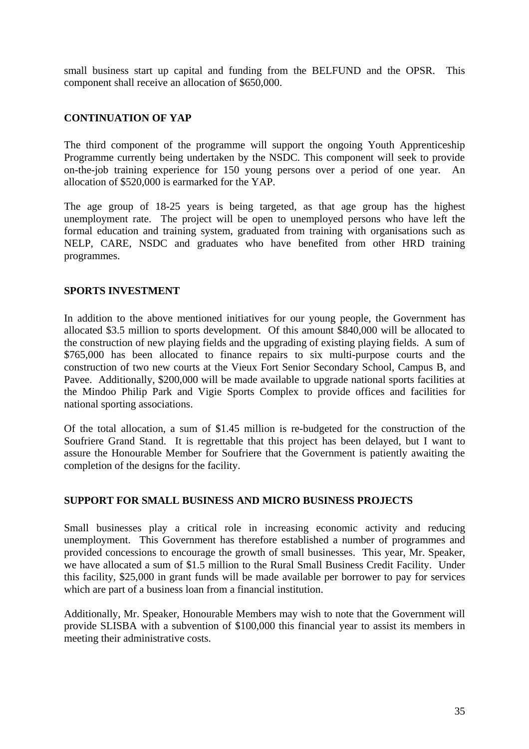small business start up capital and funding from the BELFUND and the OPSR. This component shall receive an allocation of $650,000.

## CONTINUATION OF YAP

The third component of the programme will support the ongoing Youth Apprenticeship Programme currently being undertaken by the NSDC. This component will seek to provide on-the-job training experience for 150 young persons over a period of one year. An allocation of $520,000 is earmarked for the YAP.

The age group of 18-25 years is being targeted, as that age group has the highest unemployment rate. The project will be open to unemployed persons who have left the formal education and training system, graduated from training with organisations such as NELP, CARE, NSDC and graduates who have benefited from other HRD training programmes.

## SPORTS INVESTMENT

In addition to the above mentioned initiatives for our young people, the Government has allocated $3.5 million to sports development. Of this amount $840,000 will be allocated to the construction of new playing fields and the upgrading of existing playing fields. A sum of $765,000 has been allocated to finance repairs to six multi-purpose courts and the construction of two new courts at the Vieux Fort Senior Secondary School, Campus B, and Pavee. Additionally, $200,000 will be made available to upgrade national sports facilities at the Mindoo Philip Park and Vigie Sports Complex to provide offices and facilities for national sporting associations.

Of the total allocation, a sum of $1.45 million is re-budgeted for the construction of the Soufriere Grand Stand. It is regrettable that this project has been delayed, but I want to assure the Honourable Member for Soufriere that the Government is patiently awaiting the completion of the designs for the facility.

## SUPPORT FOR SMALL BUSINESS AND MICRO BUSINESS PROJECTS

Small businesses play a critical role in increasing economic activity and reducing unemployment. This Government has therefore established a number of programmes and provided concessions to encourage the growth of small businesses. This year, Mr. Speaker, we have allocated a sum of $1.5 million to the Rural Small Business Credit Facility. Under this facility, $25,000 in grant funds will be made available per borrower to pay for services which are part of a business loan from a financial institution.

Additionally, Mr. Speaker, Honourable Members may wish to note that the Government will provide SLISBA with a subvention of $100,000 this financial year to assist its members in meeting their administrative costs.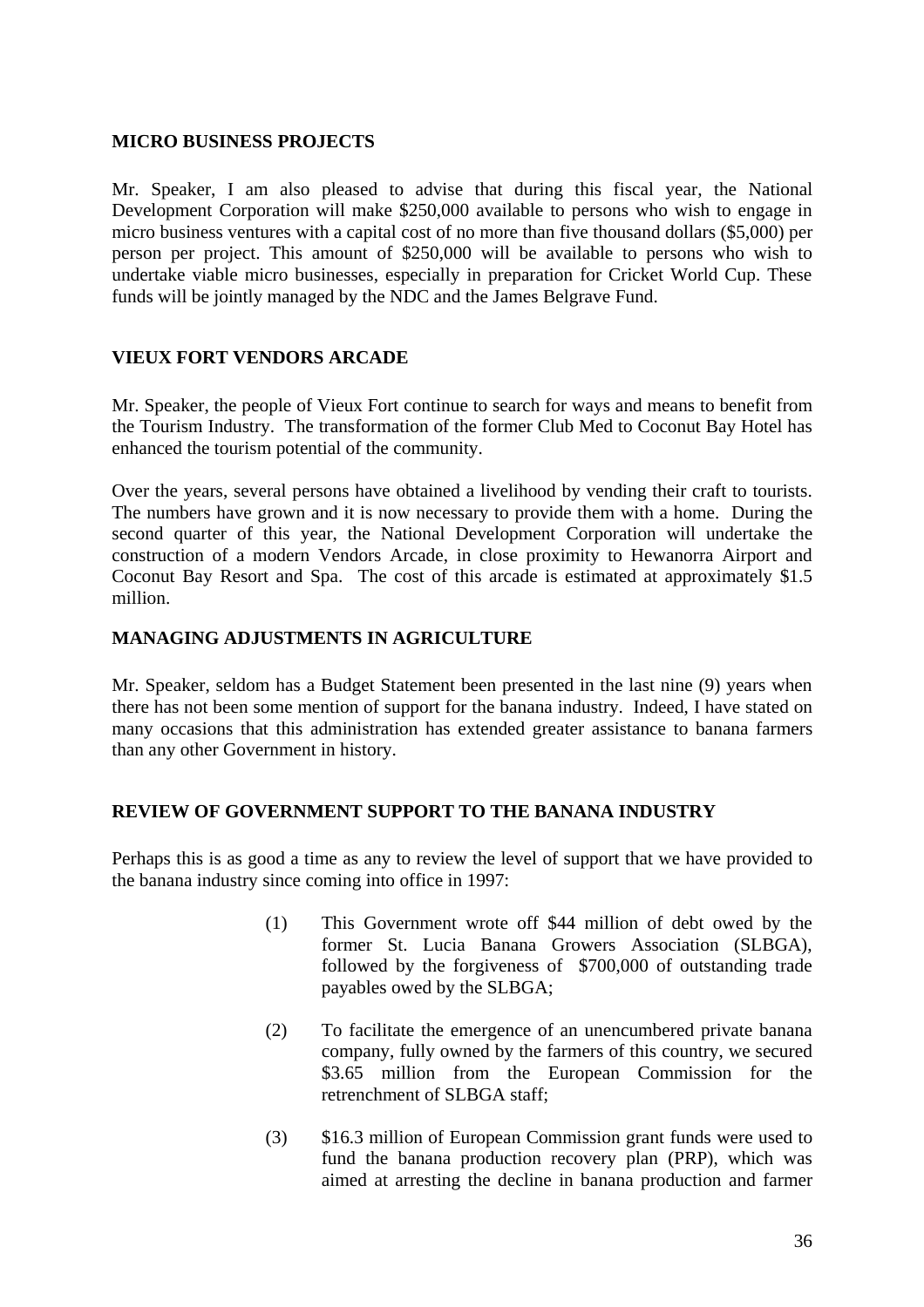## MICRO BUSINESS PROJECTS

Mr. Speaker, I am also pleased to advise that during this fiscal year, the National Development Corporation will make $250,000 available to persons who wish to engage in micro business ventures with a capital cost of no more than five thousand dollars ($5,000) per person per project. This amount of $250,000 will be available to persons who wish to undertake viable micro businesses, especially in preparation for Cricket World Cup. These funds will be jointly managed by the NDC and the James Belgrave Fund.

## VIEUX FORT VENDORS ARCADE

Mr. Speaker, the people of Vieux Fort continue to search for ways and means to benefit from the Tourism Industry. The transformation of the former Club Med to Coconut Bay Hotel has enhanced the tourism potential of the community.

Over the years, several persons have obtained a livelihood by vending their craft to tourists. The numbers have grown and it is now necessary to provide them with a home. During the second quarter of this year, the National Development Corporation will undertake the construction of a modern Vendors Arcade, in close proximity to Hewanorra Airport and Coconut Bay Resort and Spa. The cost of this arcade is estimated at approximately $1.5 million.

## MANAGING ADJUSTMENTS IN AGRICULTURE

Mr. Speaker, seldom has a Budget Statement been presented in the last nine (9) years when there has not been some mention of support for the banana industry. Indeed, I have stated on many occasions that this administration has extended greater assistance to banana farmers than any other Government in history.

## REVIEW OF GOVERNMENT SUPPORT TO THE BANANA INDUSTRY

Perhaps this is as good a time as any to review the level of support that we have provided to the banana industry since coming into office in 1997:

(1) This Government wrote off $44 million of debt owed by the former St. Lucia Banana Growers Association (SLBGA), followed by the forgiveness of $700,000 of outstanding trade payables owed by the SLBGA;

(2) To facilitate the emergence of an unencumbered private banana company, fully owned by the farmers of this country, we secured $3.65 million from the European Commission for the retrenchment of SLBGA staff;

(3) $16.3 million of European Commission grant funds were used to fund the banana production recovery plan (PRP), which was aimed at arresting the decline in banana production and farmer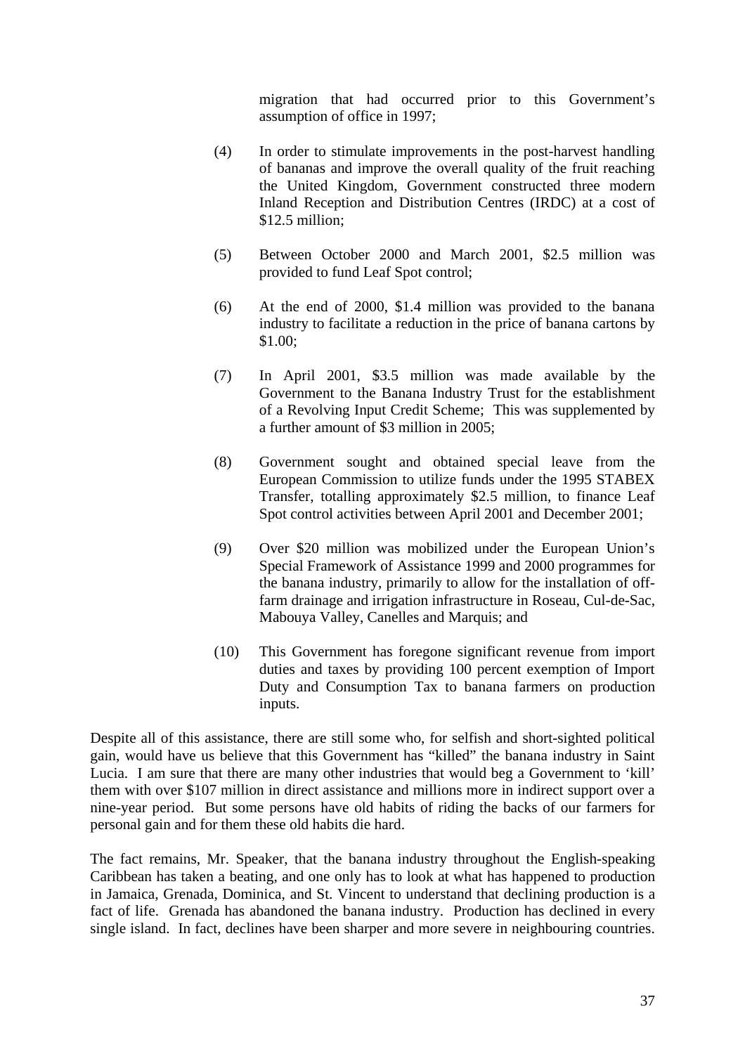migration that had occurred prior to this Government's assumption of office in 1997;

(4) In order to stimulate improvements in the post-harvest handling of bananas and improve the overall quality of the fruit reaching the United Kingdom, Government constructed three modern Inland Reception and Distribution Centres (IRDC) at a cost of $12.5 million;

(5) Between October 2000 and March 2001, $2.5 million was provided to fund Leaf Spot control;

(6) At the end of 2000, $1.4 million was provided to the banana industry to facilitate a reduction in the price of banana cartons by $1.00;

(7) In April 2001, $3.5 million was made available by the Government to the Banana Industry Trust for the establishment of a Revolving Input Credit Scheme; This was supplemented by a further amount of $3 million in 2005;

(8) Government sought and obtained special leave from the European Commission to utilize funds under the 1995 STABEX Transfer, totalling approximately $2.5 million, to finance Leaf Spot control activities between April 2001 and December 2001;

(9) Over $20 million was mobilized under the European Union's Special Framework of Assistance 1999 and 2000 programmes for the banana industry, primarily to allow for the installation of off-farm drainage and irrigation infrastructure in Roseau, Cul-de-Sac, Mabouya Valley, Canelles and Marquis; and

(10) This Government has foregone significant revenue from import duties and taxes by providing 100 percent exemption of Import Duty and Consumption Tax to banana farmers on production inputs.

Despite all of this assistance, there are still some who, for selfish and short-sighted political gain, would have us believe that this Government has "killed" the banana industry in Saint Lucia. I am sure that there are many other industries that would beg a Government to 'kill' them with over $107 million in direct assistance and millions more in indirect support over a nine-year period. But some persons have old habits of riding the backs of our farmers for personal gain and for them these old habits die hard.

The fact remains, Mr. Speaker, that the banana industry throughout the English-speaking Caribbean has taken a beating, and one only has to look at what has happened to production in Jamaica, Grenada, Dominica, and St. Vincent to understand that declining production is a fact of life. Grenada has abandoned the banana industry. Production has declined in every single island. In fact, declines have been sharper and more severe in neighbouring countries.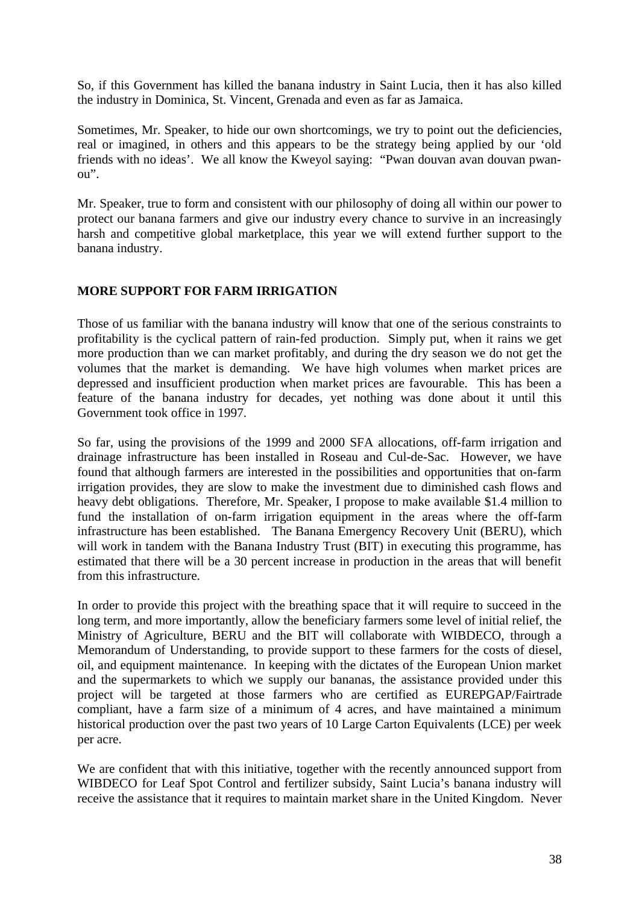So, if this Government has killed the banana industry in Saint Lucia, then it has also killed the industry in Dominica, St. Vincent, Grenada and even as far as Jamaica.

Sometimes, Mr. Speaker, to hide our own shortcomings, we try to point out the deficiencies, real or imagined, in others and this appears to be the strategy being applied by our 'old friends with no ideas'. We all know the Kweyol saying: "Pwan douvan avan douvan pwan-ou".

Mr. Speaker, true to form and consistent with our philosophy of doing all within our power to protect our banana farmers and give our industry every chance to survive in an increasingly harsh and competitive global marketplace, this year we will extend further support to the banana industry.

## MORE SUPPORT FOR FARM IRRIGATION

Those of us familiar with the banana industry will know that one of the serious constraints to profitability is the cyclical pattern of rain-fed production. Simply put, when it rains we get more production than we can market profitably, and during the dry season we do not get the volumes that the market is demanding. We have high volumes when market prices are depressed and insufficient production when market prices are favourable. This has been a feature of the banana industry for decades, yet nothing was done about it until this Government took office in 1997.

So far, using the provisions of the 1999 and 2000 SFA allocations, off-farm irrigation and drainage infrastructure has been installed in Roseau and Cul-de-Sac. However, we have found that although farmers are interested in the possibilities and opportunities that on-farm irrigation provides, they are slow to make the investment due to diminished cash flows and heavy debt obligations. Therefore, Mr. Speaker, I propose to make available $1.4 million to fund the installation of on-farm irrigation equipment in the areas where the off-farm infrastructure has been established. The Banana Emergency Recovery Unit (BERU), which will work in tandem with the Banana Industry Trust (BIT) in executing this programme, has estimated that there will be a 30 percent increase in production in the areas that will benefit from this infrastructure.

In order to provide this project with the breathing space that it will require to succeed in the long term, and more importantly, allow the beneficiary farmers some level of initial relief, the Ministry of Agriculture, BERU and the BIT will collaborate with WIBDECO, through a Memorandum of Understanding, to provide support to these farmers for the costs of diesel, oil, and equipment maintenance. In keeping with the dictates of the European Union market and the supermarkets to which we supply our bananas, the assistance provided under this project will be targeted at those farmers who are certified as EUREPGAP/Fairtrade compliant, have a farm size of a minimum of 4 acres, and have maintained a minimum historical production over the past two years of 10 Large Carton Equivalents (LCE) per week per acre.

We are confident that with this initiative, together with the recently announced support from WIBDECO for Leaf Spot Control and fertilizer subsidy, Saint Lucia's banana industry will receive the assistance that it requires to maintain market share in the United Kingdom. Never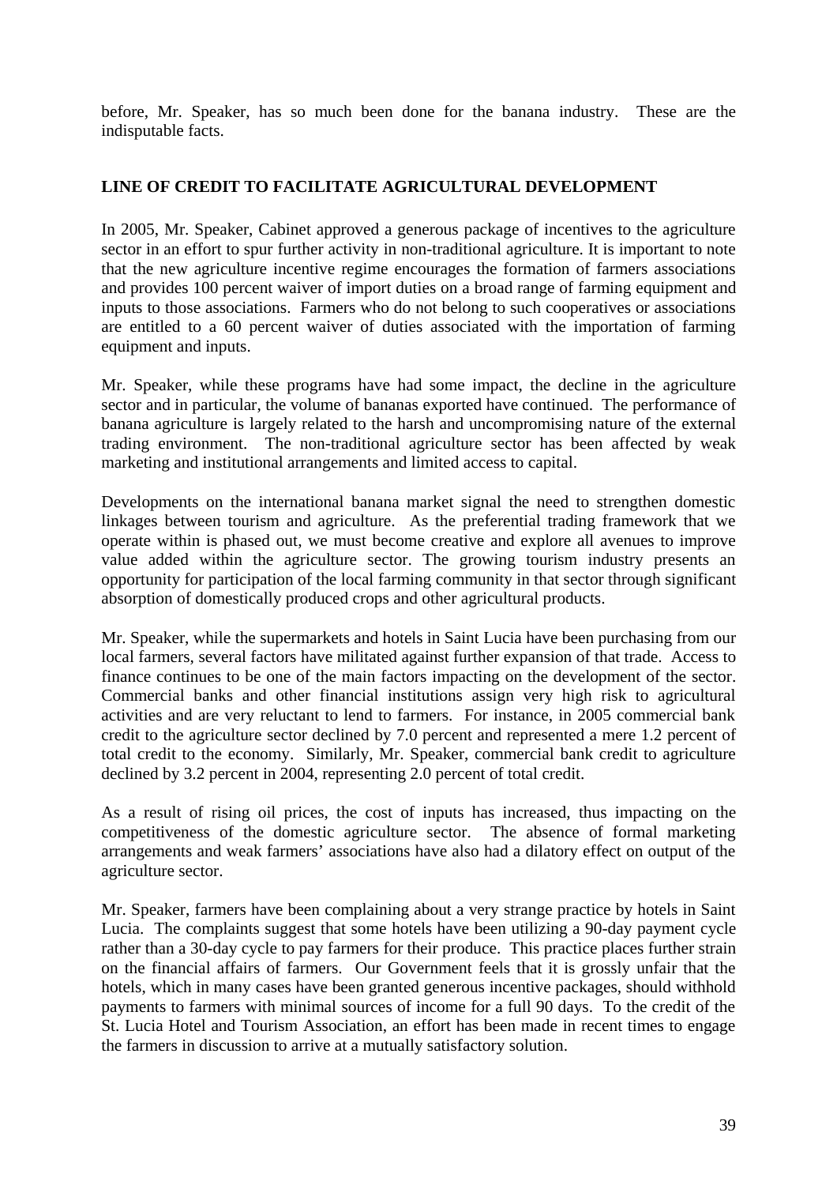before, Mr. Speaker, has so much been done for the banana industry. These are the indisputable facts.

## LINE OF CREDIT TO FACILITATE AGRICULTURAL DEVELOPMENT

In 2005, Mr. Speaker, Cabinet approved a generous package of incentives to the agriculture sector in an effort to spur further activity in non-traditional agriculture. It is important to note that the new agriculture incentive regime encourages the formation of farmers associations and provides 100 percent waiver of import duties on a broad range of farming equipment and inputs to those associations. Farmers who do not belong to such cooperatives or associations are entitled to a 60 percent waiver of duties associated with the importation of farming equipment and inputs.

Mr. Speaker, while these programs have had some impact, the decline in the agriculture sector and in particular, the volume of bananas exported have continued. The performance of banana agriculture is largely related to the harsh and uncompromising nature of the external trading environment. The non-traditional agriculture sector has been affected by weak marketing and institutional arrangements and limited access to capital.

Developments on the international banana market signal the need to strengthen domestic linkages between tourism and agriculture. As the preferential trading framework that we operate within is phased out, we must become creative and explore all avenues to improve value added within the agriculture sector. The growing tourism industry presents an opportunity for participation of the local farming community in that sector through significant absorption of domestically produced crops and other agricultural products.

Mr. Speaker, while the supermarkets and hotels in Saint Lucia have been purchasing from our local farmers, several factors have militated against further expansion of that trade. Access to finance continues to be one of the main factors impacting on the development of the sector. Commercial banks and other financial institutions assign very high risk to agricultural activities and are very reluctant to lend to farmers. For instance, in 2005 commercial bank credit to the agriculture sector declined by 7.0 percent and represented a mere 1.2 percent of total credit to the economy. Similarly, Mr. Speaker, commercial bank credit to agriculture declined by 3.2 percent in 2004, representing 2.0 percent of total credit.

As a result of rising oil prices, the cost of inputs has increased, thus impacting on the competitiveness of the domestic agriculture sector. The absence of formal marketing arrangements and weak farmers' associations have also had a dilatory effect on output of the agriculture sector.

Mr. Speaker, farmers have been complaining about a very strange practice by hotels in Saint Lucia. The complaints suggest that some hotels have been utilizing a 90-day payment cycle rather than a 30-day cycle to pay farmers for their produce. This practice places further strain on the financial affairs of farmers. Our Government feels that it is grossly unfair that the hotels, which in many cases have been granted generous incentive packages, should withhold payments to farmers with minimal sources of income for a full 90 days. To the credit of the St. Lucia Hotel and Tourism Association, an effort has been made in recent times to engage the farmers in discussion to arrive at a mutually satisfactory solution.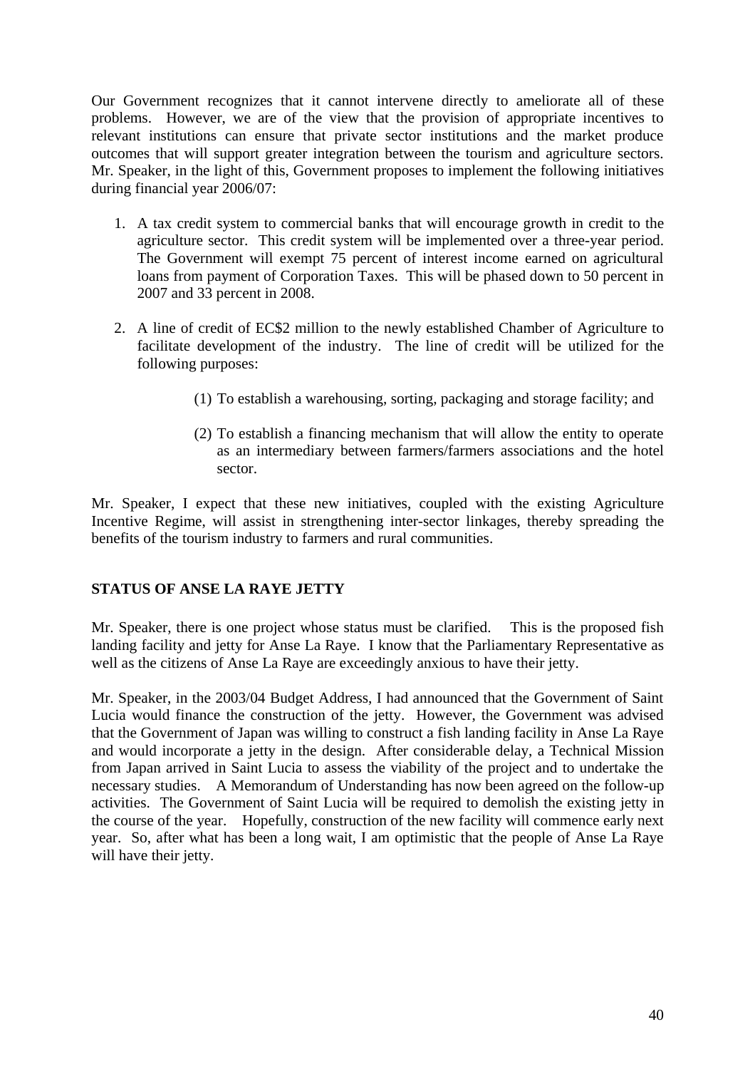Our Government recognizes that it cannot intervene directly to ameliorate all of these problems. However, we are of the view that the provision of appropriate incentives to relevant institutions can ensure that private sector institutions and the market produce outcomes that will support greater integration between the tourism and agriculture sectors. Mr. Speaker, in the light of this, Government proposes to implement the following initiatives during financial year 2006/07:

1. A tax credit system to commercial banks that will encourage growth in credit to the agriculture sector. This credit system will be implemented over a three-year period. The Government will exempt 75 percent of interest income earned on agricultural loans from payment of Corporation Taxes. This will be phased down to 50 percent in 2007 and 33 percent in 2008.

2. A line of credit of EC$2 million to the newly established Chamber of Agriculture to facilitate development of the industry. The line of credit will be utilized for the following purposes:

    (1) To establish a warehousing, sorting, packaging and storage facility; and

    (2) To establish a financing mechanism that will allow the entity to operate as an intermediary between farmers/farmers associations and the hotel sector.

Mr. Speaker, I expect that these new initiatives, coupled with the existing Agriculture Incentive Regime, will assist in strengthening inter-sector linkages, thereby spreading the benefits of the tourism industry to farmers and rural communities.

## STATUS OF ANSE LA RAYE JETTY

Mr. Speaker, there is one project whose status must be clarified. This is the proposed fish landing facility and jetty for Anse La Raye. I know that the Parliamentary Representative as well as the citizens of Anse La Raye are exceedingly anxious to have their jetty.

Mr. Speaker, in the 2003/04 Budget Address, I had announced that the Government of Saint Lucia would finance the construction of the jetty. However, the Government was advised that the Government of Japan was willing to construct a fish landing facility in Anse La Raye and would incorporate a jetty in the design. After considerable delay, a Technical Mission from Japan arrived in Saint Lucia to assess the viability of the project and to undertake the necessary studies. A Memorandum of Understanding has now been agreed on the follow-up activities. The Government of Saint Lucia will be required to demolish the existing jetty in the course of the year. Hopefully, construction of the new facility will commence early next year. So, after what has been a long wait, I am optimistic that the people of Anse La Raye will have their jetty.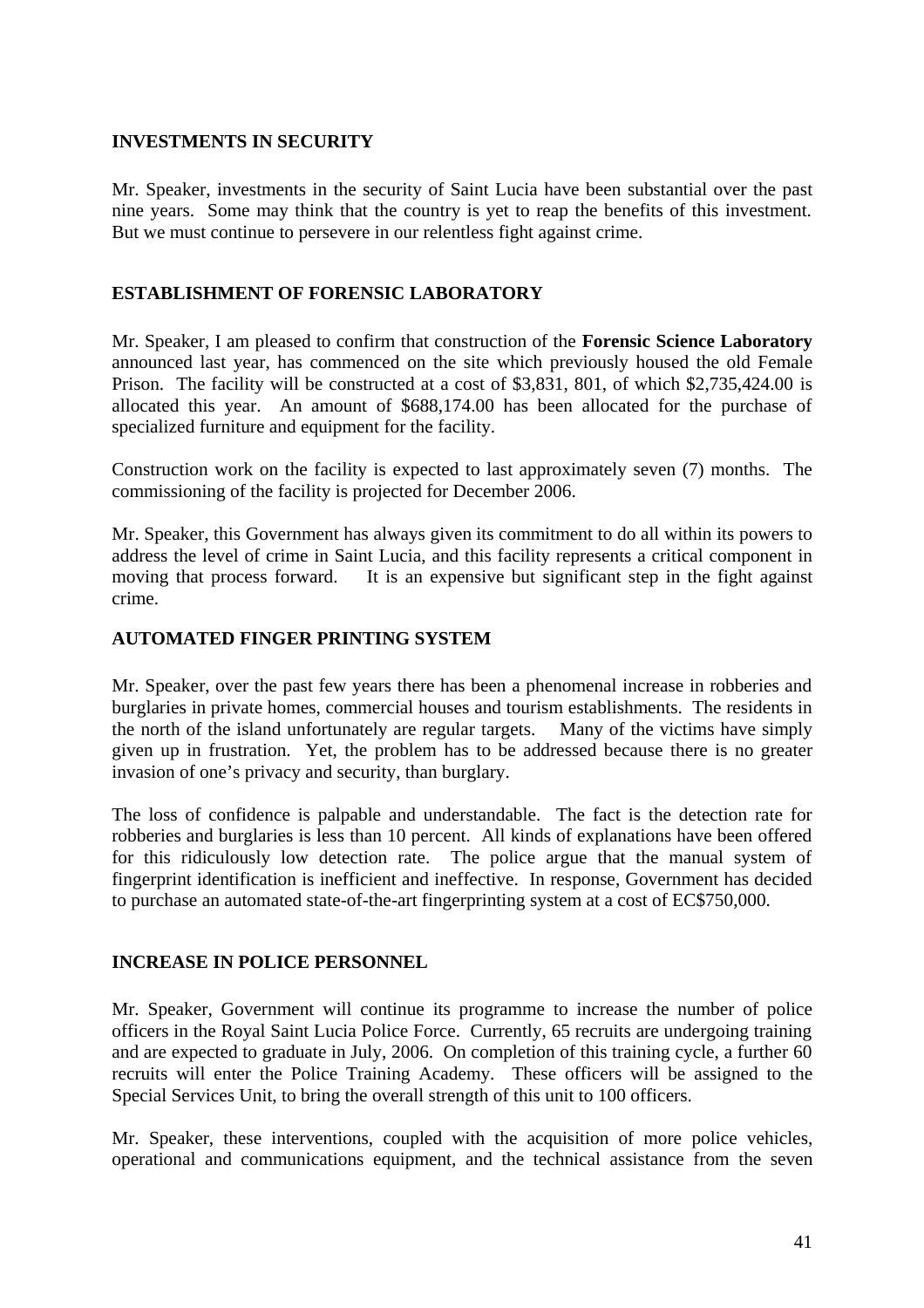## INVESTMENTS IN SECURITY

Mr. Speaker, investments in the security of Saint Lucia have been substantial over the past nine years. Some may think that the country is yet to reap the benefits of this investment. But we must continue to persevere in our relentless fight against crime.

## ESTABLISHMENT OF FORENSIC LABORATORY

Mr. Speaker, I am pleased to confirm that construction of the **Forensic Science Laboratory** announced last year, has commenced on the site which previously housed the old Female Prison. The facility will be constructed at a cost of $3,831, 801, of which $2,735,424.00 is allocated this year. An amount of $688,174.00 has been allocated for the purchase of specialized furniture and equipment for the facility.

Construction work on the facility is expected to last approximately seven (7) months. The commissioning of the facility is projected for December 2006.

Mr. Speaker, this Government has always given its commitment to do all within its powers to address the level of crime in Saint Lucia, and this facility represents a critical component in moving that process forward. It is an expensive but significant step in the fight against crime.

## AUTOMATED FINGER PRINTING SYSTEM

Mr. Speaker, over the past few years there has been a phenomenal increase in robberies and burglaries in private homes, commercial houses and tourism establishments. The residents in the north of the island unfortunately are regular targets. Many of the victims have simply given up in frustration. Yet, the problem has to be addressed because there is no greater invasion of one's privacy and security, than burglary.

The loss of confidence is palpable and understandable. The fact is the detection rate for robberies and burglaries is less than 10 percent. All kinds of explanations have been offered for this ridiculously low detection rate. The police argue that the manual system of fingerprint identification is inefficient and ineffective. In response, Government has decided to purchase an automated state-of-the-art fingerprinting system at a cost of EC$750,000.

## INCREASE IN POLICE PERSONNEL

Mr. Speaker, Government will continue its programme to increase the number of police officers in the Royal Saint Lucia Police Force. Currently, 65 recruits are undergoing training and are expected to graduate in July, 2006. On completion of this training cycle, a further 60 recruits will enter the Police Training Academy. These officers will be assigned to the Special Services Unit, to bring the overall strength of this unit to 100 officers.

Mr. Speaker, these interventions, coupled with the acquisition of more police vehicles, operational and communications equipment, and the technical assistance from the seven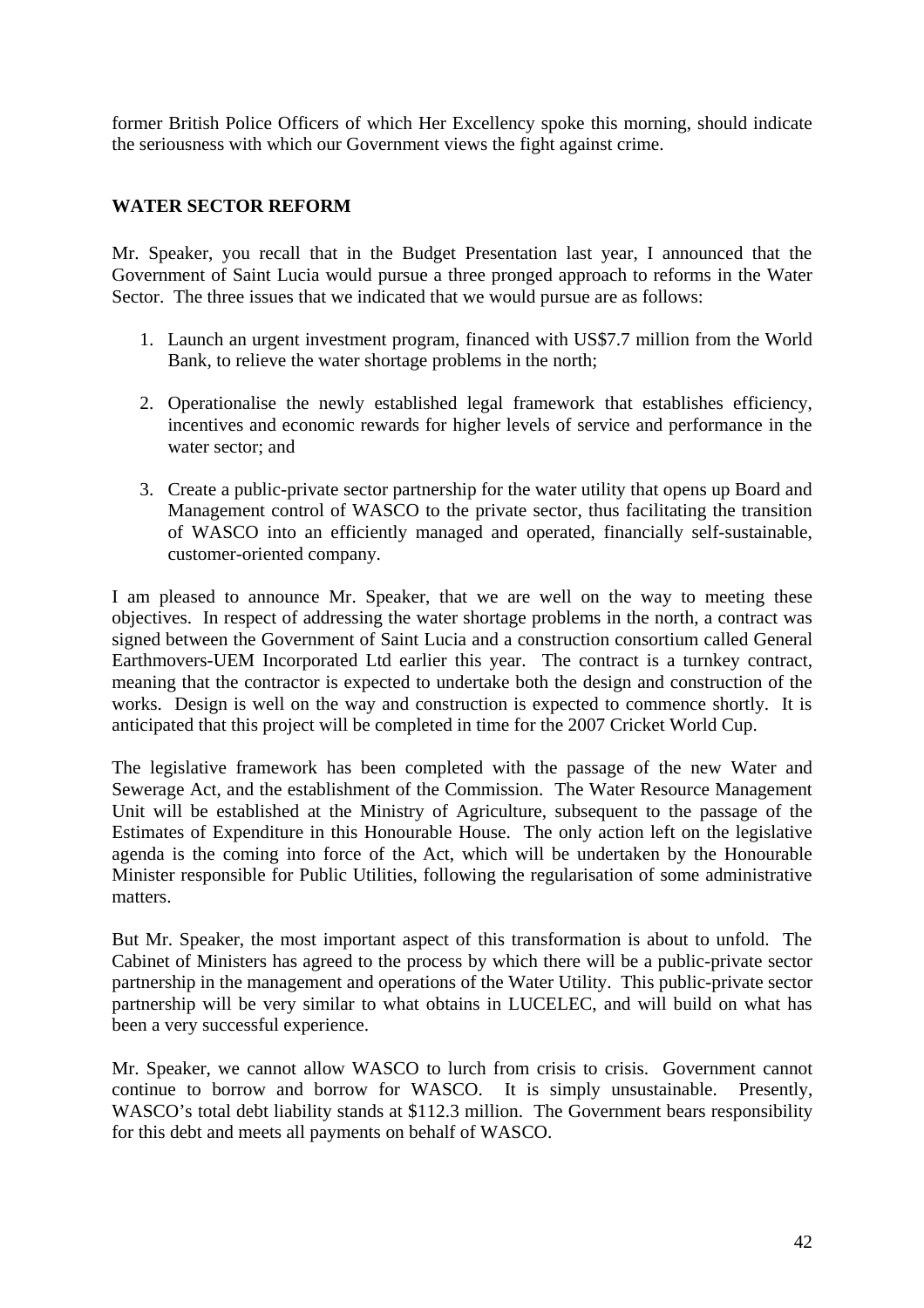former British Police Officers of which Her Excellency spoke this morning, should indicate the seriousness with which our Government views the fight against crime.

## WATER SECTOR REFORM

Mr. Speaker, you recall that in the Budget Presentation last year, I announced that the Government of Saint Lucia would pursue a three pronged approach to reforms in the Water Sector. The three issues that we indicated that we would pursue are as follows:

1. Launch an urgent investment program, financed with US$7.7 million from the World Bank, to relieve the water shortage problems in the north;

2. Operationalise the newly established legal framework that establishes efficiency, incentives and economic rewards for higher levels of service and performance in the water sector; and

3. Create a public-private sector partnership for the water utility that opens up Board and Management control of WASCO to the private sector, thus facilitating the transition of WASCO into an efficiently managed and operated, financially self-sustainable, customer-oriented company.

I am pleased to announce Mr. Speaker, that we are well on the way to meeting these objectives. In respect of addressing the water shortage problems in the north, a contract was signed between the Government of Saint Lucia and a construction consortium called General Earthmovers-UEM Incorporated Ltd earlier this year. The contract is a turnkey contract, meaning that the contractor is expected to undertake both the design and construction of the works. Design is well on the way and construction is expected to commence shortly. It is anticipated that this project will be completed in time for the 2007 Cricket World Cup.

The legislative framework has been completed with the passage of the new Water and Sewerage Act, and the establishment of the Commission. The Water Resource Management Unit will be established at the Ministry of Agriculture, subsequent to the passage of the Estimates of Expenditure in this Honourable House. The only action left on the legislative agenda is the coming into force of the Act, which will be undertaken by the Honourable Minister responsible for Public Utilities, following the regularisation of some administrative matters.

But Mr. Speaker, the most important aspect of this transformation is about to unfold. The Cabinet of Ministers has agreed to the process by which there will be a public-private sector partnership in the management and operations of the Water Utility. This public-private sector partnership will be very similar to what obtains in LUCELEC, and will build on what has been a very successful experience.

Mr. Speaker, we cannot allow WASCO to lurch from crisis to crisis. Government cannot continue to borrow and borrow for WASCO. It is simply unsustainable. Presently, WASCO's total debt liability stands at $112.3 million. The Government bears responsibility for this debt and meets all payments on behalf of WASCO.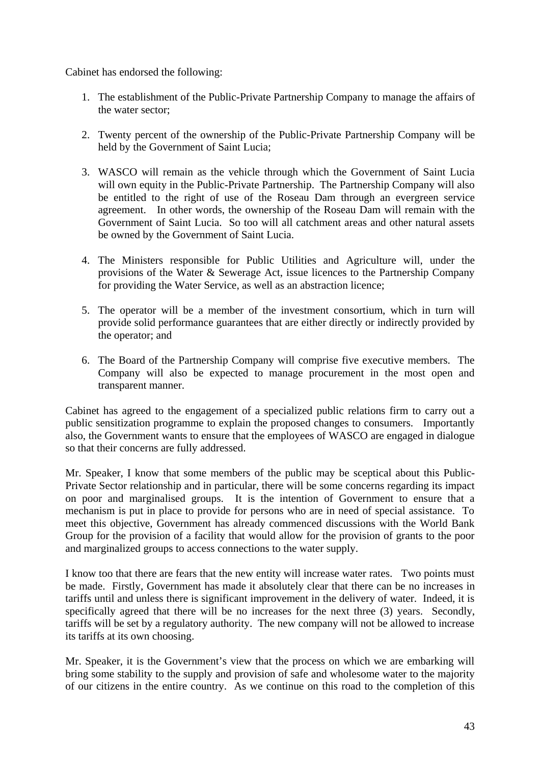Cabinet has endorsed the following:

1. The establishment of the Public-Private Partnership Company to manage the affairs of the water sector;

2. Twenty percent of the ownership of the Public-Private Partnership Company will be held by the Government of Saint Lucia;

3. WASCO will remain as the vehicle through which the Government of Saint Lucia will own equity in the Public-Private Partnership. The Partnership Company will also be entitled to the right of use of the Roseau Dam through an evergreen service agreement. In other words, the ownership of the Roseau Dam will remain with the Government of Saint Lucia. So too will all catchment areas and other natural assets be owned by the Government of Saint Lucia.

4. The Ministers responsible for Public Utilities and Agriculture will, under the provisions of the Water & Sewerage Act, issue licences to the Partnership Company for providing the Water Service, as well as an abstraction licence;

5. The operator will be a member of the investment consortium, which in turn will provide solid performance guarantees that are either directly or indirectly provided by the operator; and

6. The Board of the Partnership Company will comprise five executive members. The Company will also be expected to manage procurement in the most open and transparent manner.

Cabinet has agreed to the engagement of a specialized public relations firm to carry out a public sensitization programme to explain the proposed changes to consumers. Importantly also, the Government wants to ensure that the employees of WASCO are engaged in dialogue so that their concerns are fully addressed.

Mr. Speaker, I know that some members of the public may be sceptical about this Public-Private Sector relationship and in particular, there will be some concerns regarding its impact on poor and marginalised groups. It is the intention of Government to ensure that a mechanism is put in place to provide for persons who are in need of special assistance. To meet this objective, Government has already commenced discussions with the World Bank Group for the provision of a facility that would allow for the provision of grants to the poor and marginalized groups to access connections to the water supply.

I know too that there are fears that the new entity will increase water rates. Two points must be made. Firstly, Government has made it absolutely clear that there can be no increases in tariffs until and unless there is significant improvement in the delivery of water. Indeed, it is specifically agreed that there will be no increases for the next three (3) years. Secondly, tariffs will be set by a regulatory authority. The new company will not be allowed to increase its tariffs at its own choosing.

Mr. Speaker, it is the Government's view that the process on which we are embarking will bring some stability to the supply and provision of safe and wholesome water to the majority of our citizens in the entire country. As we continue on this road to the completion of this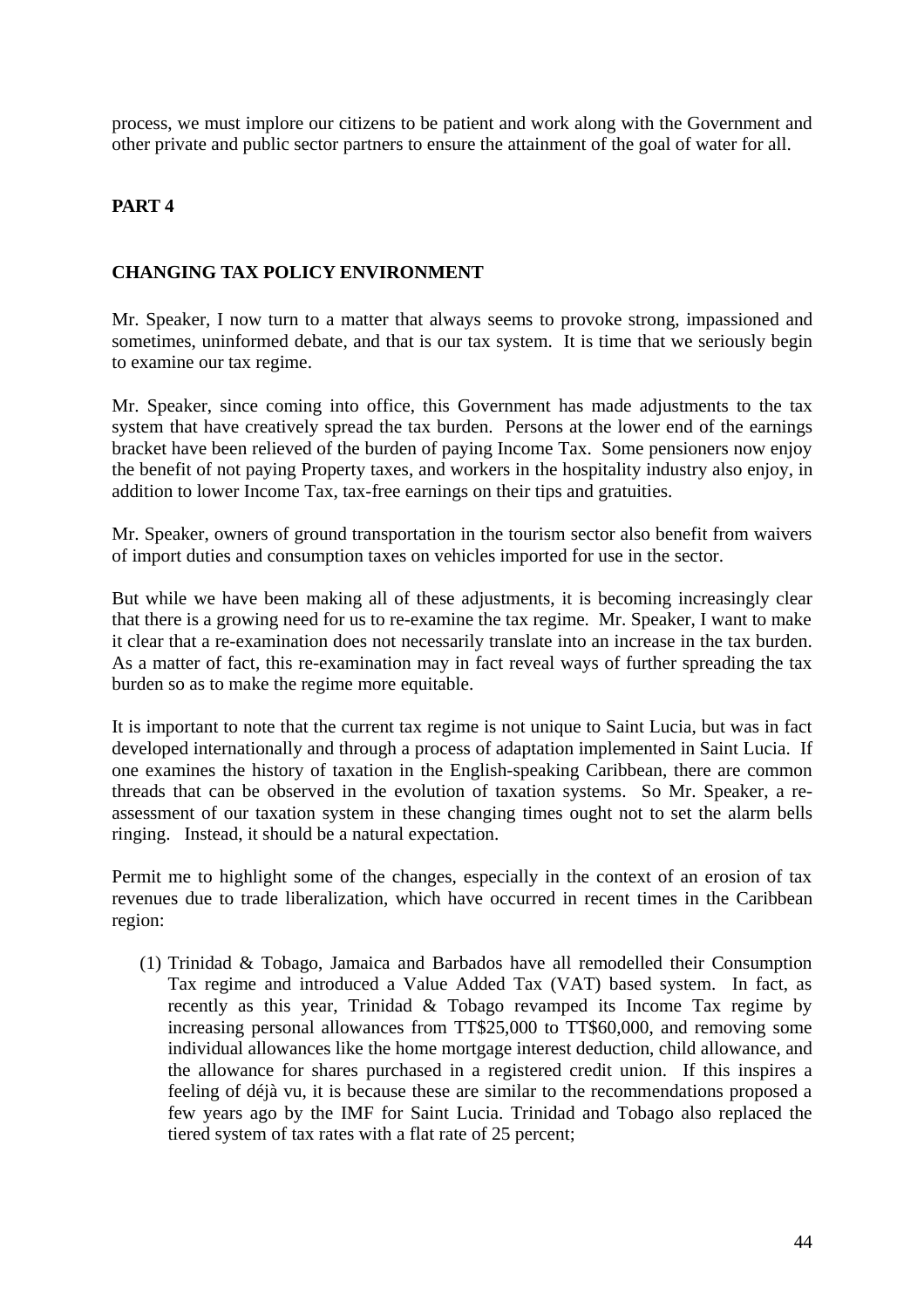process, we must implore our citizens to be patient and work along with the Government and other private and public sector partners to ensure the attainment of the goal of water for all.

## PART 4

## CHANGING TAX POLICY ENVIRONMENT

Mr. Speaker, I now turn to a matter that always seems to provoke strong, impassioned and sometimes, uninformed debate, and that is our tax system. It is time that we seriously begin to examine our tax regime.

Mr. Speaker, since coming into office, this Government has made adjustments to the tax system that have creatively spread the tax burden. Persons at the lower end of the earnings bracket have been relieved of the burden of paying Income Tax. Some pensioners now enjoy the benefit of not paying Property taxes, and workers in the hospitality industry also enjoy, in addition to lower Income Tax, tax-free earnings on their tips and gratuities.

Mr. Speaker, owners of ground transportation in the tourism sector also benefit from waivers of import duties and consumption taxes on vehicles imported for use in the sector.

But while we have been making all of these adjustments, it is becoming increasingly clear that there is a growing need for us to re-examine the tax regime. Mr. Speaker, I want to make it clear that a re-examination does not necessarily translate into an increase in the tax burden. As a matter of fact, this re-examination may in fact reveal ways of further spreading the tax burden so as to make the regime more equitable.

It is important to note that the current tax regime is not unique to Saint Lucia, but was in fact developed internationally and through a process of adaptation implemented in Saint Lucia. If one examines the history of taxation in the English-speaking Caribbean, there are common threads that can be observed in the evolution of taxation systems. So Mr. Speaker, a re-assessment of our taxation system in these changing times ought not to set the alarm bells ringing. Instead, it should be a natural expectation.

Permit me to highlight some of the changes, especially in the context of an erosion of tax revenues due to trade liberalization, which have occurred in recent times in the Caribbean region:

(1) Trinidad & Tobago, Jamaica and Barbados have all remodelled their Consumption Tax regime and introduced a Value Added Tax (VAT) based system. In fact, as recently as this year, Trinidad & Tobago revamped its Income Tax regime by increasing personal allowances from TT$25,000 to TT$60,000, and removing some individual allowances like the home mortgage interest deduction, child allowance, and the allowance for shares purchased in a registered credit union. If this inspires a feeling of déjà vu, it is because these are similar to the recommendations proposed a few years ago by the IMF for Saint Lucia. Trinidad and Tobago also replaced the tiered system of tax rates with a flat rate of 25 percent;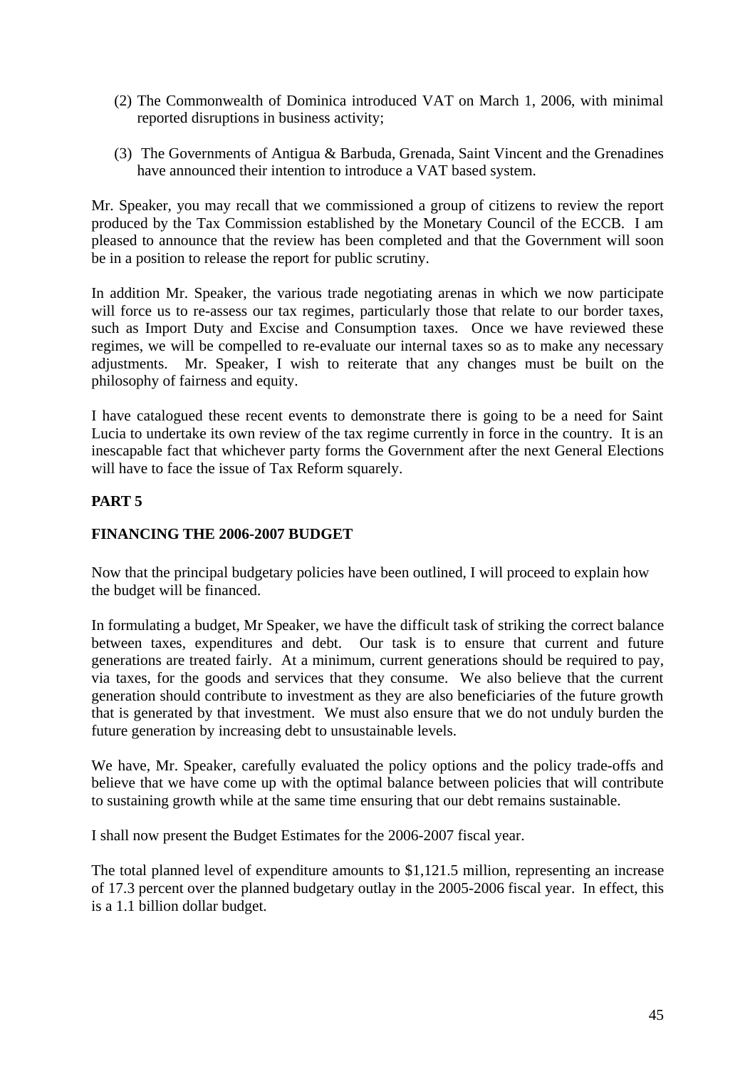(2) The Commonwealth of Dominica introduced VAT on March 1, 2006, with minimal reported disruptions in business activity;

(3) The Governments of Antigua & Barbuda, Grenada, Saint Vincent and the Grenadines have announced their intention to introduce a VAT based system.

Mr. Speaker, you may recall that we commissioned a group of citizens to review the report produced by the Tax Commission established by the Monetary Council of the ECCB. I am pleased to announce that the review has been completed and that the Government will soon be in a position to release the report for public scrutiny.

In addition Mr. Speaker, the various trade negotiating arenas in which we now participate will force us to re-assess our tax regimes, particularly those that relate to our border taxes, such as Import Duty and Excise and Consumption taxes. Once we have reviewed these regimes, we will be compelled to re-evaluate our internal taxes so as to make any necessary adjustments. Mr. Speaker, I wish to reiterate that any changes must be built on the philosophy of fairness and equity.

I have catalogued these recent events to demonstrate there is going to be a need for Saint Lucia to undertake its own review of the tax regime currently in force in the country. It is an inescapable fact that whichever party forms the Government after the next General Elections will have to face the issue of Tax Reform squarely.

## PART 5

## FINANCING THE 2006-2007 BUDGET

Now that the principal budgetary policies have been outlined, I will proceed to explain how the budget will be financed.

In formulating a budget, Mr Speaker, we have the difficult task of striking the correct balance between taxes, expenditures and debt. Our task is to ensure that current and future generations are treated fairly. At a minimum, current generations should be required to pay, via taxes, for the goods and services that they consume. We also believe that the current generation should contribute to investment as they are also beneficiaries of the future growth that is generated by that investment. We must also ensure that we do not unduly burden the future generation by increasing debt to unsustainable levels.

We have, Mr. Speaker, carefully evaluated the policy options and the policy trade-offs and believe that we have come up with the optimal balance between policies that will contribute to sustaining growth while at the same time ensuring that our debt remains sustainable.

I shall now present the Budget Estimates for the 2006-2007 fiscal year.

The total planned level of expenditure amounts to $1,121.5 million, representing an increase of 17.3 percent over the planned budgetary outlay in the 2005-2006 fiscal year. In effect, this is a 1.1 billion dollar budget.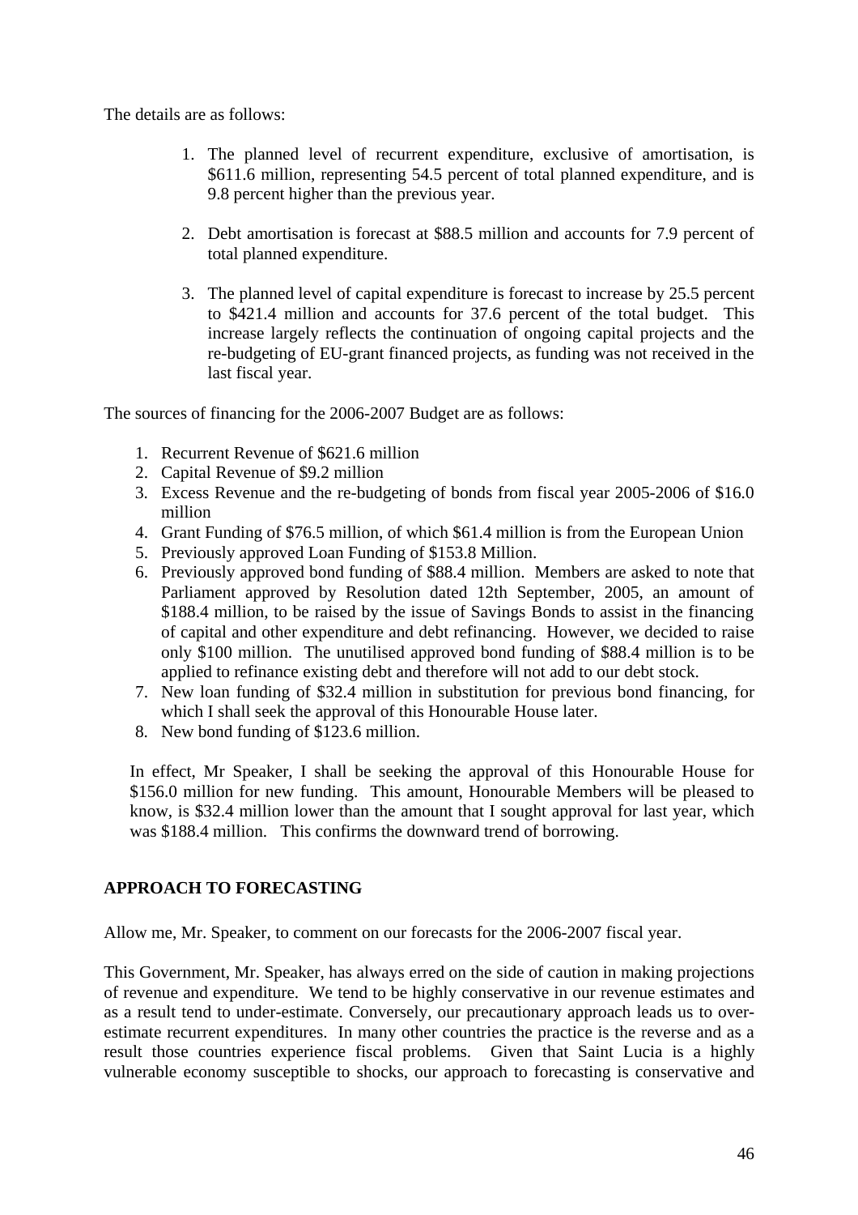The details are as follows:

1. The planned level of recurrent expenditure, exclusive of amortisation, is $611.6 million, representing 54.5 percent of total planned expenditure, and is 9.8 percent higher than the previous year.

2. Debt amortisation is forecast at $88.5 million and accounts for 7.9 percent of total planned expenditure.

3. The planned level of capital expenditure is forecast to increase by 25.5 percent to $421.4 million and accounts for 37.6 percent of the total budget. This increase largely reflects the continuation of ongoing capital projects and the re-budgeting of EU-grant financed projects, as funding was not received in the last fiscal year.

The sources of financing for the 2006-2007 Budget are as follows:

1. Recurrent Revenue of $621.6 million
2. Capital Revenue of $9.2 million
3. Excess Revenue and the re-budgeting of bonds from fiscal year 2005-2006 of $16.0 million
4. Grant Funding of $76.5 million, of which $61.4 million is from the European Union
5. Previously approved Loan Funding of $153.8 Million.
6. Previously approved bond funding of $88.4 million. Members are asked to note that Parliament approved by Resolution dated 12th September, 2005, an amount of $188.4 million, to be raised by the issue of Savings Bonds to assist in the financing of capital and other expenditure and debt refinancing. However, we decided to raise only $100 million. The unutilised approved bond funding of $88.4 million is to be applied to refinance existing debt and therefore will not add to our debt stock.
7. New loan funding of $32.4 million in substitution for previous bond financing, for which I shall seek the approval of this Honourable House later.
8. New bond funding of $123.6 million.

In effect, Mr Speaker, I shall be seeking the approval of this Honourable House for $156.0 million for new funding. This amount, Honourable Members will be pleased to know, is $32.4 million lower than the amount that I sought approval for last year, which was $188.4 million. This confirms the downward trend of borrowing.

## APPROACH TO FORECASTING

Allow me, Mr. Speaker, to comment on our forecasts for the 2006-2007 fiscal year.

This Government, Mr. Speaker, has always erred on the side of caution in making projections of revenue and expenditure. We tend to be highly conservative in our revenue estimates and as a result tend to under-estimate. Conversely, our precautionary approach leads us to over-estimate recurrent expenditures. In many other countries the practice is the reverse and as a result those countries experience fiscal problems. Given that Saint Lucia is a highly vulnerable economy susceptible to shocks, our approach to forecasting is conservative and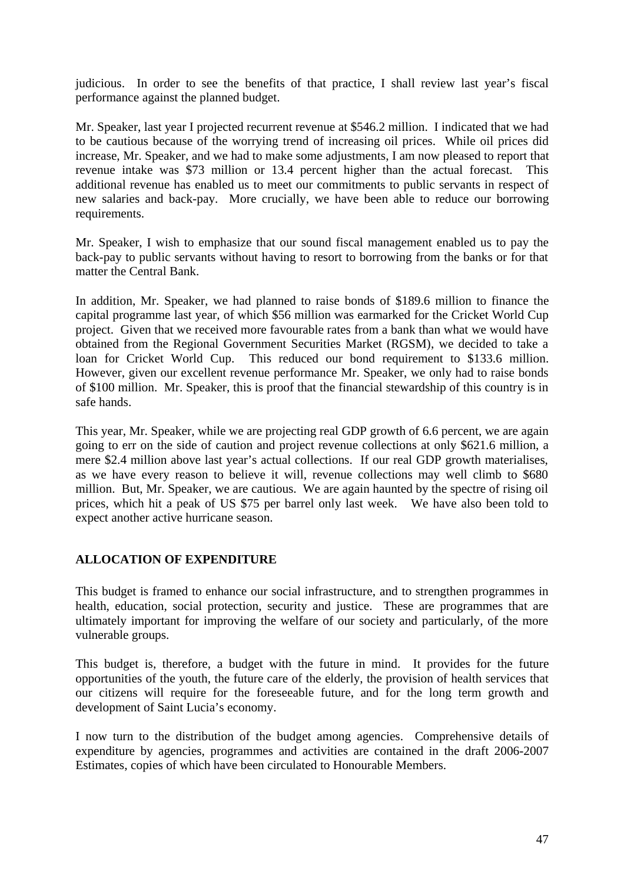judicious. In order to see the benefits of that practice, I shall review last year's fiscal performance against the planned budget.

Mr. Speaker, last year I projected recurrent revenue at $546.2 million. I indicated that we had to be cautious because of the worrying trend of increasing oil prices. While oil prices did increase, Mr. Speaker, and we had to make some adjustments, I am now pleased to report that revenue intake was $73 million or 13.4 percent higher than the actual forecast. This additional revenue has enabled us to meet our commitments to public servants in respect of new salaries and back-pay. More crucially, we have been able to reduce our borrowing requirements.

Mr. Speaker, I wish to emphasize that our sound fiscal management enabled us to pay the back-pay to public servants without having to resort to borrowing from the banks or for that matter the Central Bank.

In addition, Mr. Speaker, we had planned to raise bonds of $189.6 million to finance the capital programme last year, of which $56 million was earmarked for the Cricket World Cup project. Given that we received more favourable rates from a bank than what we would have obtained from the Regional Government Securities Market (RGSM), we decided to take a loan for Cricket World Cup. This reduced our bond requirement to $133.6 million. However, given our excellent revenue performance Mr. Speaker, we only had to raise bonds of $100 million. Mr. Speaker, this is proof that the financial stewardship of this country is in safe hands.

This year, Mr. Speaker, while we are projecting real GDP growth of 6.6 percent, we are again going to err on the side of caution and project revenue collections at only $621.6 million, a mere $2.4 million above last year's actual collections. If our real GDP growth materialises, as we have every reason to believe it will, revenue collections may well climb to $680 million. But, Mr. Speaker, we are cautious. We are again haunted by the spectre of rising oil prices, which hit a peak of US $75 per barrel only last week. We have also been told to expect another active hurricane season.

## ALLOCATION OF EXPENDITURE

This budget is framed to enhance our social infrastructure, and to strengthen programmes in health, education, social protection, security and justice. These are programmes that are ultimately important for improving the welfare of our society and particularly, of the more vulnerable groups.

This budget is, therefore, a budget with the future in mind. It provides for the future opportunities of the youth, the future care of the elderly, the provision of health services that our citizens will require for the foreseeable future, and for the long term growth and development of Saint Lucia's economy.

I now turn to the distribution of the budget among agencies. Comprehensive details of expenditure by agencies, programmes and activities are contained in the draft 2006-2007 Estimates, copies of which have been circulated to Honourable Members.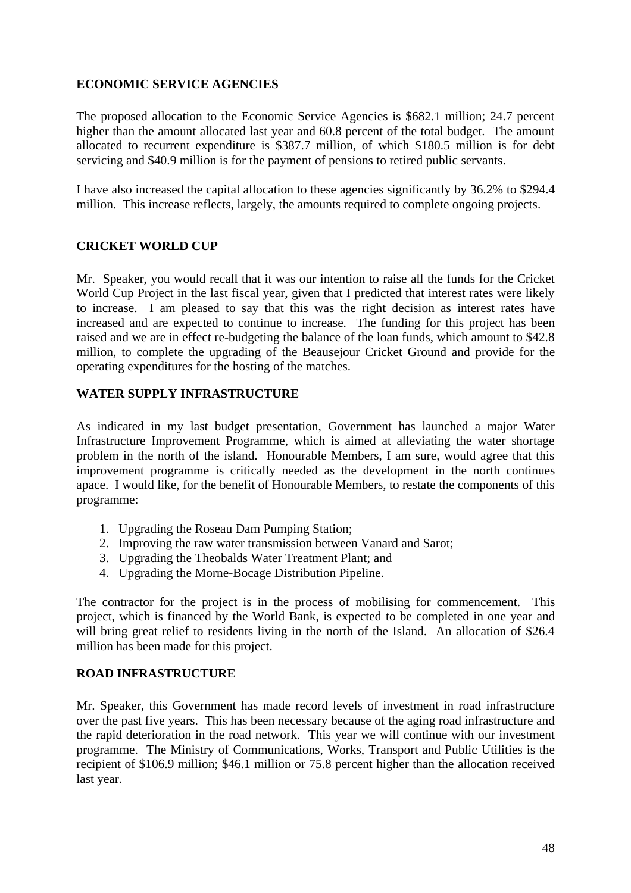## ECONOMIC SERVICE AGENCIES

The proposed allocation to the Economic Service Agencies is $682.1 million; 24.7 percent higher than the amount allocated last year and 60.8 percent of the total budget. The amount allocated to recurrent expenditure is $387.7 million, of which $180.5 million is for debt servicing and $40.9 million is for the payment of pensions to retired public servants.

I have also increased the capital allocation to these agencies significantly by 36.2% to $294.4 million. This increase reflects, largely, the amounts required to complete ongoing projects.

## CRICKET WORLD CUP

Mr. Speaker, you would recall that it was our intention to raise all the funds for the Cricket World Cup Project in the last fiscal year, given that I predicted that interest rates were likely to increase. I am pleased to say that this was the right decision as interest rates have increased and are expected to continue to increase. The funding for this project has been raised and we are in effect re-budgeting the balance of the loan funds, which amount to $42.8 million, to complete the upgrading of the Beausejour Cricket Ground and provide for the operating expenditures for the hosting of the matches.

## WATER SUPPLY INFRASTRUCTURE

As indicated in my last budget presentation, Government has launched a major Water Infrastructure Improvement Programme, which is aimed at alleviating the water shortage problem in the north of the island. Honourable Members, I am sure, would agree that this improvement programme is critically needed as the development in the north continues apace. I would like, for the benefit of Honourable Members, to restate the components of this programme:

1. Upgrading the Roseau Dam Pumping Station;
2. Improving the raw water transmission between Vanard and Sarot;
3. Upgrading the Theobalds Water Treatment Plant; and
4. Upgrading the Morne-Bocage Distribution Pipeline.

The contractor for the project is in the process of mobilising for commencement. This project, which is financed by the World Bank, is expected to be completed in one year and will bring great relief to residents living in the north of the Island. An allocation of $26.4 million has been made for this project.

## ROAD INFRASTRUCTURE

Mr. Speaker, this Government has made record levels of investment in road infrastructure over the past five years. This has been necessary because of the aging road infrastructure and the rapid deterioration in the road network. This year we will continue with our investment programme. The Ministry of Communications, Works, Transport and Public Utilities is the recipient of $106.9 million; $46.1 million or 75.8 percent higher than the allocation received last year.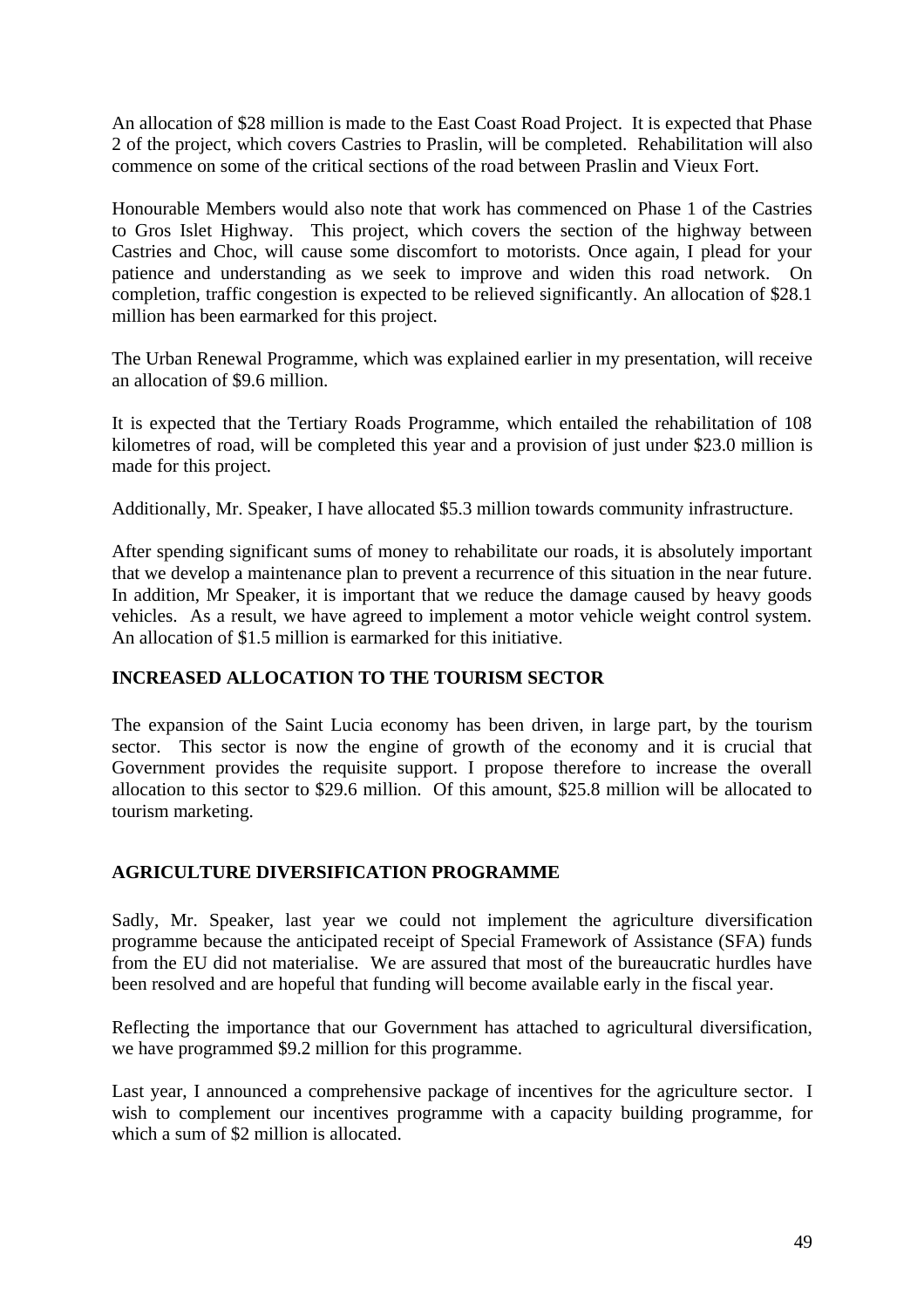An allocation of $28 million is made to the East Coast Road Project. It is expected that Phase 2 of the project, which covers Castries to Praslin, will be completed. Rehabilitation will also commence on some of the critical sections of the road between Praslin and Vieux Fort.

Honourable Members would also note that work has commenced on Phase 1 of the Castries to Gros Islet Highway. This project, which covers the section of the highway between Castries and Choc, will cause some discomfort to motorists. Once again, I plead for your patience and understanding as we seek to improve and widen this road network. On completion, traffic congestion is expected to be relieved significantly. An allocation of $28.1 million has been earmarked for this project.

The Urban Renewal Programme, which was explained earlier in my presentation, will receive an allocation of $9.6 million.

It is expected that the Tertiary Roads Programme, which entailed the rehabilitation of 108 kilometres of road, will be completed this year and a provision of just under $23.0 million is made for this project.

Additionally, Mr. Speaker, I have allocated $5.3 million towards community infrastructure.

After spending significant sums of money to rehabilitate our roads, it is absolutely important that we develop a maintenance plan to prevent a recurrence of this situation in the near future. In addition, Mr Speaker, it is important that we reduce the damage caused by heavy goods vehicles. As a result, we have agreed to implement a motor vehicle weight control system. An allocation of $1.5 million is earmarked for this initiative.

**INCREASED ALLOCATION TO THE TOURISM SECTOR**

The expansion of the Saint Lucia economy has been driven, in large part, by the tourism sector. This sector is now the engine of growth of the economy and it is crucial that Government provides the requisite support. I propose therefore to increase the overall allocation to this sector to $29.6 million. Of this amount, $25.8 million will be allocated to tourism marketing.

**AGRICULTURE DIVERSIFICATION PROGRAMME**

Sadly, Mr. Speaker, last year we could not implement the agriculture diversification programme because the anticipated receipt of Special Framework of Assistance (SFA) funds from the EU did not materialise. We are assured that most of the bureaucratic hurdles have been resolved and are hopeful that funding will become available early in the fiscal year.

Reflecting the importance that our Government has attached to agricultural diversification, we have programmed $9.2 million for this programme.

Last year, I announced a comprehensive package of incentives for the agriculture sector. I wish to complement our incentives programme with a capacity building programme, for which a sum of $2 million is allocated.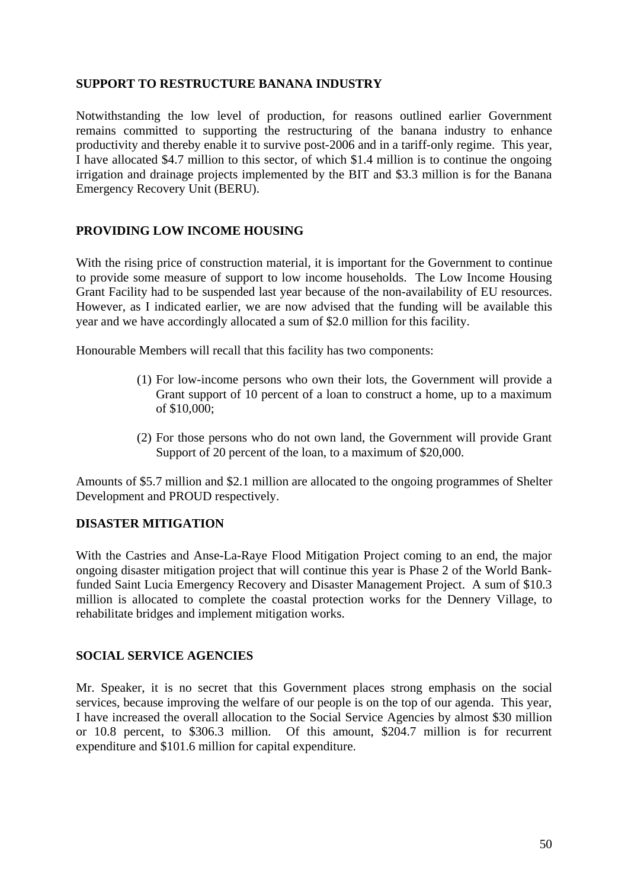## SUPPORT TO RESTRUCTURE BANANA INDUSTRY

Notwithstanding the low level of production, for reasons outlined earlier Government remains committed to supporting the restructuring of the banana industry to enhance productivity and thereby enable it to survive post-2006 and in a tariff-only regime. This year, I have allocated $4.7 million to this sector, of which $1.4 million is to continue the ongoing irrigation and drainage projects implemented by the BIT and $3.3 million is for the Banana Emergency Recovery Unit (BERU).

## PROVIDING LOW INCOME HOUSING

With the rising price of construction material, it is important for the Government to continue to provide some measure of support to low income households. The Low Income Housing Grant Facility had to be suspended last year because of the non-availability of EU resources. However, as I indicated earlier, we are now advised that the funding will be available this year and we have accordingly allocated a sum of $2.0 million for this facility.

Honourable Members will recall that this facility has two components:

(1) For low-income persons who own their lots, the Government will provide a Grant support of 10 percent of a loan to construct a home, up to a maximum of $10,000;

(2) For those persons who do not own land, the Government will provide Grant Support of 20 percent of the loan, to a maximum of $20,000.

Amounts of $5.7 million and $2.1 million are allocated to the ongoing programmes of Shelter Development and PROUD respectively.

## DISASTER MITIGATION

With the Castries and Anse-La-Raye Flood Mitigation Project coming to an end, the major ongoing disaster mitigation project that will continue this year is Phase 2 of the World Bank-funded Saint Lucia Emergency Recovery and Disaster Management Project. A sum of $10.3 million is allocated to complete the coastal protection works for the Dennery Village, to rehabilitate bridges and implement mitigation works.

## SOCIAL SERVICE AGENCIES

Mr. Speaker, it is no secret that this Government places strong emphasis on the social services, because improving the welfare of our people is on the top of our agenda. This year, I have increased the overall allocation to the Social Service Agencies by almost $30 million or 10.8 percent, to $306.3 million. Of this amount, $204.7 million is for recurrent expenditure and $101.6 million for capital expenditure.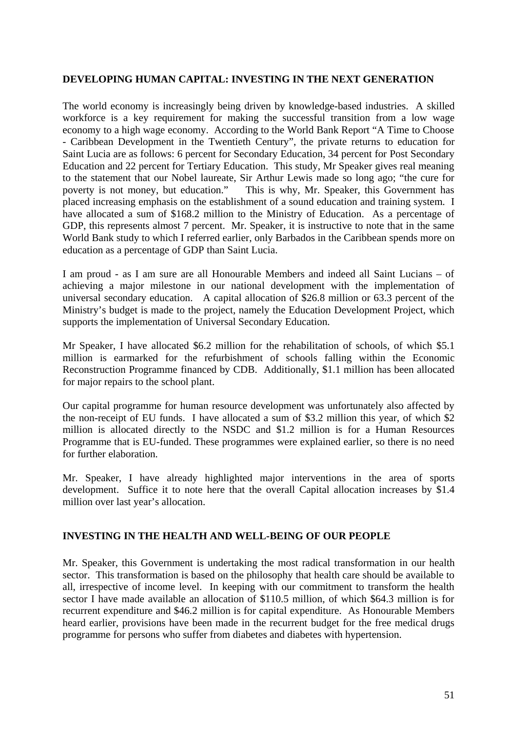**DEVELOPING HUMAN CAPITAL: INVESTING IN THE NEXT GENERATION**

The world economy is increasingly being driven by knowledge-based industries. A skilled workforce is a key requirement for making the successful transition from a low wage economy to a high wage economy. According to the World Bank Report "A Time to Choose - Caribbean Development in the Twentieth Century", the private returns to education for Saint Lucia are as follows: 6 percent for Secondary Education, 34 percent for Post Secondary Education and 22 percent for Tertiary Education. This study, Mr Speaker gives real meaning to the statement that our Nobel laureate, Sir Arthur Lewis made so long ago; "the cure for poverty is not money, but education." This is why, Mr. Speaker, this Government has placed increasing emphasis on the establishment of a sound education and training system. I have allocated a sum of $168.2 million to the Ministry of Education. As a percentage of GDP, this represents almost 7 percent. Mr. Speaker, it is instructive to note that in the same World Bank study to which I referred earlier, only Barbados in the Caribbean spends more on education as a percentage of GDP than Saint Lucia.

I am proud - as I am sure are all Honourable Members and indeed all Saint Lucians – of achieving a major milestone in our national development with the implementation of universal secondary education. A capital allocation of $26.8 million or 63.3 percent of the Ministry's budget is made to the project, namely the Education Development Project, which supports the implementation of Universal Secondary Education.

Mr Speaker, I have allocated $6.2 million for the rehabilitation of schools, of which $5.1 million is earmarked for the refurbishment of schools falling within the Economic Reconstruction Programme financed by CDB. Additionally, $1.1 million has been allocated for major repairs to the school plant.

Our capital programme for human resource development was unfortunately also affected by the non-receipt of EU funds. I have allocated a sum of $3.2 million this year, of which $2 million is allocated directly to the NSDC and $1.2 million is for a Human Resources Programme that is EU-funded. These programmes were explained earlier, so there is no need for further elaboration.

Mr. Speaker, I have already highlighted major interventions in the area of sports development. Suffice it to note here that the overall Capital allocation increases by $1.4 million over last year's allocation.

**INVESTING IN THE HEALTH AND WELL-BEING OF OUR PEOPLE**

Mr. Speaker, this Government is undertaking the most radical transformation in our health sector. This transformation is based on the philosophy that health care should be available to all, irrespective of income level. In keeping with our commitment to transform the health sector I have made available an allocation of $110.5 million, of which $64.3 million is for recurrent expenditure and $46.2 million is for capital expenditure. As Honourable Members heard earlier, provisions have been made in the recurrent budget for the free medical drugs programme for persons who suffer from diabetes and diabetes with hypertension.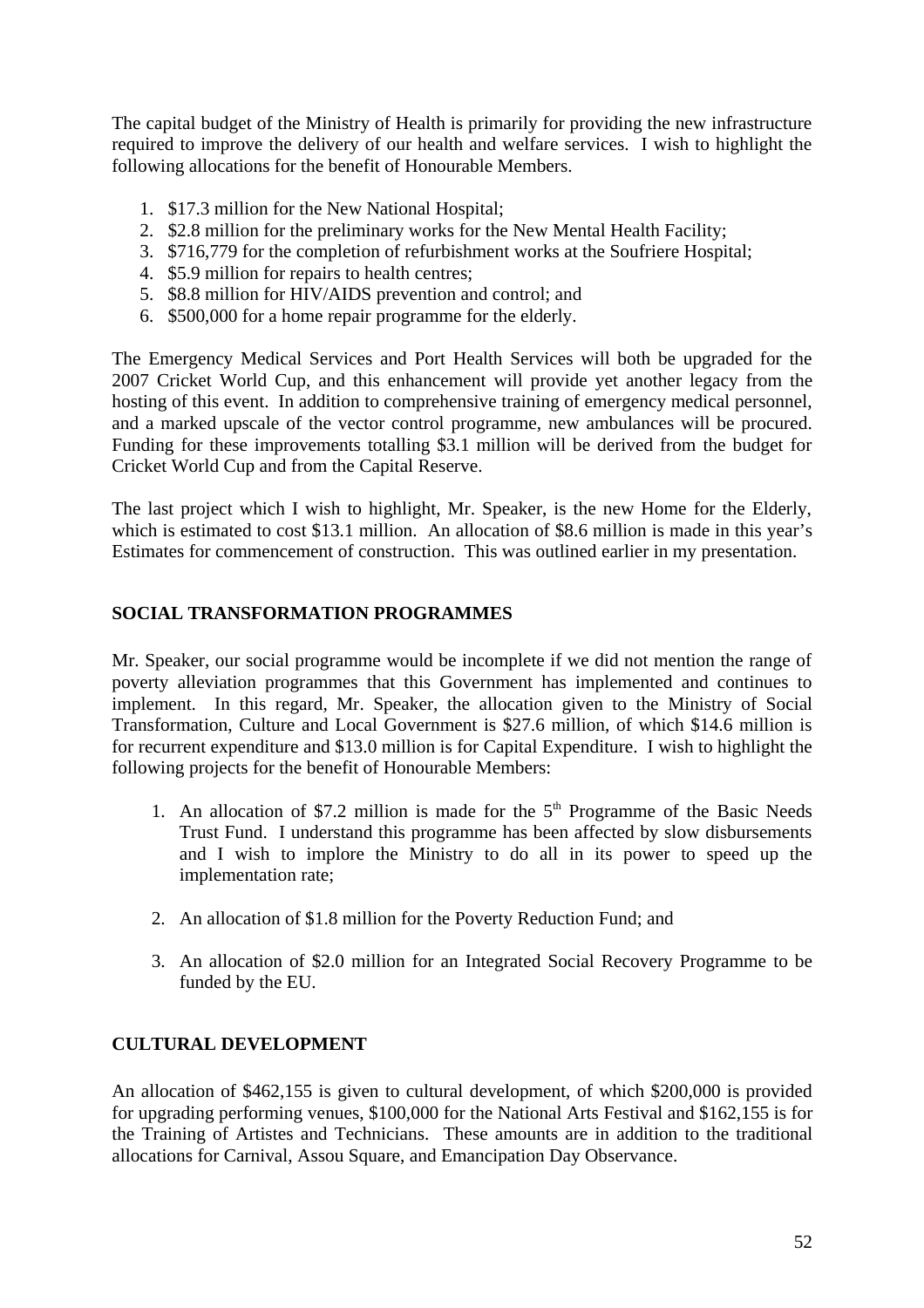The capital budget of the Ministry of Health is primarily for providing the new infrastructure required to improve the delivery of our health and welfare services. I wish to highlight the following allocations for the benefit of Honourable Members.

1. $17.3 million for the New National Hospital;
2. $2.8 million for the preliminary works for the New Mental Health Facility;
3. $716,779 for the completion of refurbishment works at the Soufriere Hospital;
4. $5.9 million for repairs to health centres;
5. $8.8 million for HIV/AIDS prevention and control; and
6. $500,000 for a home repair programme for the elderly.

The Emergency Medical Services and Port Health Services will both be upgraded for the 2007 Cricket World Cup, and this enhancement will provide yet another legacy from the hosting of this event. In addition to comprehensive training of emergency medical personnel, and a marked upscale of the vector control programme, new ambulances will be procured. Funding for these improvements totalling $3.1 million will be derived from the budget for Cricket World Cup and from the Capital Reserve.

The last project which I wish to highlight, Mr. Speaker, is the new Home for the Elderly, which is estimated to cost $13.1 million. An allocation of $8.6 million is made in this year's Estimates for commencement of construction. This was outlined earlier in my presentation.

**SOCIAL TRANSFORMATION PROGRAMMES**

Mr. Speaker, our social programme would be incomplete if we did not mention the range of poverty alleviation programmes that this Government has implemented and continues to implement. In this regard, Mr. Speaker, the allocation given to the Ministry of Social Transformation, Culture and Local Government is $27.6 million, of which $14.6 million is for recurrent expenditure and $13.0 million is for Capital Expenditure. I wish to highlight the following projects for the benefit of Honourable Members:

1. An allocation of $7.2 million is made for the 5th Programme of the Basic Needs Trust Fund. I understand this programme has been affected by slow disbursements and I wish to implore the Ministry to do all in its power to speed up the implementation rate;

2. An allocation of $1.8 million for the Poverty Reduction Fund; and

3. An allocation of $2.0 million for an Integrated Social Recovery Programme to be funded by the EU.

**CULTURAL DEVELOPMENT**

An allocation of $462,155 is given to cultural development, of which $200,000 is provided for upgrading performing venues, $100,000 for the National Arts Festival and $162,155 is for the Training of Artistes and Technicians. These amounts are in addition to the traditional allocations for Carnival, Assou Square, and Emancipation Day Observance.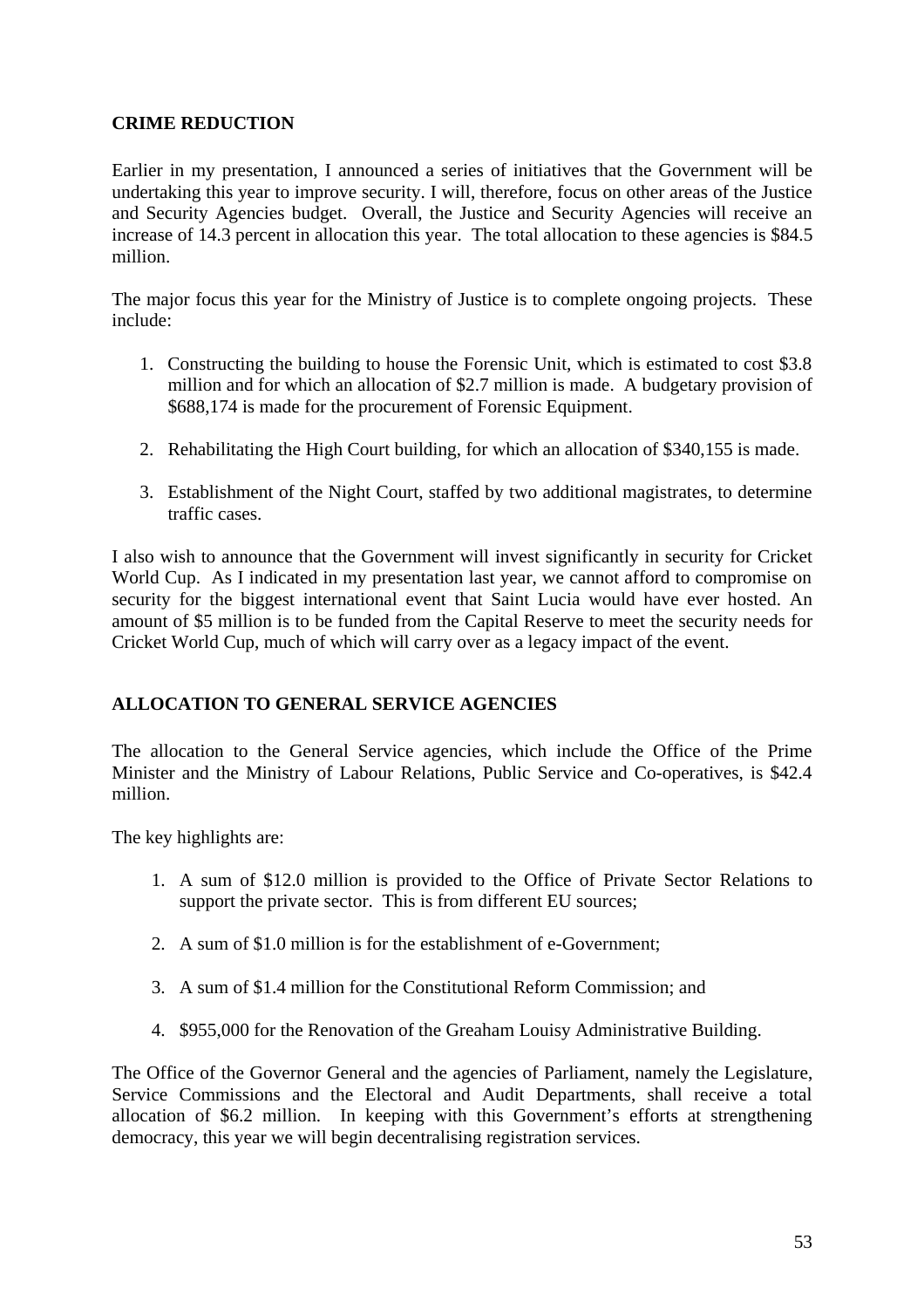## CRIME REDUCTION

Earlier in my presentation, I announced a series of initiatives that the Government will be undertaking this year to improve security. I will, therefore, focus on other areas of the Justice and Security Agencies budget. Overall, the Justice and Security Agencies will receive an increase of 14.3 percent in allocation this year. The total allocation to these agencies is $84.5 million.

The major focus this year for the Ministry of Justice is to complete ongoing projects. These include:

1. Constructing the building to house the Forensic Unit, which is estimated to cost $3.8 million and for which an allocation of $2.7 million is made. A budgetary provision of $688,174 is made for the procurement of Forensic Equipment.

2. Rehabilitating the High Court building, for which an allocation of $340,155 is made.

3. Establishment of the Night Court, staffed by two additional magistrates, to determine traffic cases.

I also wish to announce that the Government will invest significantly in security for Cricket World Cup. As I indicated in my presentation last year, we cannot afford to compromise on security for the biggest international event that Saint Lucia would have ever hosted. An amount of $5 million is to be funded from the Capital Reserve to meet the security needs for Cricket World Cup, much of which will carry over as a legacy impact of the event.

## ALLOCATION TO GENERAL SERVICE AGENCIES

The allocation to the General Service agencies, which include the Office of the Prime Minister and the Ministry of Labour Relations, Public Service and Co-operatives, is $42.4 million.

The key highlights are:

1. A sum of $12.0 million is provided to the Office of Private Sector Relations to support the private sector. This is from different EU sources;

2. A sum of $1.0 million is for the establishment of e-Government;

3. A sum of $1.4 million for the Constitutional Reform Commission; and

4. $955,000 for the Renovation of the Greaham Louisy Administrative Building.

The Office of the Governor General and the agencies of Parliament, namely the Legislature, Service Commissions and the Electoral and Audit Departments, shall receive a total allocation of $6.2 million. In keeping with this Government's efforts at strengthening democracy, this year we will begin decentralising registration services.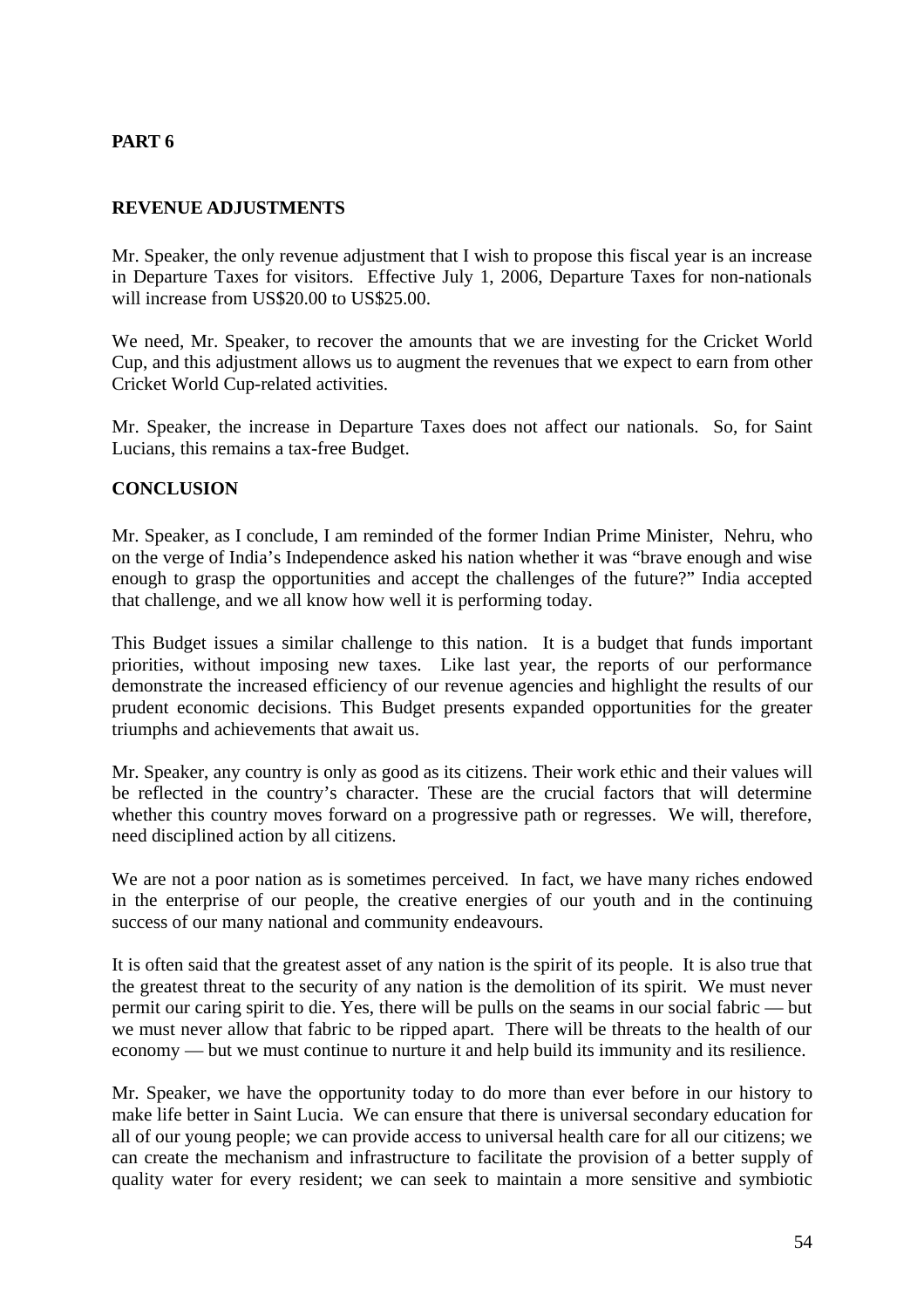## PART 6

## REVENUE ADJUSTMENTS

Mr. Speaker, the only revenue adjustment that I wish to propose this fiscal year is an increase in Departure Taxes for visitors. Effective July 1, 2006, Departure Taxes for non-nationals will increase from US$20.00 to US$25.00.

We need, Mr. Speaker, to recover the amounts that we are investing for the Cricket World Cup, and this adjustment allows us to augment the revenues that we expect to earn from other Cricket World Cup-related activities.

Mr. Speaker, the increase in Departure Taxes does not affect our nationals. So, for Saint Lucians, this remains a tax-free Budget.

## CONCLUSION

Mr. Speaker, as I conclude, I am reminded of the former Indian Prime Minister, Nehru, who on the verge of India's Independence asked his nation whether it was "brave enough and wise enough to grasp the opportunities and accept the challenges of the future?" India accepted that challenge, and we all know how well it is performing today.

This Budget issues a similar challenge to this nation. It is a budget that funds important priorities, without imposing new taxes. Like last year, the reports of our performance demonstrate the increased efficiency of our revenue agencies and highlight the results of our prudent economic decisions. This Budget presents expanded opportunities for the greater triumphs and achievements that await us.

Mr. Speaker, any country is only as good as its citizens. Their work ethic and their values will be reflected in the country's character. These are the crucial factors that will determine whether this country moves forward on a progressive path or regresses. We will, therefore, need disciplined action by all citizens.

We are not a poor nation as is sometimes perceived. In fact, we have many riches endowed in the enterprise of our people, the creative energies of our youth and in the continuing success of our many national and community endeavours.

It is often said that the greatest asset of any nation is the spirit of its people. It is also true that the greatest threat to the security of any nation is the demolition of its spirit. We must never permit our caring spirit to die. Yes, there will be pulls on the seams in our social fabric — but we must never allow that fabric to be ripped apart. There will be threats to the health of our economy — but we must continue to nurture it and help build its immunity and its resilience.

Mr. Speaker, we have the opportunity today to do more than ever before in our history to make life better in Saint Lucia. We can ensure that there is universal secondary education for all of our young people; we can provide access to universal health care for all our citizens; we can create the mechanism and infrastructure to facilitate the provision of a better supply of quality water for every resident; we can seek to maintain a more sensitive and symbiotic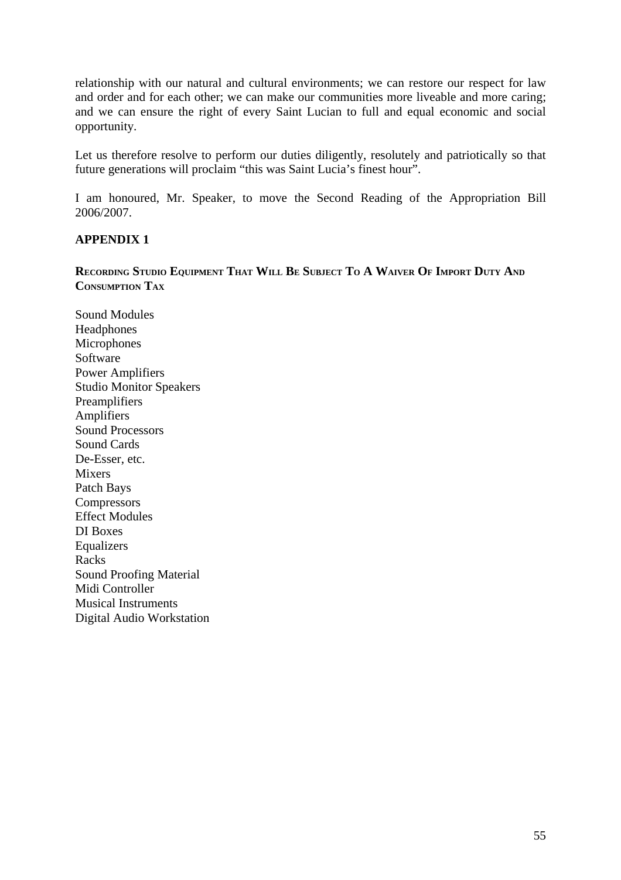relationship with our natural and cultural environments; we can restore our respect for law and order and for each other; we can make our communities more liveable and more caring; and we can ensure the right of every Saint Lucian to full and equal economic and social opportunity.

Let us therefore resolve to perform our duties diligently, resolutely and patriotically so that future generations will proclaim "this was Saint Lucia's finest hour".

I am honoured, Mr. Speaker, to move the Second Reading of the Appropriation Bill 2006/2007.

## APPENDIX 1

### RECORDING STUDIO EQUIPMENT THAT WILL BE SUBJECT TO A WAIVER OF IMPORT DUTY AND CONSUMPTION TAX

Sound Modules
Headphones
Microphones
Software
Power Amplifiers
Studio Monitor Speakers
Preamplifiers
Amplifiers
Sound Processors
Sound Cards
De-Esser, etc.
Mixers
Patch Bays
Compressors
Effect Modules
DI Boxes
Equalizers
Racks
Sound Proofing Material
Midi Controller
Musical Instruments
Digital Audio Workstation